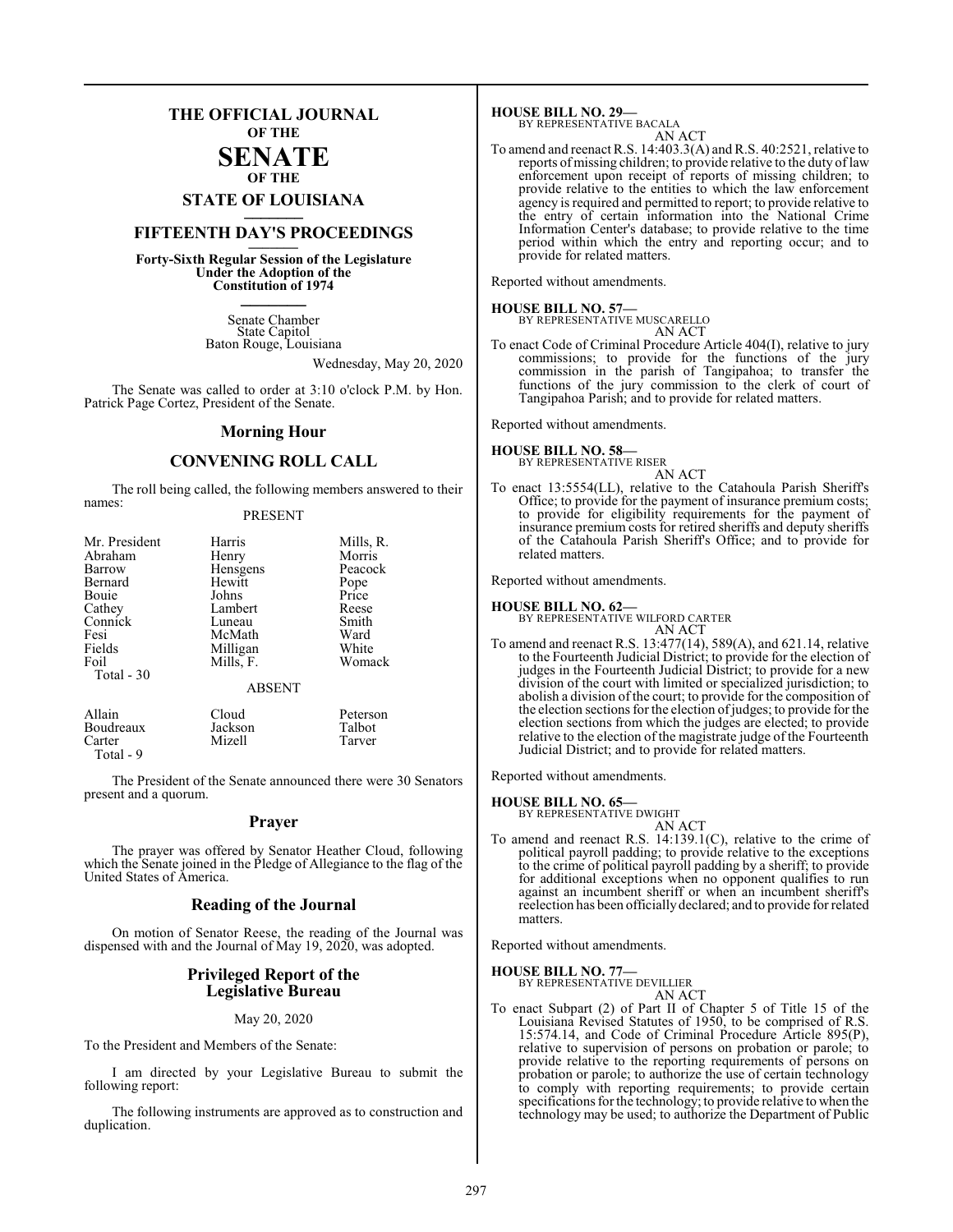# THE OFFICIAL JOURNAL OF THE SENATE OF THE STATE OF LOUISIANA

## FIFTEENTH DAY'S PROCEEDINGS

**Forty-Sixth Regular Session of the Legislature Under the Adoption of the Constitution of 1974**

Senate Chamber
State Capitol
Baton Rouge, Louisiana

Wednesday, May 20, 2020

The Senate was called to order at 3:10 o'clock P.M. by Hon. Patrick Page Cortez, President of the Senate.

## Morning Hour

## CONVENING ROLL CALL

The roll being called, the following members answered to their names:

PRESENT

| | | |
|---|---|---|
| Mr. President | Harris | Mills, R. |
| Abraham | Henry | Morris |
| Barrow | Hensgens | Peacock |
| Bernard | Hewitt | Pope |
| Bouie | Johns | Price |
| Cathey | Lambert | Reese |
| Connick | Luneau | Smith |
| Fesi | McMath | Ward |
| Fields | Milligan | White |
| Foil | Mills, F. | Womack |

Total - 30

ABSENT

| | | |
|---|---|---|
| Allain | Cloud | Peterson |
| Boudreaux | Jackson | Talbot |
| Carter | Mizell | Tarver |

Total - 9

The President of the Senate announced there were 30 Senators present and a quorum.

## Prayer

The prayer was offered by Senator Heather Cloud, following which the Senate joined in the Pledge of Allegiance to the flag of the United States of America.

## Reading of the Journal

On motion of Senator Reese, the reading of the Journal was dispensed with and the Journal of May 19, 2020, was adopted.

## Privileged Report of the Legislative Bureau

May 20, 2020

To the President and Members of the Senate:

I am directed by your Legislative Bureau to submit the following report:

The following instruments are approved as to construction and duplication.

**HOUSE BILL NO. 29—**
BY REPRESENTATIVE BACALA
AN ACT

To amend and reenact R.S. 14:403.3(A) and R.S. 40:2521, relative to reports of missing children; to provide relative to the duty of law enforcement upon receipt of reports of missing children; to provide relative to the entities to which the law enforcement agency is required and permitted to report; to provide relative to the entry of certain information into the National Crime Information Center's database; to provide relative to the time period within which the entry and reporting occur; and to provide for related matters.

Reported without amendments.

**HOUSE BILL NO. 57—**
BY REPRESENTATIVE MUSCARELLO
AN ACT

To enact Code of Criminal Procedure Article 404(I), relative to jury commissions; to provide for the functions of the jury commission in the parish of Tangipahoa; to transfer the functions of the jury commission to the clerk of court of Tangipahoa Parish; and to provide for related matters.

Reported without amendments.

**HOUSE BILL NO. 58—**
BY REPRESENTATIVE RISER
AN ACT

To enact 13:5554(LL), relative to the Catahoula Parish Sheriff's Office; to provide for the payment of insurance premium costs; to provide for eligibility requirements for the payment of insurance premium costs for retired sheriffs and deputy sheriffs of the Catahoula Parish Sheriff's Office; and to provide for related matters.

Reported without amendments.

**HOUSE BILL NO. 62—**
BY REPRESENTATIVE WILFORD CARTER
AN ACT

To amend and reenact R.S. 13:477(14), 589(A), and 621.14, relative to the Fourteenth Judicial District; to provide for the election of judges in the Fourteenth Judicial District; to provide for a new division of the court with limited or specialized jurisdiction; to abolish a division of the court; to provide for the composition of the election sections for the election of judges; to provide for the election sections from which the judges are elected; to provide relative to the election of the magistrate judge of the Fourteenth Judicial District; and to provide for related matters.

Reported without amendments.

**HOUSE BILL NO. 65—**
BY REPRESENTATIVE DWIGHT
AN ACT

To amend and reenact R.S. 14:139.1(C), relative to the crime of political payroll padding; to provide relative to the exceptions to the crime of political payroll padding by a sheriff; to provide for additional exceptions when no opponent qualifies to run against an incumbent sheriff or when an incumbent sheriff's reelection has been officially declared; and to provide for related matters.

Reported without amendments.

**HOUSE BILL NO. 77—**
BY REPRESENTATIVE DEVILLIER
AN ACT

To enact Subpart (2) of Part II of Chapter 5 of Title 15 of the Louisiana Revised Statutes of 1950, to be comprised of R.S. 15:574.14, and Code of Criminal Procedure Article 895(P), relative to supervision of persons on probation or parole; to provide relative to the reporting requirements of persons on probation or parole; to authorize the use of certain technology to comply with reporting requirements; to provide certain specifications for the technology; to provide relative to when the technology may be used; to authorize the Department of Public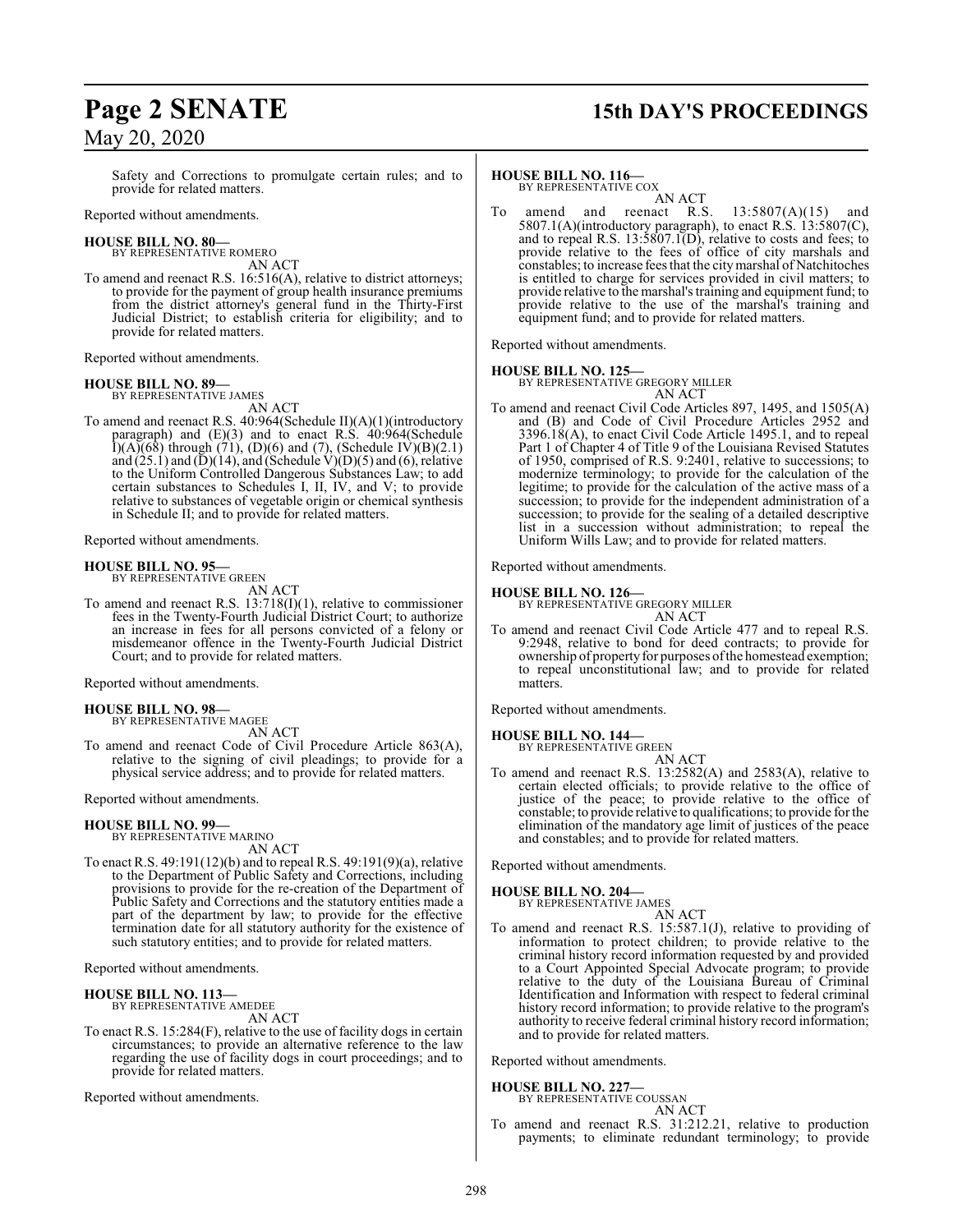Safety and Corrections to promulgate certain rules; and to provide for related matters.

Reported without amendments.

**HOUSE BILL NO. 80—**
BY REPRESENTATIVE ROMERO
AN ACT

To amend and reenact R.S. 16:516(A), relative to district attorneys; to provide for the payment of group health insurance premiums from the district attorney's general fund in the Thirty-First Judicial District; to establish criteria for eligibility; and to provide for related matters.

Reported without amendments.

**HOUSE BILL NO. 89—**
BY REPRESENTATIVE JAMES
AN ACT

To amend and reenact R.S. 40:964(Schedule II)(A)(1)(introductory paragraph) and (E)(3) and to enact R.S. 40:964(Schedule I)(A)(68) through (71), (D)(6) and (7), (Schedule IV)(B)(2.1) and (25.1) and (D)(14), and (Schedule V)(D)(5) and (6), relative to the Uniform Controlled Dangerous Substances Law; to add certain substances to Schedules I, II, IV, and V; to provide relative to substances of vegetable origin or chemical synthesis in Schedule II; and to provide for related matters.

Reported without amendments.

**HOUSE BILL NO. 95—**
BY REPRESENTATIVE GREEN
AN ACT

To amend and reenact R.S. 13:718(I)(1), relative to commissioner fees in the Twenty-Fourth Judicial District Court; to authorize an increase in fees for all persons convicted of a felony or misdemeanor offence in the Twenty-Fourth Judicial District Court; and to provide for related matters.

Reported without amendments.

**HOUSE BILL NO. 98—**
BY REPRESENTATIVE MAGEE
AN ACT

To amend and reenact Code of Civil Procedure Article 863(A), relative to the signing of civil pleadings; to provide for a physical service address; and to provide for related matters.

Reported without amendments.

**HOUSE BILL NO. 99—**
BY REPRESENTATIVE MARINO
AN ACT

To enact R.S. 49:191(12)(b) and to repeal R.S. 49:191(9)(a), relative to the Department of Public Safety and Corrections, including provisions to provide for the re-creation of the Department of Public Safety and Corrections and the statutory entities made a part of the department by law; to provide for the effective termination date for all statutory authority for the existence of such statutory entities; and to provide for related matters.

Reported without amendments.

**HOUSE BILL NO. 113—**
BY REPRESENTATIVE AMEDEE
AN ACT

To enact R.S. 15:284(F), relative to the use of facility dogs in certain circumstances; to provide an alternative reference to the law regarding the use of facility dogs in court proceedings; and to provide for related matters.

Reported without amendments.

**HOUSE BILL NO. 116—**
BY REPRESENTATIVE COX
AN ACT

To amend and reenact R.S. 13:5807(A)(15) and 5807.1(A)(introductory paragraph), to enact R.S. 13:5807(C), and to repeal R.S. 13:5807.1(D), relative to costs and fees; to provide relative to the fees of office of city marshals and constables; to increase fees that the city marshal of Natchitoches is entitled to charge for services provided in civil matters; to provide relative to the marshal's training and equipment fund; to provide relative to the use of the marshal's training and equipment fund; and to provide for related matters.

Reported without amendments.

**HOUSE BILL NO. 125—**
BY REPRESENTATIVE GREGORY MILLER
AN ACT

To amend and reenact Civil Code Articles 897, 1495, and 1505(A) and (B) and Code of Civil Procedure Articles 2952 and 3396.18(A), to enact Civil Code Article 1495.1, and to repeal Part 1 of Chapter 4 of Title 9 of the Louisiana Revised Statutes of 1950, comprised of R.S. 9:2401, relative to successions; to modernize terminology; to provide for the calculation of the legitime; to provide for the calculation of the active mass of a succession; to provide for the independent administration of a succession; to provide for the sealing of a detailed descriptive list in a succession without administration; to repeal the Uniform Wills Law; and to provide for related matters.

Reported without amendments.

**HOUSE BILL NO. 126—**
BY REPRESENTATIVE GREGORY MILLER
AN ACT

To amend and reenact Civil Code Article 477 and to repeal R.S. 9:2948, relative to bond for deed contracts; to provide for ownership of property for purposes of the homestead exemption; to repeal unconstitutional law; and to provide for related matters.

Reported without amendments.

**HOUSE BILL NO. 144—**
BY REPRESENTATIVE GREEN
AN ACT

To amend and reenact R.S. 13:2582(A) and 2583(A), relative to certain elected officials; to provide relative to the office of justice of the peace; to provide relative to the office of constable; to provide relative to qualifications; to provide for the elimination of the mandatory age limit of justices of the peace and constables; and to provide for related matters.

Reported without amendments.

**HOUSE BILL NO. 204—**
BY REPRESENTATIVE JAMES
AN ACT

To amend and reenact R.S. 15:587.1(J), relative to providing of information to protect children; to provide relative to the criminal history record information requested by and provided to a Court Appointed Special Advocate program; to provide relative to the duty of the Louisiana Bureau of Criminal Identification and Information with respect to federal criminal history record information; to provide relative to the program's authority to receive federal criminal history record information; and to provide for related matters.

Reported without amendments.

**HOUSE BILL NO. 227—**
BY REPRESENTATIVE COUSSAN
AN ACT

To amend and reenact R.S. 31:212.21, relative to production payments; to eliminate redundant terminology; to provide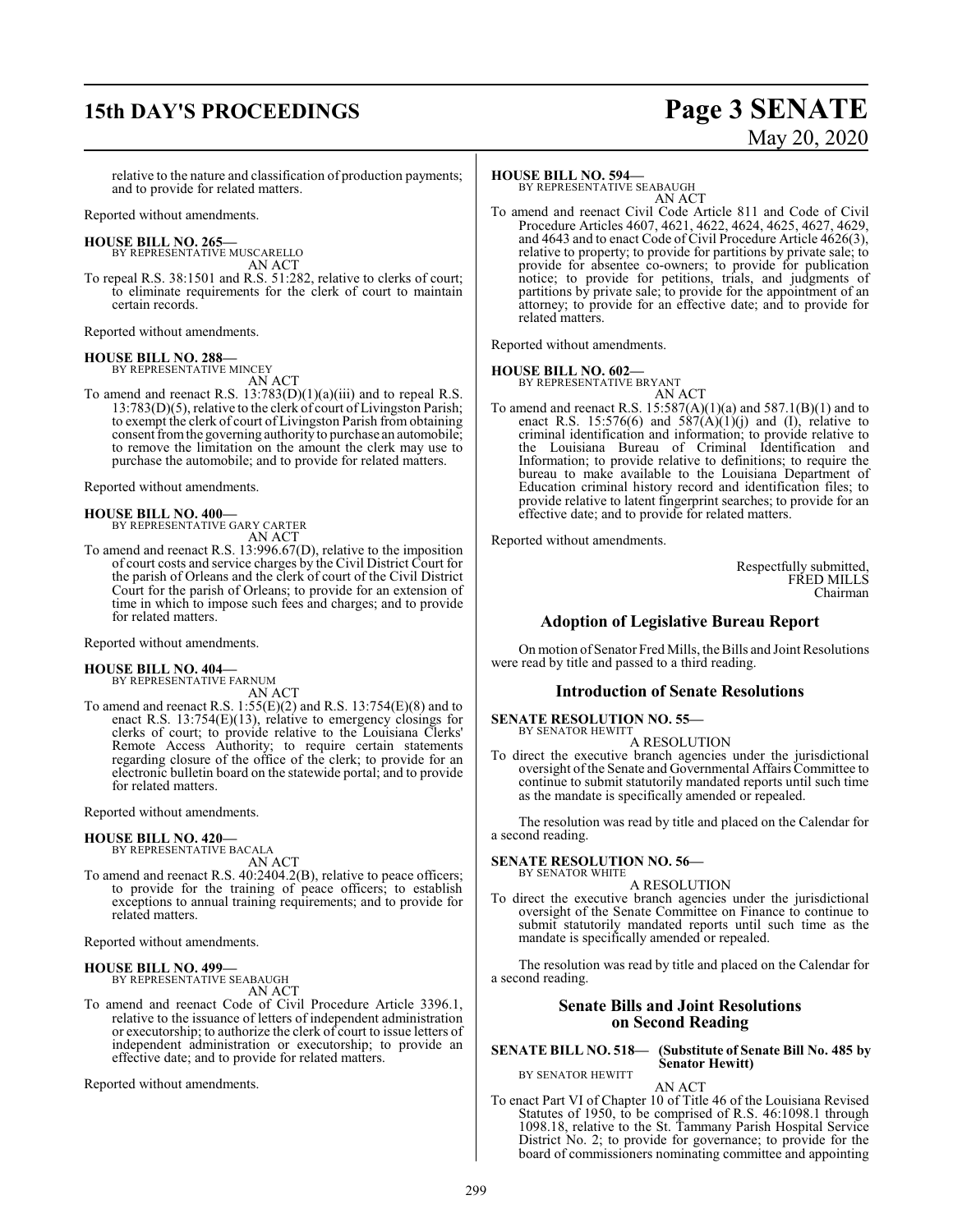relative to the nature and classification of production payments; and to provide for related matters.

Reported without amendments.

**HOUSE BILL NO. 265—**
BY REPRESENTATIVE MUSCARELLO
AN ACT

To repeal R.S. 38:1501 and R.S. 51:282, relative to clerks of court; to eliminate requirements for the clerk of court to maintain certain records.

Reported without amendments.

**HOUSE BILL NO. 288—**
BY REPRESENTATIVE MINCEY
AN ACT

To amend and reenact R.S. 13:783(D)(1)(a)(iii) and to repeal R.S. 13:783(D)(5), relative to the clerk of court of Livingston Parish; to exempt the clerk of court of Livingston Parish from obtaining consent from the governing authority to purchase an automobile; to remove the limitation on the amount the clerk may use to purchase the automobile; and to provide for related matters.

Reported without amendments.

**HOUSE BILL NO. 400—**
BY REPRESENTATIVE GARY CARTER
AN ACT

To amend and reenact R.S. 13:996.67(D), relative to the imposition of court costs and service charges by the Civil District Court for the parish of Orleans and the clerk of court of the Civil District Court for the parish of Orleans; to provide for an extension of time in which to impose such fees and charges; and to provide for related matters.

Reported without amendments.

**HOUSE BILL NO. 404—**
BY REPRESENTATIVE FARNUM
AN ACT

To amend and reenact R.S. 1:55(E)(2) and R.S. 13:754(E)(8) and to enact R.S. 13:754(E)(13), relative to emergency closings for clerks of court; to provide relative to the Louisiana Clerks' Remote Access Authority; to require certain statements regarding closure of the office of the clerk; to provide for an electronic bulletin board on the statewide portal; and to provide for related matters.

Reported without amendments.

**HOUSE BILL NO. 420—**
BY REPRESENTATIVE BACALA
AN ACT

To amend and reenact R.S. 40:2404.2(B), relative to peace officers; to provide for the training of peace officers; to establish exceptions to annual training requirements; and to provide for related matters.

Reported without amendments.

**HOUSE BILL NO. 499—**
BY REPRESENTATIVE SEABAUGH
AN ACT

To amend and reenact Code of Civil Procedure Article 3396.1, relative to the issuance of letters of independent administration or executorship; to authorize the clerk of court to issue letters of independent administration or executorship; to provide an effective date; and to provide for related matters.

Reported without amendments.

**HOUSE BILL NO. 594—**
BY REPRESENTATIVE SEABAUGH
AN ACT

To amend and reenact Civil Code Article 811 and Code of Civil Procedure Articles 4607, 4621, 4622, 4624, 4625, 4627, 4629, and 4643 and to enact Code of Civil Procedure Article 4626(3), relative to property; to provide for partitions by private sale; to provide for absentee co-owners; to provide for publication notice; to provide for petitions, trials, and judgments of partitions by private sale; to provide for the appointment of an attorney; to provide for an effective date; and to provide for related matters.

Reported without amendments.

**HOUSE BILL NO. 602—**
BY REPRESENTATIVE BRYANT
AN ACT

To amend and reenact R.S. 15:587(A)(1)(a) and 587.1(B)(1) and to enact R.S. 15:576(6) and 587(A)(1)(j) and (I), relative to criminal identification and information; to provide relative to the Louisiana Bureau of Criminal Identification and Information; to provide relative to definitions; to require the bureau to make available to the Louisiana Department of Education criminal history record and identification files; to provide relative to latent fingerprint searches; to provide for an effective date; and to provide for related matters.

Reported without amendments.

Respectfully submitted,
FRED MILLS
Chairman

## Adoption of Legislative Bureau Report

On motion of Senator Fred Mills, the Bills and Joint Resolutions were read by title and passed to a third reading.

## Introduction of Senate Resolutions

**SENATE RESOLUTION NO. 55—**
BY SENATOR HEWITT
A RESOLUTION

To direct the executive branch agencies under the jurisdictional oversight of the Senate and Governmental Affairs Committee to continue to submit statutorily mandated reports until such time as the mandate is specifically amended or repealed.

The resolution was read by title and placed on the Calendar for a second reading.

**SENATE RESOLUTION NO. 56—**
BY SENATOR WHITE
A RESOLUTION

To direct the executive branch agencies under the jurisdictional oversight of the Senate Committee on Finance to continue to submit statutorily mandated reports until such time as the mandate is specifically amended or repealed.

The resolution was read by title and placed on the Calendar for a second reading.

## Senate Bills and Joint Resolutions on Second Reading

**SENATE BILL NO. 518— (Substitute of Senate Bill No. 485 by Senator Hewitt)**
BY SENATOR HEWITT
AN ACT

To enact Part VI of Chapter 10 of Title 46 of the Louisiana Revised Statutes of 1950, to be comprised of R.S. 46:1098.1 through 1098.18, relative to the St. Tammany Parish Hospital Service District No. 2; to provide for governance; to provide for the board of commissioners nominating committee and appointing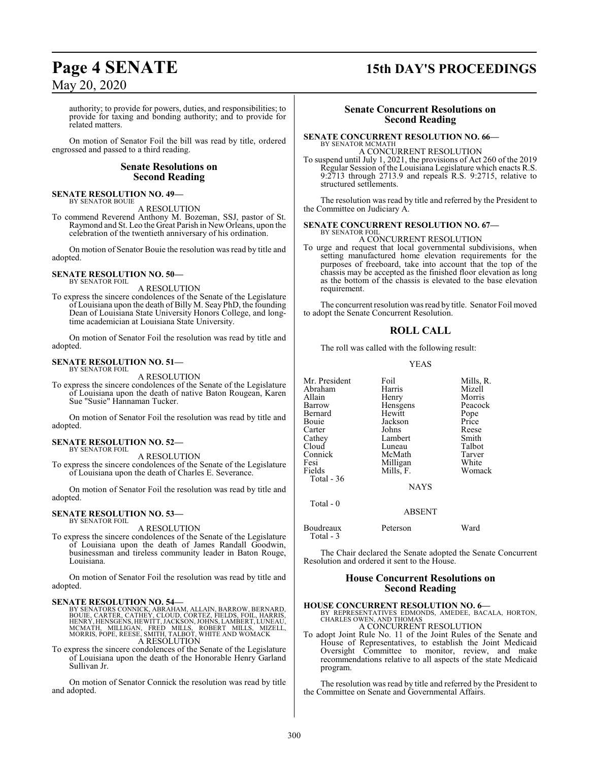authority; to provide for powers, duties, and responsibilities; to provide for taxing and bonding authority; and to provide for related matters.

On motion of Senator Foil the bill was read by title, ordered engrossed and passed to a third reading.

## Senate Resolutions on Second Reading

**SENATE RESOLUTION NO. 49—**
BY SENATOR BOUIE
A RESOLUTION
To commend Reverend Anthony M. Bozeman, SSJ, pastor of St. Raymond and St. Leo the Great Parish in New Orleans, upon the celebration of the twentieth anniversary of his ordination.

On motion of Senator Bouie the resolution was read by title and adopted.

**SENATE RESOLUTION NO. 50—**
BY SENATOR FOIL
A RESOLUTION
To express the sincere condolences of the Senate of the Legislature of Louisiana upon the death of Billy M. Seay PhD, the founding Dean of Louisiana State University Honors College, and long-time academician at Louisiana State University.

On motion of Senator Foil the resolution was read by title and adopted.

**SENATE RESOLUTION NO. 51—**
BY SENATOR FOIL
A RESOLUTION
To express the sincere condolences of the Senate of the Legislature of Louisiana upon the death of native Baton Rougean, Karen Sue "Susie" Hannaman Tucker.

On motion of Senator Foil the resolution was read by title and adopted.

**SENATE RESOLUTION NO. 52—**
BY SENATOR FOIL
A RESOLUTION
To express the sincere condolences of the Senate of the Legislature of Louisiana upon the death of Charles E. Severance.

On motion of Senator Foil the resolution was read by title and adopted.

**SENATE RESOLUTION NO. 53—**
BY SENATOR FOIL
A RESOLUTION
To express the sincere condolences of the Senate of the Legislature of Louisiana upon the death of James Randall Goodwin, businessman and tireless community leader in Baton Rouge, Louisiana.

On motion of Senator Foil the resolution was read by title and adopted.

**SENATE RESOLUTION NO. 54—**
BY SENATORS CONNICK, ABRAHAM, ALLAIN, BARROW, BERNARD, BOUIE, CARTER, CATHEY, CLOUD, CORTEZ, FIELDS, FOIL, HARRIS, HENRY, HENSGENS, HEWITT, JACKSON, JOHNS, LAMBERT, LUNEAU, MCMATH, MILLIGAN, FRED MILLS, ROBERT MILLS, MIZELL, MORRIS, POPE, REESE, SMITH, TALBOT, WHITE AND WOMACK
A RESOLUTION
To express the sincere condolences of the Senate of the Legislature of Louisiana upon the death of the Honorable Henry Garland Sullivan Jr.

On motion of Senator Connick the resolution was read by title and adopted.

## Senate Concurrent Resolutions on Second Reading

**SENATE CONCURRENT RESOLUTION NO. 66—**
BY SENATOR MCMATH
A CONCURRENT RESOLUTION
To suspend until July 1, 2021, the provisions of Act 260 of the 2019 Regular Session of the Louisiana Legislature which enacts R.S. 9:2713 through 2713.9 and repeals R.S. 9:2715, relative to structured settlements.

The resolution was read by title and referred by the President to the Committee on Judiciary A.

**SENATE CONCURRENT RESOLUTION NO. 67—**
BY SENATOR FOIL
A CONCURRENT RESOLUTION
To urge and request that local governmental subdivisions, when setting manufactured home elevation requirements for the purposes of freeboard, take into account that the top of the chassis may be accepted as the finished floor elevation as long as the bottom of the chassis is elevated to the base elevation requirement.

The concurrent resolution was read by title. Senator Foil moved to adopt the Senate Concurrent Resolution.

## ROLL CALL

The roll was called with the following result:

YEAS

| | | |
|---|---|---|
| Mr. President | Foil | Mills, R. |
| Abraham | Harris | Mizell |
| Allain | Henry | Morris |
| Barrow | Hensgens | Peacock |
| Bernard | Hewitt | Pope |
| Bouie | Jackson | Price |
| Carter | Johns | Reese |
| Cathey | Lambert | Smith |
| Cloud | Luneau | Talbot |
| Connick | McMath | Tarver |
| Fesi | Milligan | White |
| Fields | Mills, F. | Womack |

Total - 36

NAYS

Total - 0

ABSENT

| | | |
|---|---|---|
| Boudreaux | Peterson | Ward |

Total - 3

The Chair declared the Senate adopted the Senate Concurrent Resolution and ordered it sent to the House.

## House Concurrent Resolutions on Second Reading

**HOUSE CONCURRENT RESOLUTION NO. 6—**
BY REPRESENTATIVES EDMONDS, AMEDEE, BACALA, HORTON, CHARLES OWEN, AND THOMAS
A CONCURRENT RESOLUTION
To adopt Joint Rule No. 11 of the Joint Rules of the Senate and House of Representatives, to establish the Joint Medicaid Oversight Committee to monitor, review, and make recommendations relative to all aspects of the state Medicaid program.

The resolution was read by title and referred by the President to the Committee on Senate and Governmental Affairs.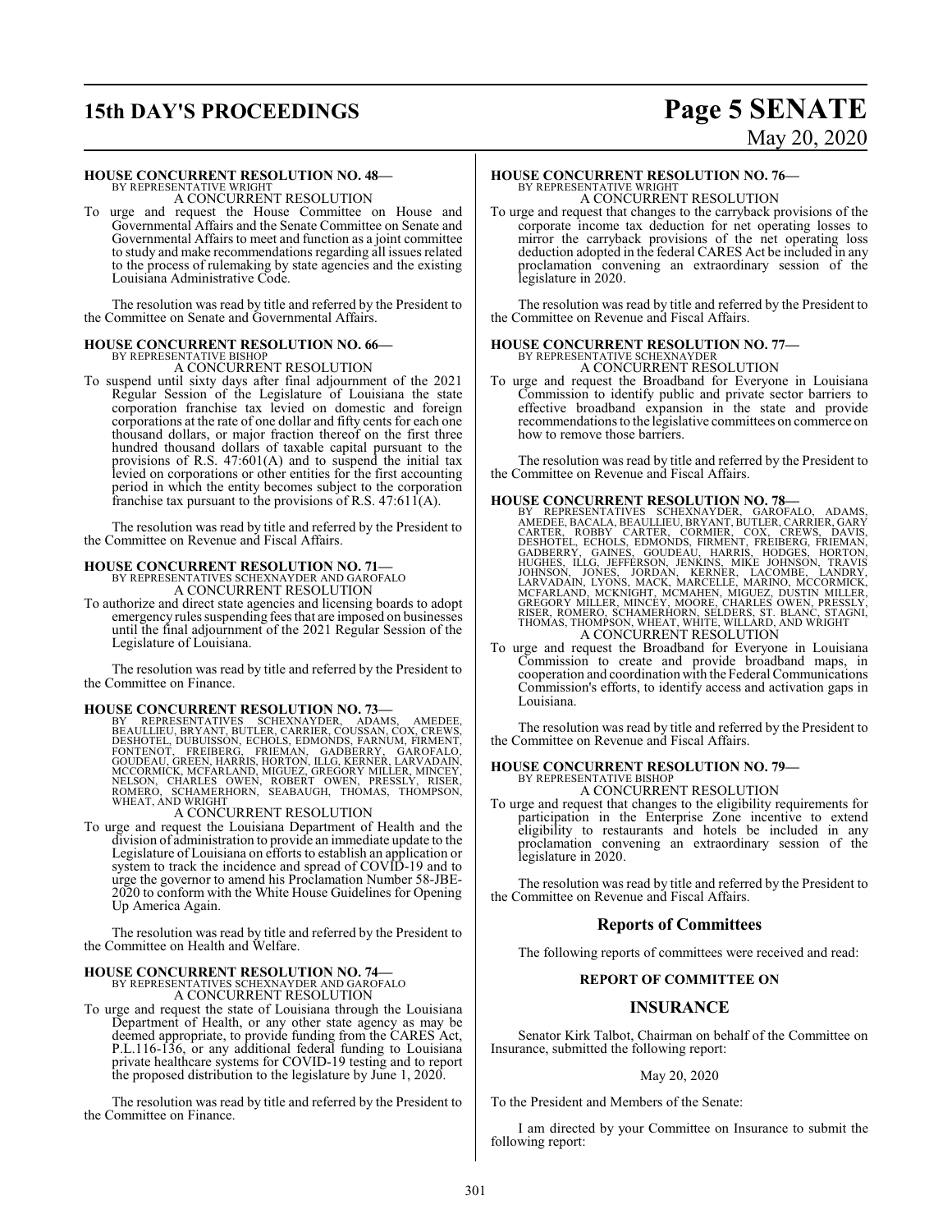**HOUSE CONCURRENT RESOLUTION NO. 48—**
BY REPRESENTATIVE WRIGHT
A CONCURRENT RESOLUTION

To urge and request the House Committee on House and Governmental Affairs and the Senate Committee on Senate and Governmental Affairs to meet and function as a joint committee to study and make recommendations regarding all issues related to the process of rulemaking by state agencies and the existing Louisiana Administrative Code.

The resolution was read by title and referred by the President to the Committee on Senate and Governmental Affairs.

**HOUSE CONCURRENT RESOLUTION NO. 66—**
BY REPRESENTATIVE BISHOP
A CONCURRENT RESOLUTION

To suspend until sixty days after final adjournment of the 2021 Regular Session of the Legislature of Louisiana the state corporation franchise tax levied on domestic and foreign corporations at the rate of one dollar and fifty cents for each one thousand dollars, or major fraction thereof on the first three hundred thousand dollars of taxable capital pursuant to the provisions of R.S. 47:601(A) and to suspend the initial tax levied on corporations or other entities for the first accounting period in which the entity becomes subject to the corporation franchise tax pursuant to the provisions of R.S. 47:611(A).

The resolution was read by title and referred by the President to the Committee on Revenue and Fiscal Affairs.

**HOUSE CONCURRENT RESOLUTION NO. 71—**
BY REPRESENTATIVES SCHEXNAYDER AND GAROFALO
A CONCURRENT RESOLUTION

To authorize and direct state agencies and licensing boards to adopt emergency rules suspending fees that are imposed on businesses until the final adjournment of the 2021 Regular Session of the Legislature of Louisiana.

The resolution was read by title and referred by the President to the Committee on Finance.

**HOUSE CONCURRENT RESOLUTION NO. 73—**
BY REPRESENTATIVES SCHEXNAYDER, ADAMS, AMEDEE, BEAULLIEU, BRYANT, BUTLER, CARRIER, COUSSAN, COX, CREWS, DESHOTEL, DUBUISSON, ECHOLS, EDMONDS, FARNUM, FIRMENT, FONTENOT, FREIBERG, FRIEMAN, GADBERRY, GAROFALO, GOUDEAU, GREEN, HARRIS, HORTON, ILLG, KERNER, LARVADAIN, MCCORMICK, MCFARLAND, MIGUEZ, GREGORY MILLER, MINCEY, NELSON, CHARLES OWEN, ROBERT OWEN, PRESSLY, RISER, ROMERO, SCHAMERHORN, SEABAUGH, THOMAS, THOMPSON, WHEAT, AND WRIGHT
A CONCURRENT RESOLUTION

To urge and request the Louisiana Department of Health and the division of administration to provide an immediate update to the Legislature of Louisiana on efforts to establish an application or system to track the incidence and spread of COVID-19 and to urge the governor to amend his Proclamation Number 58-JBE-2020 to conform with the White House Guidelines for Opening Up America Again.

The resolution was read by title and referred by the President to the Committee on Health and Welfare.

**HOUSE CONCURRENT RESOLUTION NO. 74—**
BY REPRESENTATIVES SCHEXNAYDER AND GAROFALO
A CONCURRENT RESOLUTION

To urge and request the state of Louisiana through the Louisiana Department of Health, or any other state agency as may be deemed appropriate, to provide funding from the CARES Act, P.L.116-136, or any additional federal funding to Louisiana private healthcare systems for COVID-19 testing and to report the proposed distribution to the legislature by June 1, 2020.

The resolution was read by title and referred by the President to the Committee on Finance.

**HOUSE CONCURRENT RESOLUTION NO. 76—**
BY REPRESENTATIVE WRIGHT
A CONCURRENT RESOLUTION

To urge and request that changes to the carryback provisions of the corporate income tax deduction for net operating losses to mirror the carryback provisions of the net operating loss deduction adopted in the federal CARES Act be included in any proclamation convening an extraordinary session of the legislature in 2020.

The resolution was read by title and referred by the President to the Committee on Revenue and Fiscal Affairs.

**HOUSE CONCURRENT RESOLUTION NO. 77—**
BY REPRESENTATIVE SCHEXNAYDER
A CONCURRENT RESOLUTION

To urge and request the Broadband for Everyone in Louisiana Commission to identify public and private sector barriers to effective broadband expansion in the state and provide recommendations to the legislative committees on commerce on how to remove those barriers.

The resolution was read by title and referred by the President to the Committee on Revenue and Fiscal Affairs.

**HOUSE CONCURRENT RESOLUTION NO. 78—**
BY REPRESENTATIVES SCHEXNAYDER, GAROFALO, ADAMS, AMEDEE, BACALA, BEAULLIEU, BRYANT, BUTLER, CARRIER, GARY CARTER, ROBBY CARTER, CORMIER, COX, CREWS, DAVIS, DESHOTEL, ECHOLS, EDMONDS, FIRMENT, FREIBERG, FRIEMAN, GADBERRY, GAINES, GOUDEAU, HARRIS, HODGES, HORTON, HUGHES, ILLG, JEFFERSON, JENKINS, MIKE JOHNSON, TRAVIS JOHNSON, JONES, JORDAN, KERNER, LACOMBE, LANDRY, LARVADAIN, LYONS, MACK, MARCELLE, MARINO, MCCORMICK, MCFARLAND, MCKNIGHT, MCMAHEN, MIGUEZ, DUSTIN MILLER, GREGORY MILLER, MINCEY, MOORE, CHARLES OWEN, PRESSLY, RISER, ROMERO, SCHAMERHORN, SELDERS, ST. BLANC, STAGNI, THOMAS, THOMPSON, WHEAT, WHITE, WILLARD, AND WRIGHT
A CONCURRENT RESOLUTION

To urge and request the Broadband for Everyone in Louisiana Commission to create and provide broadband maps, in cooperation and coordination with the Federal Communications Commission's efforts, to identify access and activation gaps in Louisiana.

The resolution was read by title and referred by the President to the Committee on Revenue and Fiscal Affairs.

**HOUSE CONCURRENT RESOLUTION NO. 79—**
BY REPRESENTATIVE BISHOP
A CONCURRENT RESOLUTION

To urge and request that changes to the eligibility requirements for participation in the Enterprise Zone incentive to extend eligibility to restaurants and hotels be included in any proclamation convening an extraordinary session of the legislature in 2020.

The resolution was read by title and referred by the President to the Committee on Revenue and Fiscal Affairs.

## Reports of Committees

The following reports of committees were received and read:

**REPORT OF COMMITTEE ON**

## INSURANCE

Senator Kirk Talbot, Chairman on behalf of the Committee on Insurance, submitted the following report:

May 20, 2020

To the President and Members of the Senate:

I am directed by your Committee on Insurance to submit the following report: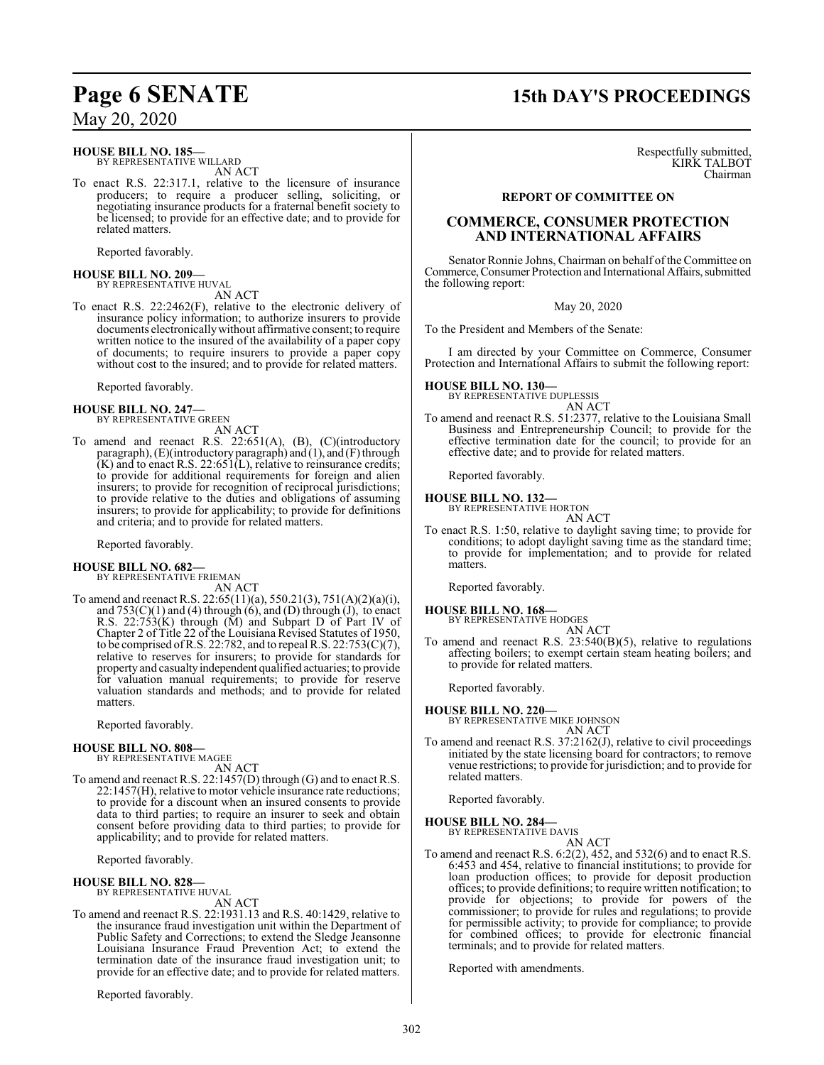**HOUSE BILL NO. 185—**
BY REPRESENTATIVE WILLARD
AN ACT

To enact R.S. 22:317.1, relative to the licensure of insurance producers; to require a producer selling, soliciting, or negotiating insurance products for a fraternal benefit society to be licensed; to provide for an effective date; and to provide for related matters.

Reported favorably.

**HOUSE BILL NO. 209—**
BY REPRESENTATIVE HUVAL
AN ACT

To enact R.S. 22:2462(F), relative to the electronic delivery of insurance policy information; to authorize insurers to provide documents electronically without affirmative consent; to require written notice to the insured of the availability of a paper copy of documents; to require insurers to provide a paper copy without cost to the insured; and to provide for related matters.

Reported favorably.

**HOUSE BILL NO. 247—**
BY REPRESENTATIVE GREEN
AN ACT

To amend and reenact R.S. 22:651(A), (B), (C)(introductory paragraph), (E)(introductory paragraph) and (1), and (F) through (K) and to enact R.S. 22:651(L), relative to reinsurance credits; to provide for additional requirements for foreign and alien insurers; to provide for recognition of reciprocal jurisdictions; to provide relative to the duties and obligations of assuming insurers; to provide for applicability; to provide for definitions and criteria; and to provide for related matters.

Reported favorably.

**HOUSE BILL NO. 682—**
BY REPRESENTATIVE FRIEMAN
AN ACT

To amend and reenact R.S. 22:65(11)(a), 550.21(3), 751(A)(2)(a)(i), and 753(C)(1) and (4) through (6), and (D) through (J), to enact R.S. 22:753(K) through (M) and Subpart D of Part IV of Chapter 2 of Title 22 of the Louisiana Revised Statutes of 1950, to be comprised of R.S. 22:782, and to repeal R.S. 22:753(C)(7), relative to reserves for insurers; to provide for standards for property and casualty independent qualified actuaries; to provide for valuation manual requirements; to provide for reserve valuation standards and methods; and to provide for related matters.

Reported favorably.

**HOUSE BILL NO. 808—**
BY REPRESENTATIVE MAGEE
AN ACT

To amend and reenact R.S. 22:1457(D) through (G) and to enact R.S. 22:1457(H), relative to motor vehicle insurance rate reductions; to provide for a discount when an insured consents to provide data to third parties; to require an insurer to seek and obtain consent before providing data to third parties; to provide for applicability; and to provide for related matters.

Reported favorably.

**HOUSE BILL NO. 828—**
BY REPRESENTATIVE HUVAL
AN ACT

To amend and reenact R.S. 22:1931.13 and R.S. 40:1429, relative to the insurance fraud investigation unit within the Department of Public Safety and Corrections; to extend the Sledge Jeansonne Louisiana Insurance Fraud Prevention Act; to extend the termination date of the insurance fraud investigation unit; to provide for an effective date; and to provide for related matters.

Reported favorably.

Respectfully submitted,
KIRK TALBOT
Chairman

## REPORT OF COMMITTEE ON

## COMMERCE, CONSUMER PROTECTION AND INTERNATIONAL AFFAIRS

Senator Ronnie Johns, Chairman on behalf of the Committee on Commerce, Consumer Protection and International Affairs, submitted the following report:

May 20, 2020

To the President and Members of the Senate:

I am directed by your Committee on Commerce, Consumer Protection and International Affairs to submit the following report:

**HOUSE BILL NO. 130—**
BY REPRESENTATIVE DUPLESSIS
AN ACT

To amend and reenact R.S. 51:2377, relative to the Louisiana Small Business and Entrepreneurship Council; to provide for the effective termination date for the council; to provide for an effective date; and to provide for related matters.

Reported favorably.

**HOUSE BILL NO. 132—**
BY REPRESENTATIVE HORTON
AN ACT

To enact R.S. 1:50, relative to daylight saving time; to provide for conditions; to adopt daylight saving time as the standard time; to provide for implementation; and to provide for related matters.

Reported favorably.

**HOUSE BILL NO. 168—**
BY REPRESENTATIVE HODGES
AN ACT

To amend and reenact R.S. 23:540(B)(5), relative to regulations affecting boilers; to exempt certain steam heating boilers; and to provide for related matters.

Reported favorably.

**HOUSE BILL NO. 220—**
BY REPRESENTATIVE MIKE JOHNSON
AN ACT

To amend and reenact R.S. 37:2162(J), relative to civil proceedings initiated by the state licensing board for contractors; to remove venue restrictions; to provide for jurisdiction; and to provide for related matters.

Reported favorably.

**HOUSE BILL NO. 284—**
BY REPRESENTATIVE DAVIS
AN ACT

To amend and reenact R.S. 6:2(2), 452, and 532(6) and to enact R.S. 6:453 and 454, relative to financial institutions; to provide for loan production offices; to provide for deposit production offices; to provide definitions; to require written notification; to provide for objections; to provide for powers of the commissioner; to provide for rules and regulations; to provide for permissible activity; to provide for compliance; to provide for combined offices; to provide for electronic financial terminals; and to provide for related matters.

Reported with amendments.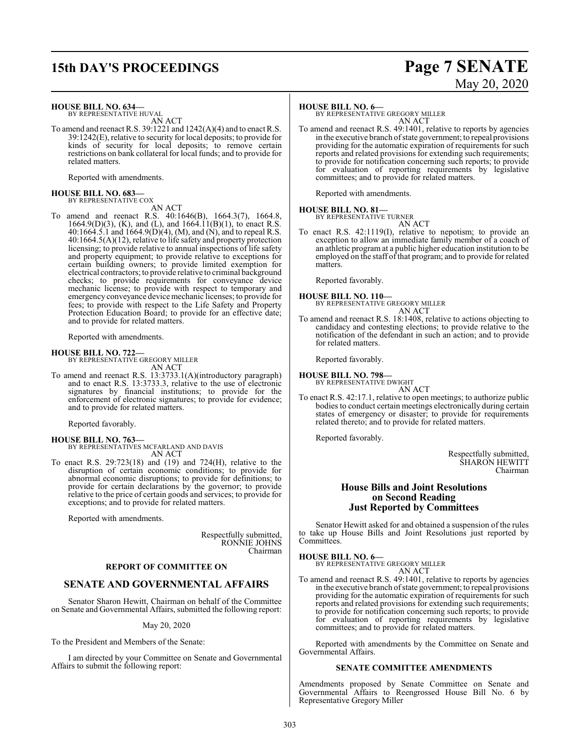**HOUSE BILL NO. 634—**
BY REPRESENTATIVE HUVAL
AN ACT

To amend and reenact R.S. 39:1221 and 1242(A)(4) and to enact R.S. 39:1242(E), relative to security for local deposits; to provide for kinds of security for local deposits; to remove certain restrictions on bank collateral for local funds; and to provide for related matters.

Reported with amendments.

**HOUSE BILL NO. 683—**
BY REPRESENTATIVE COX
AN ACT

To amend and reenact R.S. 40:1646(B), 1664.3(7), 1664.8, 1664.9(D)(3), (K), and (L), and 1664.11(B)(1), to enact R.S. 40:1664.5.1 and 1664.9(D)(4), (M), and (N), and to repeal R.S. 40:1664.5(A)(12), relative to life safety and property protection licensing; to provide relative to annual inspections of life safety and property equipment; to provide relative to exceptions for certain building owners; to provide limited exemption for electrical contractors; to provide relative to criminal background checks; to provide requirements for conveyance device mechanic license; to provide with respect to temporary and emergency conveyance device mechanic licenses; to provide for fees; to provide with respect to the Life Safety and Property Protection Education Board; to provide for an effective date; and to provide for related matters.

Reported with amendments.

**HOUSE BILL NO. 722—**
BY REPRESENTATIVE GREGORY MILLER
AN ACT

To amend and reenact R.S. 13:3733.1(A)(introductory paragraph) and to enact R.S. 13:3733.3, relative to the use of electronic signatures by financial institutions; to provide for the enforcement of electronic signatures; to provide for evidence; and to provide for related matters.

Reported favorably.

**HOUSE BILL NO. 763—**
BY REPRESENTATIVES MCFARLAND AND DAVIS
AN ACT

To enact R.S. 29:723(18) and (19) and 724(H), relative to the disruption of certain economic conditions; to provide for abnormal economic disruptions; to provide for definitions; to provide for certain declarations by the governor; to provide relative to the price of certain goods and services; to provide for exceptions; and to provide for related matters.

Reported with amendments.

Respectfully submitted,
RONNIE JOHNS
Chairman

**REPORT OF COMMITTEE ON**

## SENATE AND GOVERNMENTAL AFFAIRS

Senator Sharon Hewitt, Chairman on behalf of the Committee on Senate and Governmental Affairs, submitted the following report:

May 20, 2020

To the President and Members of the Senate:

I am directed by your Committee on Senate and Governmental Affairs to submit the following report:

**HOUSE BILL NO. 6—**
BY REPRESENTATIVE GREGORY MILLER
AN ACT

To amend and reenact R.S. 49:1401, relative to reports by agencies in the executive branch of state government; to repeal provisions providing for the automatic expiration of requirements for such reports and related provisions for extending such requirements; to provide for notification concerning such reports; to provide for evaluation of reporting requirements by legislative committees; and to provide for related matters.

Reported with amendments.

**HOUSE BILL NO. 81—**
BY REPRESENTATIVE TURNER
AN ACT

To enact R.S. 42:1119(I), relative to nepotism; to provide an exception to allow an immediate family member of a coach of an athletic program at a public higher education institution to be employed on the staff of that program; and to provide for related matters.

Reported favorably.

**HOUSE BILL NO. 110—**
BY REPRESENTATIVE GREGORY MILLER
AN ACT

To amend and reenact R.S. 18:1408, relative to actions objecting to candidacy and contesting elections; to provide relative to the notification of the defendant in such an action; and to provide for related matters.

Reported favorably.

**HOUSE BILL NO. 798—**
BY REPRESENTATIVE DWIGHT
AN ACT

To enact R.S. 42:17.1, relative to open meetings; to authorize public bodies to conduct certain meetings electronically during certain states of emergency or disaster; to provide for requirements related thereto; and to provide for related matters.

Reported favorably.

Respectfully submitted,
SHARON HEWITT
Chairman

## House Bills and Joint Resolutions on Second Reading Just Reported by Committees

Senator Hewitt asked for and obtained a suspension of the rules to take up House Bills and Joint Resolutions just reported by Committees.

**HOUSE BILL NO. 6—**
BY REPRESENTATIVE GREGORY MILLER
AN ACT

To amend and reenact R.S. 49:1401, relative to reports by agencies in the executive branch of state government; to repeal provisions providing for the automatic expiration of requirements for such reports and related provisions for extending such requirements; to provide for notification concerning such reports; to provide for evaluation of reporting requirements by legislative committees; and to provide for related matters.

Reported with amendments by the Committee on Senate and Governmental Affairs.

**SENATE COMMITTEE AMENDMENTS**

Amendments proposed by Senate Committee on Senate and Governmental Affairs to Reengrossed House Bill No. 6 by Representative Gregory Miller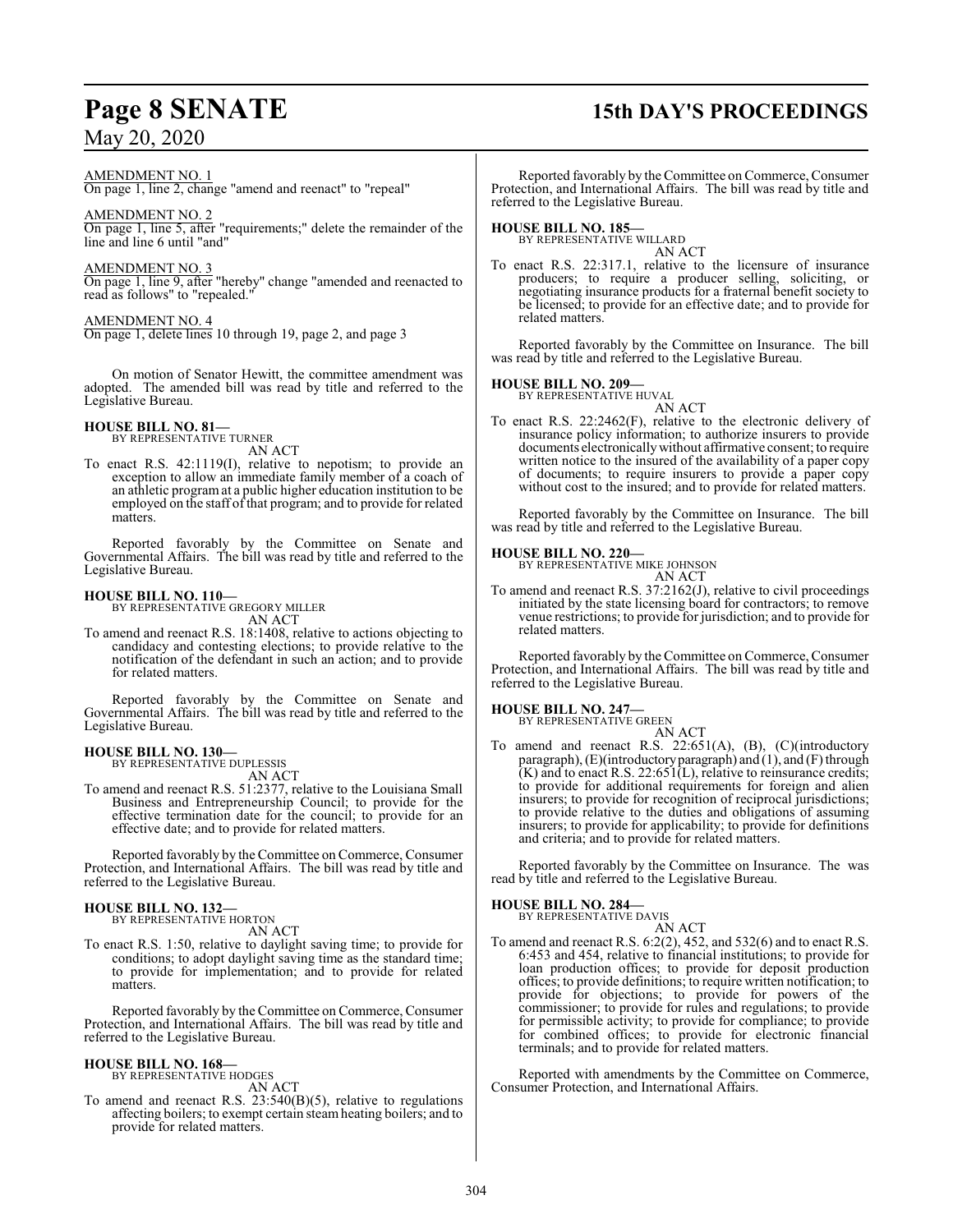AMENDMENT NO. 1

On page 1, line 2, change "amend and reenact" to "repeal"

AMENDMENT NO. 2

On page 1, line 5, after "requirements;" delete the remainder of the line and line 6 until "and"

AMENDMENT NO. 3

On page 1, line 9, after "hereby" change "amended and reenacted to read as follows" to "repealed."

AMENDMENT NO. 4

On page 1, delete lines 10 through 19, page 2, and page 3

On motion of Senator Hewitt, the committee amendment was adopted. The amended bill was read by title and referred to the Legislative Bureau.

**HOUSE BILL NO. 81—**
BY REPRESENTATIVE TURNER
AN ACT

To enact R.S. 42:1119(I), relative to nepotism; to provide an exception to allow an immediate family member of a coach of an athletic program at a public higher education institution to be employed on the staff of that program; and to provide for related matters.

Reported favorably by the Committee on Senate and Governmental Affairs. The bill was read by title and referred to the Legislative Bureau.

**HOUSE BILL NO. 110—**
BY REPRESENTATIVE GREGORY MILLER
AN ACT

To amend and reenact R.S. 18:1408, relative to actions objecting to candidacy and contesting elections; to provide relative to the notification of the defendant in such an action; and to provide for related matters.

Reported favorably by the Committee on Senate and Governmental Affairs. The bill was read by title and referred to the Legislative Bureau.

**HOUSE BILL NO. 130—**
BY REPRESENTATIVE DUPLESSIS
AN ACT

To amend and reenact R.S. 51:2377, relative to the Louisiana Small Business and Entrepreneurship Council; to provide for the effective termination date for the council; to provide for an effective date; and to provide for related matters.

Reported favorably by the Committee on Commerce, Consumer Protection, and International Affairs. The bill was read by title and referred to the Legislative Bureau.

**HOUSE BILL NO. 132—**
BY REPRESENTATIVE HORTON
AN ACT

To enact R.S. 1:50, relative to daylight saving time; to provide for conditions; to adopt daylight saving time as the standard time; to provide for implementation; and to provide for related matters.

Reported favorably by the Committee on Commerce, Consumer Protection, and International Affairs. The bill was read by title and referred to the Legislative Bureau.

**HOUSE BILL NO. 168—**
BY REPRESENTATIVE HODGES
AN ACT

To amend and reenact R.S. 23:540(B)(5), relative to regulations affecting boilers; to exempt certain steam heating boilers; and to provide for related matters.

Reported favorably by the Committee on Commerce, Consumer Protection, and International Affairs. The bill was read by title and referred to the Legislative Bureau.

**HOUSE BILL NO. 185—**
BY REPRESENTATIVE WILLARD
AN ACT

To enact R.S. 22:317.1, relative to the licensure of insurance producers; to require a producer selling, soliciting, or negotiating insurance products for a fraternal benefit society to be licensed; to provide for an effective date; and to provide for related matters.

Reported favorably by the Committee on Insurance. The bill was read by title and referred to the Legislative Bureau.

**HOUSE BILL NO. 209—**
BY REPRESENTATIVE HUVAL
AN ACT

To enact R.S. 22:2462(F), relative to the electronic delivery of insurance policy information; to authorize insurers to provide documents electronically without affirmative consent; to require written notice to the insured of the availability of a paper copy of documents; to require insurers to provide a paper copy without cost to the insured; and to provide for related matters.

Reported favorably by the Committee on Insurance. The bill was read by title and referred to the Legislative Bureau.

**HOUSE BILL NO. 220—**
BY REPRESENTATIVE MIKE JOHNSON
AN ACT

To amend and reenact R.S. 37:2162(J), relative to civil proceedings initiated by the state licensing board for contractors; to remove venue restrictions; to provide for jurisdiction; and to provide for related matters.

Reported favorably by the Committee on Commerce, Consumer Protection, and International Affairs. The bill was read by title and referred to the Legislative Bureau.

**HOUSE BILL NO. 247—**
BY REPRESENTATIVE GREEN
AN ACT

To amend and reenact R.S. 22:651(A), (B), (C)(introductory paragraph), (E)(introductory paragraph) and (1), and (F) through (K) and to enact R.S. 22:651(L), relative to reinsurance credits; to provide for additional requirements for foreign and alien insurers; to provide for recognition of reciprocal jurisdictions; to provide relative to the duties and obligations of assuming insurers; to provide for applicability; to provide for definitions and criteria; and to provide for related matters.

Reported favorably by the Committee on Insurance. The was read by title and referred to the Legislative Bureau.

**HOUSE BILL NO. 284—**
BY REPRESENTATIVE DAVIS
AN ACT

To amend and reenact R.S. 6:2(2), 452, and 532(6) and to enact R.S. 6:453 and 454, relative to financial institutions; to provide for loan production offices; to provide for deposit production offices; to provide definitions; to require written notification; to provide for objections; to provide for powers of the commissioner; to provide for rules and regulations; to provide for permissible activity; to provide for compliance; to provide for combined offices; to provide for electronic financial terminals; and to provide for related matters.

Reported with amendments by the Committee on Commerce, Consumer Protection, and International Affairs.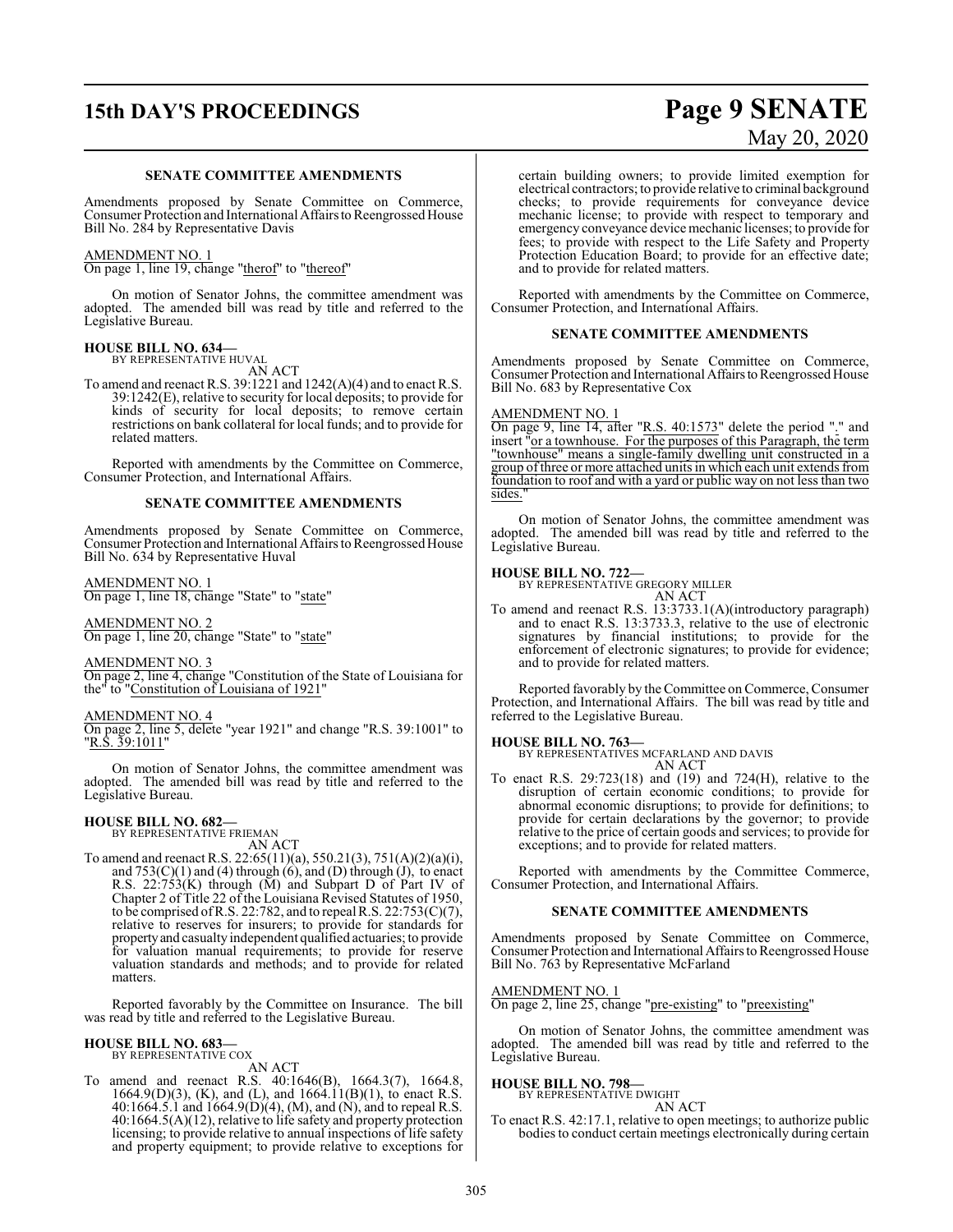### SENATE COMMITTEE AMENDMENTS

Amendments proposed by Senate Committee on Commerce, Consumer Protection and International Affairs to Reengrossed House Bill No. 284 by Representative Davis

AMENDMENT NO. 1
On page 1, line 19, change "therof" to "thereof"

On motion of Senator Johns, the committee amendment was adopted. The amended bill was read by title and referred to the Legislative Bureau.

**HOUSE BILL NO. 634—**
BY REPRESENTATIVE HUVAL
AN ACT

To amend and reenact R.S. 39:1221 and 1242(A)(4) and to enact R.S. 39:1242(E), relative to security for local deposits; to provide for kinds of security for local deposits; to remove certain restrictions on bank collateral for local funds; and to provide for related matters.

Reported with amendments by the Committee on Commerce, Consumer Protection, and International Affairs.

### SENATE COMMITTEE AMENDMENTS

Amendments proposed by Senate Committee on Commerce, Consumer Protection and International Affairs to Reengrossed House Bill No. 634 by Representative Huval

AMENDMENT NO. 1
On page 1, line 18, change "State" to "state"

AMENDMENT NO. 2
On page 1, line 20, change "State" to "state"

AMENDMENT NO. 3
On page 2, line 4, change "Constitution of the State of Louisiana for the" to "Constitution of Louisiana of 1921"

AMENDMENT NO. 4
On page 2, line 5, delete "year 1921" and change "R.S. 39:1001" to "R.S. 39:1011"

On motion of Senator Johns, the committee amendment was adopted. The amended bill was read by title and referred to the Legislative Bureau.

**HOUSE BILL NO. 682—**
BY REPRESENTATIVE FRIEMAN
AN ACT

To amend and reenact R.S. 22:65(11)(a), 550.21(3), 751(A)(2)(a)(i), and 753(C)(1) and (4) through (6), and (D) through (J), to enact R.S. 22:753(K) through (M) and Subpart D of Part IV of Chapter 2 of Title 22 of the Louisiana Revised Statutes of 1950, to be comprised of R.S. 22:782, and to repeal R.S. 22:753(C)(7), relative to reserves for insurers; to provide for standards for property and casualty independent qualified actuaries; to provide for valuation manual requirements; to provide for reserve valuation standards and methods; and to provide for related matters.

Reported favorably by the Committee on Insurance. The bill was read by title and referred to the Legislative Bureau.

**HOUSE BILL NO. 683—**
BY REPRESENTATIVE COX
AN ACT

To amend and reenact R.S. 40:1646(B), 1664.3(7), 1664.8, 1664.9(D)(3), (K), and (L), and 1664.11(B)(1), to enact R.S. 40:1664.5.1 and 1664.9(D)(4), (M), and (N), and to repeal R.S. 40:1664.5(A)(12), relative to life safety and property protection licensing; to provide relative to annual inspections of life safety and property equipment; to provide relative to exceptions for certain building owners; to provide limited exemption for electrical contractors; to provide relative to criminal background checks; to provide requirements for conveyance device mechanic license; to provide with respect to temporary and emergency conveyance device mechanic licenses; to provide for fees; to provide with respect to the Life Safety and Property Protection Education Board; to provide for an effective date; and to provide for related matters.

Reported with amendments by the Committee on Commerce, Consumer Protection, and International Affairs.

### SENATE COMMITTEE AMENDMENTS

Amendments proposed by Senate Committee on Commerce, Consumer Protection and International Affairs to Reengrossed House Bill No. 683 by Representative Cox

AMENDMENT NO. 1
On page 9, line 14, after "R.S. 40:1573" delete the period "." and insert "or a townhouse. For the purposes of this Paragraph, the term "townhouse" means a single-family dwelling unit constructed in a group of three or more attached units in which each unit extends from foundation to roof and with a yard or public way on not less than two sides."

On motion of Senator Johns, the committee amendment was adopted. The amended bill was read by title and referred to the Legislative Bureau.

**HOUSE BILL NO. 722—**
BY REPRESENTATIVE GREGORY MILLER
AN ACT

To amend and reenact R.S. 13:3733.1(A)(introductory paragraph) and to enact R.S. 13:3733.3, relative to the use of electronic signatures by financial institutions; to provide for the enforcement of electronic signatures; to provide for evidence; and to provide for related matters.

Reported favorably by the Committee on Commerce, Consumer Protection, and International Affairs. The bill was read by title and referred to the Legislative Bureau.

**HOUSE BILL NO. 763—**
BY REPRESENTATIVES MCFARLAND AND DAVIS
AN ACT

To enact R.S. 29:723(18) and (19) and 724(H), relative to the disruption of certain economic conditions; to provide for abnormal economic disruptions; to provide for definitions; to provide for certain declarations by the governor; to provide relative to the price of certain goods and services; to provide for exceptions; and to provide for related matters.

Reported with amendments by the Committee Commerce, Consumer Protection, and International Affairs.

### SENATE COMMITTEE AMENDMENTS

Amendments proposed by Senate Committee on Commerce, Consumer Protection and International Affairs to Reengrossed House Bill No. 763 by Representative McFarland

AMENDMENT NO. 1
On page 2, line 25, change "pre-existing" to "preexisting"

On motion of Senator Johns, the committee amendment was adopted. The amended bill was read by title and referred to the Legislative Bureau.

**HOUSE BILL NO. 798—**
BY REPRESENTATIVE DWIGHT
AN ACT

To enact R.S. 42:17.1, relative to open meetings; to authorize public bodies to conduct certain meetings electronically during certain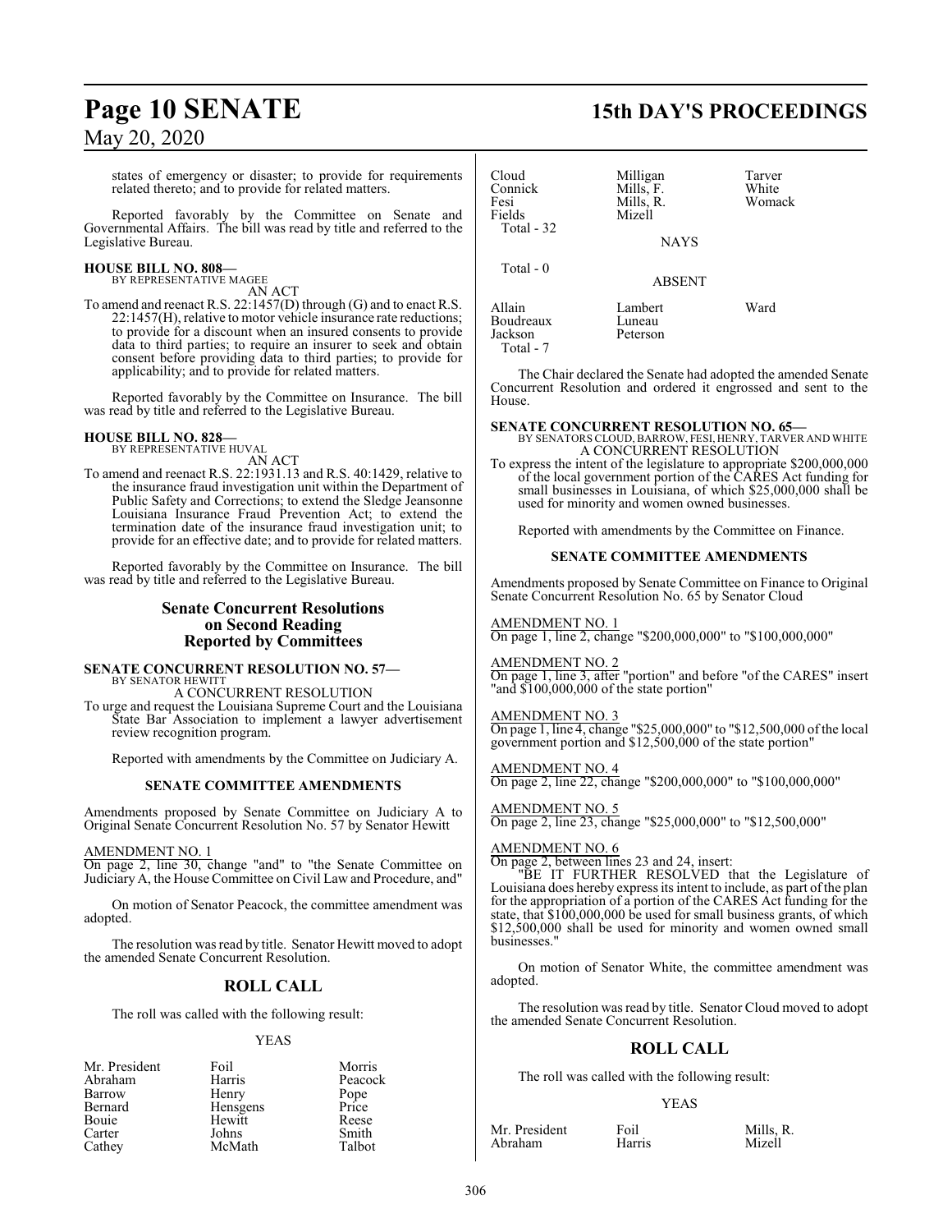states of emergency or disaster; to provide for requirements related thereto; and to provide for related matters.

Reported favorably by the Committee on Senate and Governmental Affairs. The bill was read by title and referred to the Legislative Bureau.

**HOUSE BILL NO. 808—**
BY REPRESENTATIVE MAGEE
AN ACT

To amend and reenact R.S. 22:1457(D) through (G) and to enact R.S. 22:1457(H), relative to motor vehicle insurance rate reductions; to provide for a discount when an insured consents to provide data to third parties; to require an insurer to seek and obtain consent before providing data to third parties; to provide for applicability; and to provide for related matters.

Reported favorably by the Committee on Insurance. The bill was read by title and referred to the Legislative Bureau.

**HOUSE BILL NO. 828—**
BY REPRESENTATIVE HUVAL
AN ACT

To amend and reenact R.S. 22:1931.13 and R.S. 40:1429, relative to the insurance fraud investigation unit within the Department of Public Safety and Corrections; to extend the Sledge Jeansonne Louisiana Insurance Fraud Prevention Act; to extend the termination date of the insurance fraud investigation unit; to provide for an effective date; and to provide for related matters.

Reported favorably by the Committee on Insurance. The bill was read by title and referred to the Legislative Bureau.

## Senate Concurrent Resolutions on Second Reading Reported by Committees

**SENATE CONCURRENT RESOLUTION NO. 57—**
BY SENATOR HEWITT
A CONCURRENT RESOLUTION

To urge and request the Louisiana Supreme Court and the Louisiana State Bar Association to implement a lawyer advertisement review recognition program.

Reported with amendments by the Committee on Judiciary A.

### SENATE COMMITTEE AMENDMENTS

Amendments proposed by Senate Committee on Judiciary A to Original Senate Concurrent Resolution No. 57 by Senator Hewitt

AMENDMENT NO. 1
On page 2, line 30, change "and" to "the Senate Committee on Judiciary A, the House Committee on Civil Law and Procedure, and"

On motion of Senator Peacock, the committee amendment was adopted.

The resolution was read by title. Senator Hewitt moved to adopt the amended Senate Concurrent Resolution.

## ROLL CALL

The roll was called with the following result:

YEAS

| | | |
|---|---|---|
| Mr. President | Foil | Morris |
| Abraham | Harris | Peacock |
| Barrow | Henry | Pope |
| Bernard | Hensgens | Price |
| Bouie | Hewitt | Reese |
| Carter | Johns | Smith |
| Cathey | McMath | Talbot |
| Cloud | Milligan | Tarver |
| Connick | Mills, F. | White |
| Fesi | Mills, R. | Womack |
| Fields | Mizell | |
| Total - 32 | | |

NAYS

Total - 0

ABSENT

| | | |
|---|---|---|
| Allain | Lambert | Ward |
| Boudreaux | Luneau | |
| Jackson | Peterson | |
| Total - 7 | | |

The Chair declared the Senate had adopted the amended Senate Concurrent Resolution and ordered it engrossed and sent to the House.

**SENATE CONCURRENT RESOLUTION NO. 65—**
BY SENATORS CLOUD, BARROW, FESI, HENRY, TARVER AND WHITE
A CONCURRENT RESOLUTION

To express the intent of the legislature to appropriate $200,000,000 of the local government portion of the CARES Act funding for small businesses in Louisiana, of which $25,000,000 shall be used for minority and women owned businesses.

Reported with amendments by the Committee on Finance.

### SENATE COMMITTEE AMENDMENTS

Amendments proposed by Senate Committee on Finance to Original Senate Concurrent Resolution No. 65 by Senator Cloud

AMENDMENT NO. 1
On page 1, line 2, change "$200,000,000" to "$100,000,000"

AMENDMENT NO. 2
On page 1, line 3, after "portion" and before "of the CARES" insert "and $100,000,000 of the state portion"

AMENDMENT NO. 3
On page 1, line 4, change "$25,000,000" to "$12,500,000 of the local government portion and $12,500,000 of the state portion"

AMENDMENT NO. 4
On page 2, line 22, change "$200,000,000" to "$100,000,000"

AMENDMENT NO. 5
On page 2, line 23, change "$25,000,000" to "$12,500,000"

AMENDMENT NO. 6
On page 2, between lines 23 and 24, insert:
"BE IT FURTHER RESOLVED that the Legislature of Louisiana does hereby express its intent to include, as part of the plan for the appropriation of a portion of the CARES Act funding for the state, that $100,000,000 be used for small business grants, of which $12,500,000 shall be used for minority and women owned small businesses."

On motion of Senator White, the committee amendment was adopted.

The resolution was read by title. Senator Cloud moved to adopt the amended Senate Concurrent Resolution.

## ROLL CALL

The roll was called with the following result:

YEAS

| | | |
|---|---|---|
| Mr. President | Foil | Mills, R. |
| Abraham | Harris | Mizell |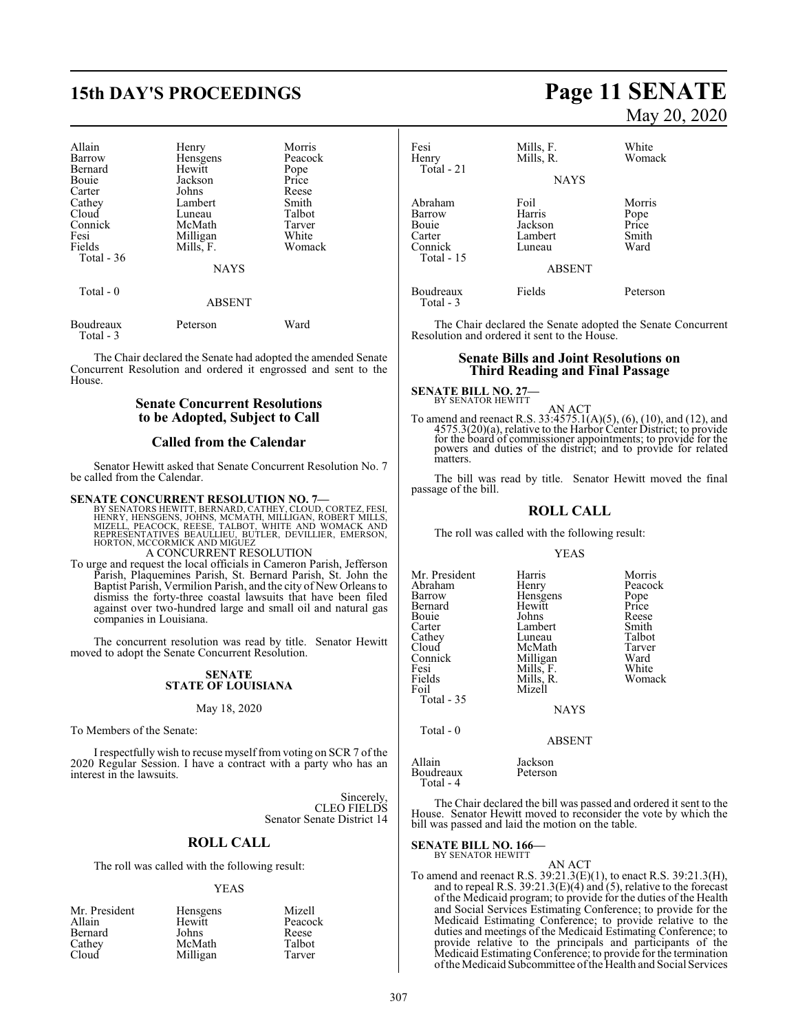| | | |
|---|---|---|
| Allain | Henry | Morris |
| Barrow | Hensgens | Peacock |
| Bernard | Hewitt | Pope |
| Bouie | Jackson | Price |
| Carter | Johns | Reese |
| Cathey | Lambert | Smith |
| Cloud | Luneau | Talbot |
| Connick | McMath | Tarver |
| Fesi | Milligan | White |
| Fields | Mills, F. | Womack |
| Total - 36 | | |

NAYS

Total - 0

ABSENT

| | | |
|---|---|---|
| Boudreaux | Peterson | Ward |
| Total - 3 | | |

The Chair declared the Senate had adopted the amended Senate Concurrent Resolution and ordered it engrossed and sent to the House.

## Senate Concurrent Resolutions to be Adopted, Subject to Call

## Called from the Calendar

Senator Hewitt asked that Senate Concurrent Resolution No. 7 be called from the Calendar.

**SENATE CONCURRENT RESOLUTION NO. 7—**
BY SENATORS HEWITT, BERNARD, CATHEY, CLOUD, CORTEZ, FESI, HENRY, HENSGENS, JOHNS, MCMATH, MILLIGAN, ROBERT MILLS, MIZELL, PEACOCK, REESE, TALBOT, WHITE AND WOMACK AND REPRESENTATIVES BEAULLIEU, BUTLER, DEVILLIER, EMERSON, HORTON, MCCORMICK AND MIGUEZ

A CONCURRENT RESOLUTION

To urge and request the local officials in Cameron Parish, Jefferson Parish, Plaquemines Parish, St. Bernard Parish, St. John the Baptist Parish, Vermilion Parish, and the city of New Orleans to dismiss the forty-three coastal lawsuits that have been filed against over two-hundred large and small oil and natural gas companies in Louisiana.

The concurrent resolution was read by title. Senator Hewitt moved to adopt the Senate Concurrent Resolution.

**SENATE
STATE OF LOUISIANA**

May 18, 2020

To Members of the Senate:

I respectfully wish to recuse myself from voting on SCR 7 of the 2020 Regular Session. I have a contract with a party who has an interest in the lawsuits.

Sincerely,
CLEO FIELDS
Senator Senate District 14

## ROLL CALL

The roll was called with the following result:

YEAS

| | | |
|---|---|---|
| Mr. President | Hensgens | Mizell |
| Allain | Hewitt | Peacock |
| Bernard | Johns | Reese |
| Cathey | McMath | Talbot |
| Cloud | Milligan | Tarver |
| Fesi | Mills, F. | White |
| Henry | Mills, R. | Womack |
| Total - 21 | | |

NAYS

| | | |
|---|---|---|
| Abraham | Foil | Morris |
| Barrow | Harris | Pope |
| Bouie | Jackson | Price |
| Carter | Lambert | Smith |
| Connick | Luneau | Ward |
| Total - 15 | | |

ABSENT

| | | |
|---|---|---|
| Boudreaux | Fields | Peterson |
| Total - 3 | | |

The Chair declared the Senate adopted the Senate Concurrent Resolution and ordered it sent to the House.

## Senate Bills and Joint Resolutions on Third Reading and Final Passage

**SENATE BILL NO. 27—**
BY SENATOR HEWITT

AN ACT

To amend and reenact R.S. 33:4575.1(A)(5), (6), (10), and (12), and 4575.3(20)(a), relative to the Harbor Center District; to provide for the board of commissioner appointments; to provide for the powers and duties of the district; and to provide for related matters.

The bill was read by title. Senator Hewitt moved the final passage of the bill.

## ROLL CALL

The roll was called with the following result:

YEAS

| | | |
|---|---|---|
| Mr. President | Harris | Morris |
| Abraham | Henry | Peacock |
| Barrow | Hensgens | Pope |
| Bernard | Hewitt | Price |
| Bouie | Johns | Reese |
| Carter | Lambert | Smith |
| Cathey | Luneau | Talbot |
| Cloud | McMath | Tarver |
| Connick | Milligan | Ward |
| Fesi | Mills, F. | White |
| Fields | Mills, R. | Womack |
| Foil | Mizell | |
| Total - 35 | | |

NAYS

Total - 0

ABSENT

| | |
|---|---|
| Allain | Jackson |
| Boudreaux | Peterson |
| Total - 4 | |

The Chair declared the bill was passed and ordered it sent to the House. Senator Hewitt moved to reconsider the vote by which the bill was passed and laid the motion on the table.

**SENATE BILL NO. 166—**
BY SENATOR HEWITT

AN ACT

To amend and reenact R.S. 39:21.3(E)(1), to enact R.S. 39:21.3(H), and to repeal R.S. 39:21.3(E)(4) and (5), relative to the forecast of the Medicaid program; to provide for the duties of the Health and Social Services Estimating Conference; to provide for the Medicaid Estimating Conference; to provide relative to the duties and meetings of the Medicaid Estimating Conference; to provide relative to the principals and participants of the Medicaid Estimating Conference; to provide for the termination of the Medicaid Subcommittee of the Health and Social Services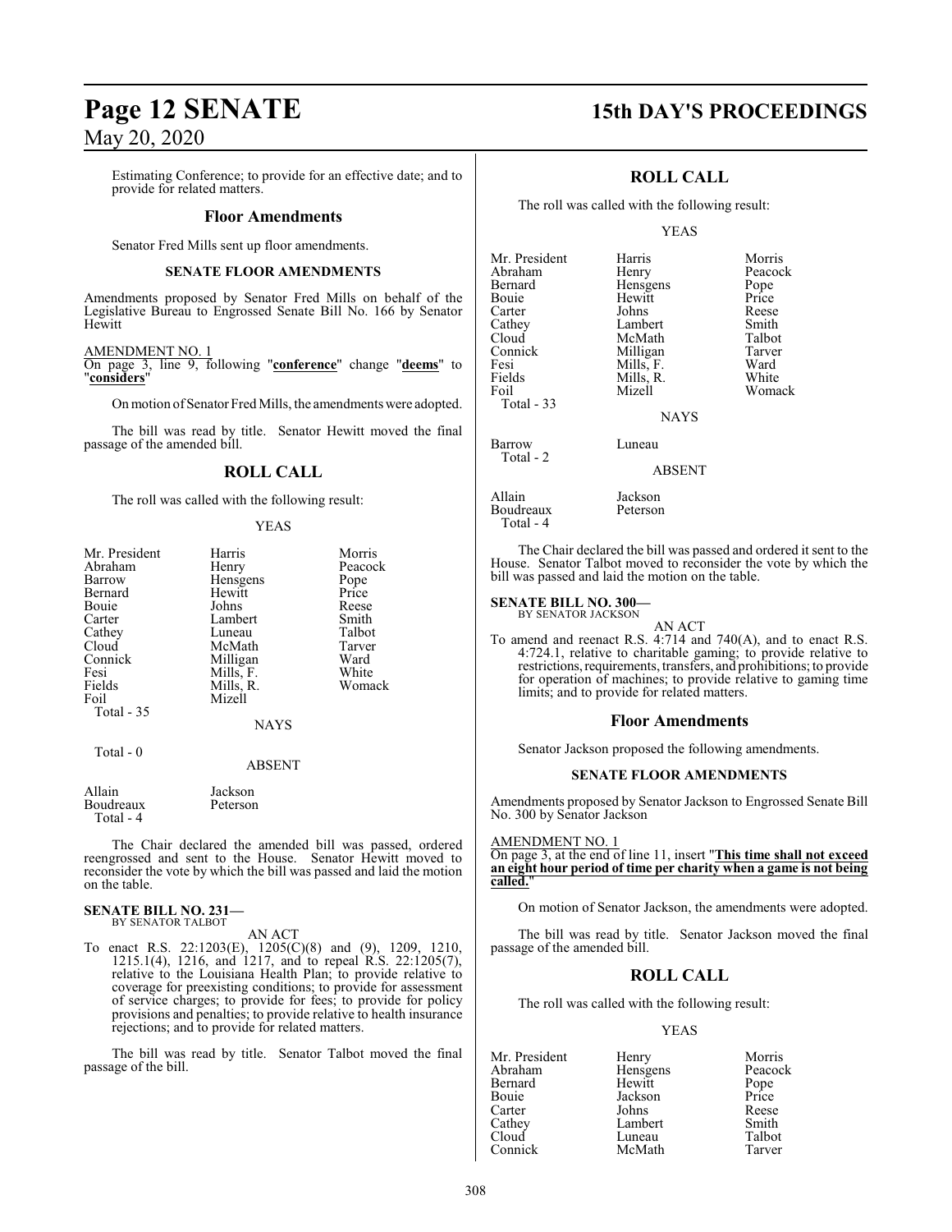Estimating Conference; to provide for an effective date; and to provide for related matters.

## Floor Amendments

Senator Fred Mills sent up floor amendments.

### SENATE FLOOR AMENDMENTS

Amendments proposed by Senator Fred Mills on behalf of the Legislative Bureau to Engrossed Senate Bill No. 166 by Senator Hewitt

AMENDMENT NO. 1
On page 3, line 9, following "**conference**" change "**deems**" to "**considers**"

On motion of Senator Fred Mills, the amendments were adopted.

The bill was read by title. Senator Hewitt moved the final passage of the amended bill.

## ROLL CALL

The roll was called with the following result:

YEAS

| | | |
|---|---|---|
| Mr. President | Harris | Morris |
| Abraham | Henry | Peacock |
| Barrow | Hensgens | Pope |
| Bernard | Hewitt | Price |
| Bouie | Johns | Reese |
| Carter | Lambert | Smith |
| Cathey | Luneau | Talbot |
| Cloud | McMath | Tarver |
| Connick | Milligan | Ward |
| Fesi | Mills, F. | White |
| Fields | Mills, R. | Womack |
| Foil | Mizell | |

Total - 35

NAYS

Total - 0

ABSENT

| | |
|---|---|
| Allain | Jackson |
| Boudreaux | Peterson |

Total - 4

The Chair declared the amended bill was passed, ordered reengrossed and sent to the House. Senator Hewitt moved to reconsider the vote by which the bill was passed and laid the motion on the table.

**SENATE BILL NO. 231—**
BY SENATOR TALBOT

AN ACT

To enact R.S. 22:1203(E), 1205(C)(8) and (9), 1209, 1210, 1215.1(4), 1216, and 1217, and to repeal R.S. 22:1205(7), relative to the Louisiana Health Plan; to provide relative to coverage for preexisting conditions; to provide for assessment of service charges; to provide for fees; to provide for policy provisions and penalties; to provide relative to health insurance rejections; and to provide for related matters.

The bill was read by title. Senator Talbot moved the final passage of the bill.

## ROLL CALL

The roll was called with the following result:

YEAS

| | | |
|---|---|---|
| Mr. President | Harris | Morris |
| Abraham | Henry | Peacock |
| Bernard | Hensgens | Pope |
| Bouie | Hewitt | Price |
| Carter | Johns | Reese |
| Cathey | Lambert | Smith |
| Cloud | McMath | Talbot |
| Connick | Milligan | Tarver |
| Fesi | Mills, F. | Ward |
| Fields | Mills, R. | White |
| Foil | Mizell | Womack |

Total - 33

NAYS

| | |
|---|---|
| Barrow | Luneau |

Total - 2

ABSENT

| | |
|---|---|
| Allain | Jackson |
| Boudreaux | Peterson |

Total - 4

The Chair declared the bill was passed and ordered it sent to the House. Senator Talbot moved to reconsider the vote by which the bill was passed and laid the motion on the table.

**SENATE BILL NO. 300—**
BY SENATOR JACKSON

AN ACT

To amend and reenact R.S. 4:714 and 740(A), and to enact R.S. 4:724.1, relative to charitable gaming; to provide relative to restrictions, requirements, transfers, and prohibitions; to provide for operation of machines; to provide relative to gaming time limits; and to provide for related matters.

## Floor Amendments

Senator Jackson proposed the following amendments.

### SENATE FLOOR AMENDMENTS

Amendments proposed by Senator Jackson to Engrossed Senate Bill No. 300 by Senator Jackson

AMENDMENT NO. 1
On page 3, at the end of line 11, insert "**This time shall not exceed an eight hour period of time per charity when a game is not being called.**"

On motion of Senator Jackson, the amendments were adopted.

The bill was read by title. Senator Jackson moved the final passage of the amended bill.

## ROLL CALL

The roll was called with the following result:

YEAS

| | | |
|---|---|---|
| Mr. President | Henry | Morris |
| Abraham | Hensgens | Peacock |
| Bernard | Hewitt | Pope |
| Bouie | Jackson | Price |
| Carter | Johns | Reese |
| Cathey | Lambert | Smith |
| Cloud | Luneau | Talbot |
| Connick | McMath | Tarver |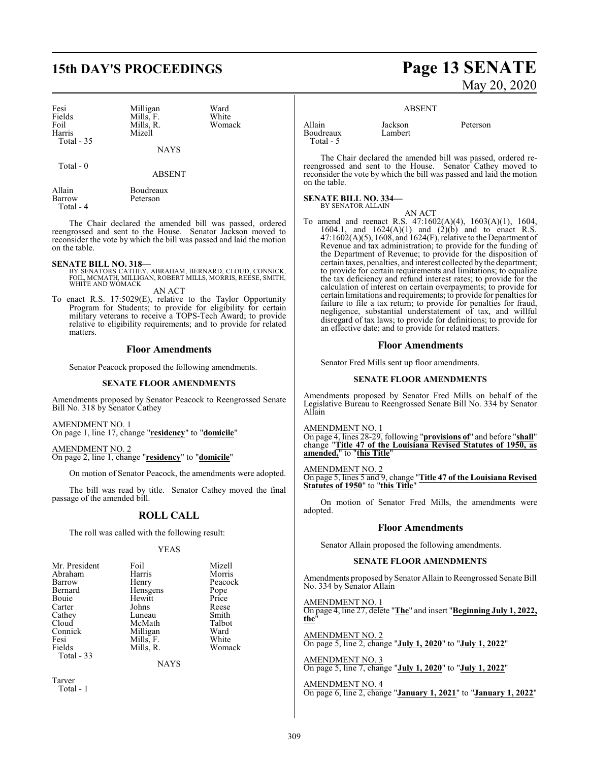| | | |
|---|---|---|
| Fesi | Milligan | Ward |
| Fields | Mills, F. | White |
| Foil | Mills, R. | Womack |
| Harris | Mizell | |
| Total - 35 | | |

NAYS

Total - 0

ABSENT

| | |
|---|---|
| Allain | Boudreaux |
| Barrow | Peterson |
| Total - 4 | |

The Chair declared the amended bill was passed, ordered reengrossed and sent to the House. Senator Jackson moved to reconsider the vote by which the bill was passed and laid the motion on the table.

**SENATE BILL NO. 318—**
BY SENATORS CATHEY, ABRAHAM, BERNARD, CLOUD, CONNICK, FOIL, MCMATH, MILLIGAN, ROBERT MILLS, MORRIS, REESE, SMITH, WHITE AND WOMACK

AN ACT

To enact R.S. 17:5029(E), relative to the Taylor Opportunity Program for Students; to provide for eligibility for certain military veterans to receive a TOPS-Tech Award; to provide relative to eligibility requirements; and to provide for related matters.

## Floor Amendments

Senator Peacock proposed the following amendments.

### SENATE FLOOR AMENDMENTS

Amendments proposed by Senator Peacock to Reengrossed Senate Bill No. 318 by Senator Cathey

AMENDMENT NO. 1
On page 1, line 17, change "**residency**" to "**domicile**"

AMENDMENT NO. 2
On page 2, line 1, change "**residency**" to "**domicile**"

On motion of Senator Peacock, the amendments were adopted.

The bill was read by title. Senator Cathey moved the final passage of the amended bill.

## ROLL CALL

The roll was called with the following result:

YEAS

| | | |
|---|---|---|
| Mr. President | Foil | Mizell |
| Abraham | Harris | Morris |
| Barrow | Henry | Peacock |
| Bernard | Hensgens | Pope |
| Bouie | Hewitt | Price |
| Carter | Johns | Reese |
| Cathey | Luneau | Smith |
| Cloud | McMath | Talbot |
| Connick | Milligan | Ward |
| Fesi | Mills, F. | White |
| Fields | Mills, R. | Womack |
| Total - 33 | | |

NAYS

Tarver
Total - 1

ABSENT

| | | |
|---|---|---|
| Allain | Jackson | Peterson |
| Boudreaux | Lambert | |
| Total - 5 | | |

The Chair declared the amended bill was passed, ordered re-reengrossed and sent to the House. Senator Cathey moved to reconsider the vote by which the bill was passed and laid the motion on the table.

**SENATE BILL NO. 334—**
BY SENATOR ALLAIN

AN ACT

To amend and reenact R.S. 47:1602(A)(4), 1603(A)(1), 1604, 1604.1, and 1624(A)(1) and (2)(b) and to enact R.S. 47:1602(A)(5), 1608, and 1624(F), relative to the Department of Revenue and tax administration; to provide for the funding of the Department of Revenue; to provide for the disposition of certain taxes, penalties, and interest collected by the department; to provide for certain requirements and limitations; to equalize the tax deficiency and refund interest rates; to provide for the calculation of interest on certain overpayments; to provide for certain limitations and requirements; to provide for penalties for failure to file a tax return; to provide for penalties for fraud, negligence, substantial understatement of tax, and willful disregard of tax laws; to provide for definitions; to provide for an effective date; and to provide for related matters.

## Floor Amendments

Senator Fred Mills sent up floor amendments.

### SENATE FLOOR AMENDMENTS

Amendments proposed by Senator Fred Mills on behalf of the Legislative Bureau to Reengrossed Senate Bill No. 334 by Senator Allain

AMENDMENT NO. 1
On page 4, lines 28-29, following "**provisions of**" and before "**shall**" change "**Title 47 of the Louisiana Revised Statutes of 1950, as amended,**" to "**this Title**"

AMENDMENT NO. 2
On page 5, lines 5 and 9, change "**Title 47 of the Louisiana Revised Statutes of 1950**" to "**this Title**"

On motion of Senator Fred Mills, the amendments were adopted.

## Floor Amendments

Senator Allain proposed the following amendments.

### SENATE FLOOR AMENDMENTS

Amendments proposed by Senator Allain to Reengrossed Senate Bill No. 334 by Senator Allain

AMENDMENT NO. 1
On page 4, line 27, delete "**The**" and insert "**Beginning July 1, 2022, the**"

AMENDMENT NO. 2
On page 5, line 2, change "**July 1, 2020**" to "**July 1, 2022**"

AMENDMENT NO. 3
On page 5, line 7, change "**July 1, 2020**" to "**July 1, 2022**"

AMENDMENT NO. 4
On page 6, line 2, change "**January 1, 2021**" to "**January 1, 2022**"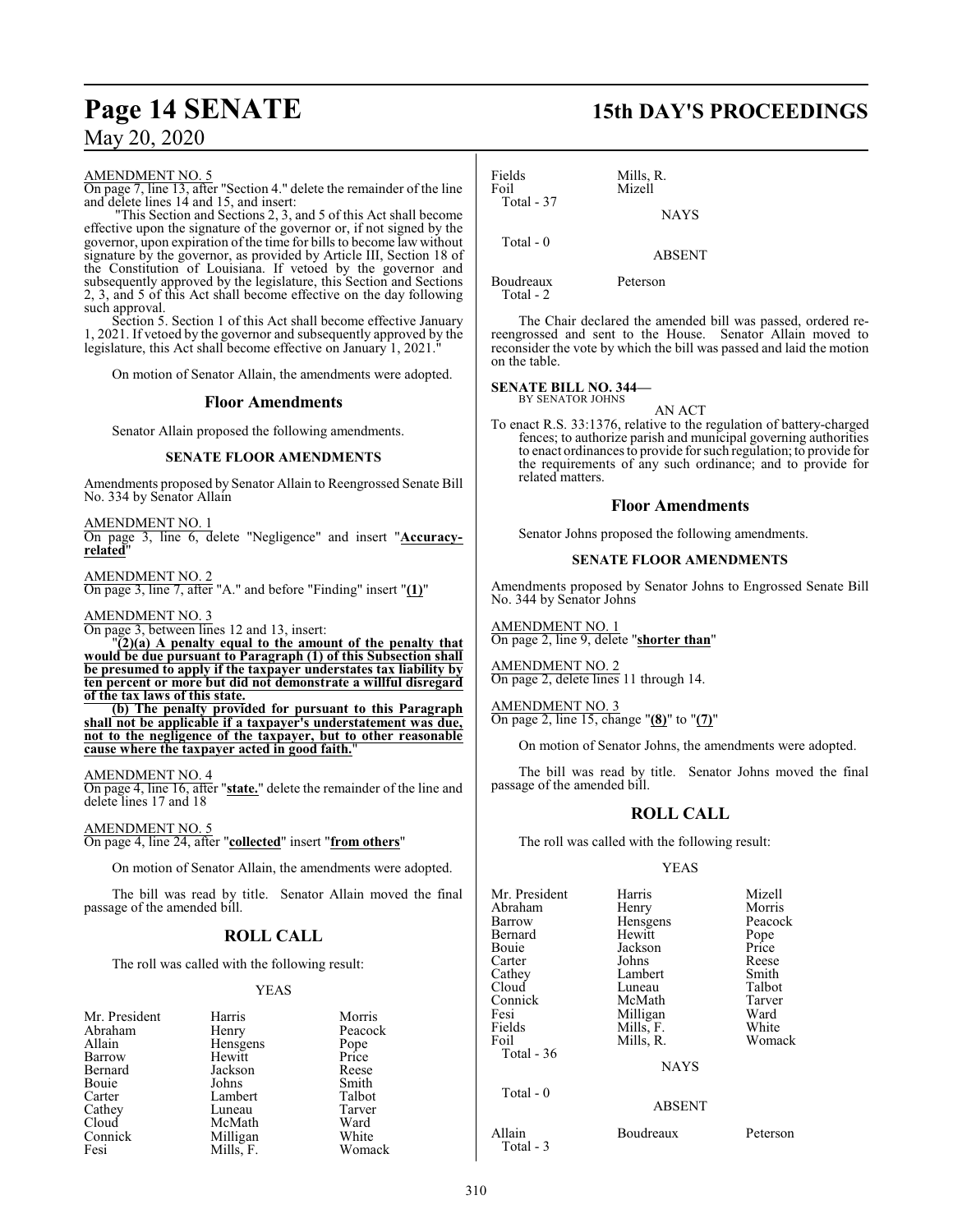AMENDMENT NO. 5

On page 7, line 13, after "Section 4." delete the remainder of the line and delete lines 14 and 15, and insert:

"This Section and Sections 2, 3, and 5 of this Act shall become effective upon the signature of the governor or, if not signed by the governor, upon expiration of the time for bills to become law without signature by the governor, as provided by Article III, Section 18 of the Constitution of Louisiana. If vetoed by the governor and subsequently approved by the legislature, this Section and Sections 2, 3, and 5 of this Act shall become effective on the day following such approval.

Section 5. Section 1 of this Act shall become effective January 1, 2021. If vetoed by the governor and subsequently approved by the legislature, this Act shall become effective on January 1, 2021."

On motion of Senator Allain, the amendments were adopted.

## Floor Amendments

Senator Allain proposed the following amendments.

### SENATE FLOOR AMENDMENTS

Amendments proposed by Senator Allain to Reengrossed Senate Bill No. 334 by Senator Allain

AMENDMENT NO. 1

On page 3, line 6, delete "Negligence" and insert "**Accuracy-related**"

AMENDMENT NO. 2

On page 3, line 7, after "A." and before "Finding" insert "**(1)**"

AMENDMENT NO. 3

On page 3, between lines 12 and 13, insert:

"**(2)(a) A penalty equal to the amount of the penalty that would be due pursuant to Paragraph (1) of this Subsection shall be presumed to apply if the taxpayer understates tax liability by ten percent or more but did not demonstrate a willful disregard of the tax laws of this state.**

**(b) The penalty provided for pursuant to this Paragraph shall not be applicable if a taxpayer's understatement was due, not to the negligence of the taxpayer, but to other reasonable cause where the taxpayer acted in good faith.**"

AMENDMENT NO. 4

On page 4, line 16, after "**state.**" delete the remainder of the line and delete lines 17 and 18

AMENDMENT NO. 5

On page 4, line 24, after "**collected**" insert "**from others**"

On motion of Senator Allain, the amendments were adopted.

The bill was read by title. Senator Allain moved the final passage of the amended bill.

## ROLL CALL

The roll was called with the following result:

YEAS

| | | |
|---|---|---|
| Mr. President | Harris | Morris |
| Abraham | Henry | Peacock |
| Allain | Hensgens | Pope |
| Barrow | Hewitt | Price |
| Bernard | Jackson | Reese |
| Bouie | Johns | Smith |
| Carter | Lambert | Talbot |
| Cathey | Luneau | Tarver |
| Cloud | McMath | Ward |
| Connick | Milligan | White |
| Fesi | Mills, F. | Womack |
| Fields | Mills, R. | |
| Foil | Mizell | |

Total - 37

NAYS

Total - 0

ABSENT

Boudreaux Peterson

Total - 2

The Chair declared the amended bill was passed, ordered re-reengrossed and sent to the House. Senator Allain moved to reconsider the vote by which the bill was passed and laid the motion on the table.

**SENATE BILL NO. 344—**
BY SENATOR JOHNS

AN ACT

To enact R.S. 33:1376, relative to the regulation of battery-charged fences; to authorize parish and municipal governing authorities to enact ordinances to provide for such regulation; to provide for the requirements of any such ordinance; and to provide for related matters.

## Floor Amendments

Senator Johns proposed the following amendments.

### SENATE FLOOR AMENDMENTS

Amendments proposed by Senator Johns to Engrossed Senate Bill No. 344 by Senator Johns

AMENDMENT NO. 1

On page 2, line 9, delete "**shorter than**"

AMENDMENT NO. 2

On page 2, delete lines 11 through 14.

AMENDMENT NO. 3

On page 2, line 15, change "**(8)**" to "**(7)**"

On motion of Senator Johns, the amendments were adopted.

The bill was read by title. Senator Johns moved the final passage of the amended bill.

## ROLL CALL

The roll was called with the following result:

YEAS

| | | |
|---|---|---|
| Mr. President | Harris | Mizell |
| Abraham | Henry | Morris |
| Barrow | Hensgens | Peacock |
| Bernard | Hewitt | Pope |
| Bouie | Jackson | Price |
| Carter | Johns | Reese |
| Cathey | Lambert | Smith |
| Cloud | Luneau | Talbot |
| Connick | McMath | Tarver |
| Fesi | Milligan | Ward |
| Fields | Mills, F. | White |
| Foil | Mills, R. | Womack |

Total - 36

NAYS

Total - 0

ABSENT

Allain Boudreaux Peterson

Total - 3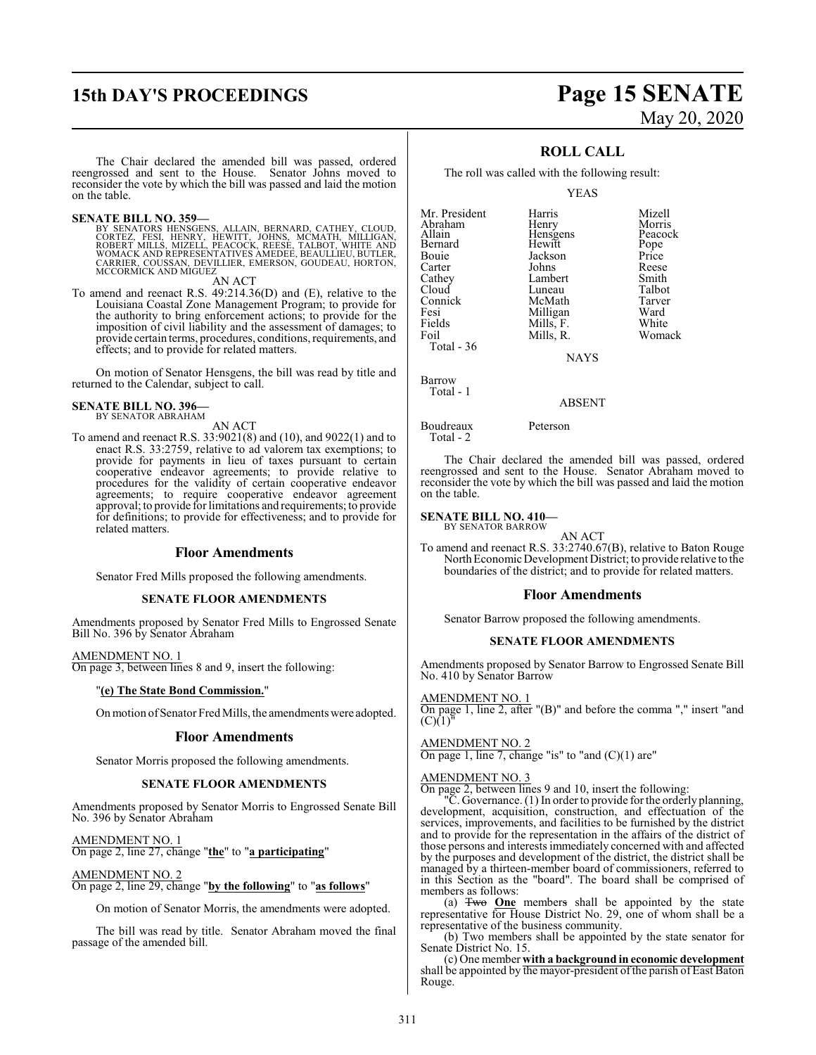The Chair declared the amended bill was passed, ordered reengrossed and sent to the House. Senator Johns moved to reconsider the vote by which the bill was passed and laid the motion on the table.

**SENATE BILL NO. 359—**
BY SENATORS HENSGENS, ALLAIN, BERNARD, CATHEY, CLOUD, CORTEZ, FESI, HENRY, HEWITT, JOHNS, MCMATH, MILLIGAN, ROBERT MILLS, MIZELL, PEACOCK, REESE, TALBOT, WHITE AND WOMACK AND REPRESENTATIVES AMEDEE, BEAULLIEU, BUTLER, CARRIER, COUSSAN, DEVILLIER, EMERSON, GOUDEAU, HORTON, MCCORMICK AND MIGUEZ

AN ACT

To amend and reenact R.S. 49:214.36(D) and (E), relative to the Louisiana Coastal Zone Management Program; to provide for the authority to bring enforcement actions; to provide for the imposition of civil liability and the assessment of damages; to provide certain terms, procedures, conditions, requirements, and effects; and to provide for related matters.

On motion of Senator Hensgens, the bill was read by title and returned to the Calendar, subject to call.

**SENATE BILL NO. 396—**
BY SENATOR ABRAHAM

AN ACT

To amend and reenact R.S. 33:9021(8) and (10), and 9022(1) and to enact R.S. 33:2759, relative to ad valorem tax exemptions; to provide for payments in lieu of taxes pursuant to certain cooperative endeavor agreements; to provide relative to procedures for the validity of certain cooperative endeavor agreements; to require cooperative endeavor agreement approval; to provide for limitations and requirements; to provide for definitions; to provide for effectiveness; and to provide for related matters.

## Floor Amendments

Senator Fred Mills proposed the following amendments.

### SENATE FLOOR AMENDMENTS

Amendments proposed by Senator Fred Mills to Engrossed Senate Bill No. 396 by Senator Abraham

AMENDMENT NO. 1
On page 3, between lines 8 and 9, insert the following:

"**(e) The State Bond Commission.**"

On motion of Senator Fred Mills, the amendments were adopted.

## Floor Amendments

Senator Morris proposed the following amendments.

### SENATE FLOOR AMENDMENTS

Amendments proposed by Senator Morris to Engrossed Senate Bill No. 396 by Senator Abraham

AMENDMENT NO. 1
On page 2, line 27, change "**the**" to "**a participating**"

AMENDMENT NO. 2
On page 2, line 29, change "**by the following**" to "**as follows**"

On motion of Senator Morris, the amendments were adopted.

The bill was read by title. Senator Abraham moved the final passage of the amended bill.

## ROLL CALL

The roll was called with the following result:

YEAS

| | | |
|---|---|---|
| Mr. President | Harris | Mizell |
| Abraham | Henry | Morris |
| Allain | Hensgens | Peacock |
| Bernard | Hewitt | Pope |
| Bouie | Jackson | Price |
| Carter | Johns | Reese |
| Cathey | Lambert | Smith |
| Cloud | Luneau | Talbot |
| Connick | McMath | Tarver |
| Fesi | Milligan | Ward |
| Fields | Mills, F. | White |
| Foil | Mills, R. | Womack |

Total - 36

NAYS

Barrow

Total - 1

ABSENT

Boudreaux Peterson

Total - 2

The Chair declared the amended bill was passed, ordered reengrossed and sent to the House. Senator Abraham moved to reconsider the vote by which the bill was passed and laid the motion on the table.

**SENATE BILL NO. 410—**
BY SENATOR BARROW

AN ACT

To amend and reenact R.S. 33:2740.67(B), relative to Baton Rouge North Economic Development District; to provide relative to the boundaries of the district; and to provide for related matters.

## Floor Amendments

Senator Barrow proposed the following amendments.

### SENATE FLOOR AMENDMENTS

Amendments proposed by Senator Barrow to Engrossed Senate Bill No. 410 by Senator Barrow

AMENDMENT NO. 1
On page 1, line 2, after "(B)" and before the comma "," insert "and (C)(1)"

AMENDMENT NO. 2
On page 1, line 7, change "is" to "and (C)(1) are"

AMENDMENT NO. 3
On page 2, between lines 9 and 10, insert the following:

"C. Governance. (1) In order to provide for the orderly planning, development, acquisition, construction, and effectuation of the services, improvements, and facilities to be furnished by the district and to provide for the representation in the affairs of the district of those persons and interests immediately concerned with and affected by the purposes and development of the district, the district shall be managed by a thirteen-member board of commissioners, referred to in this Section as the "board". The board shall be comprised of members as follows:

(a) ~~Two~~ **One** member~~s~~ shall be appointed by the state representative for House District No. 29, one of whom shall be a representative of the business community.

(b) Two members shall be appointed by the state senator for Senate District No. 15.

(c) One member **with a background in economic development** shall be appointed by the mayor-president of the parish of East Baton Rouge.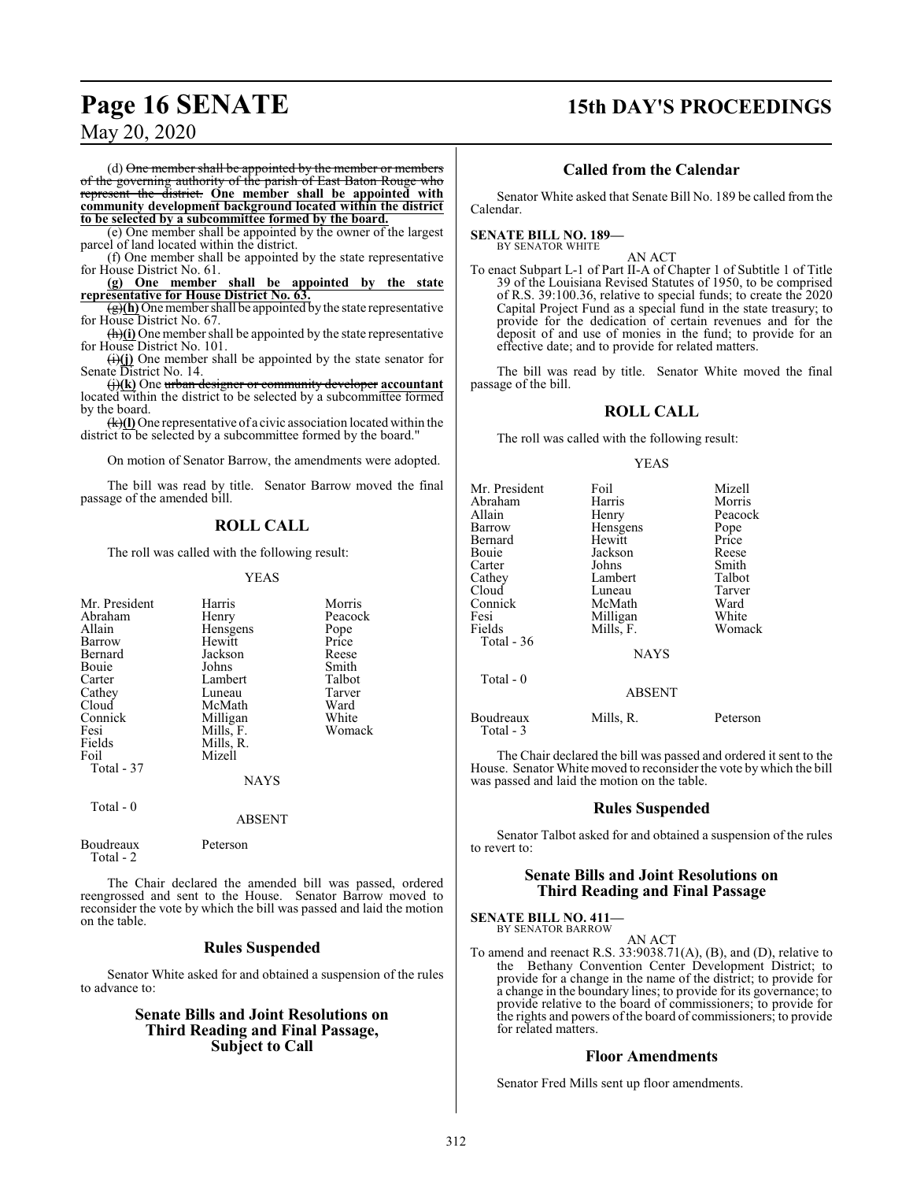(d) ~~One member shall be appointed by the member or members of the governing authority of the parish of East Baton Rouge who represent the district.~~ **One member shall be appointed with community development background located within the district to be selected by a subcommittee formed by the board.**

(e) One member shall be appointed by the owner of the largest parcel of land located within the district.

(f) One member shall be appointed by the state representative for House District No. 61.

**(g) One member shall be appointed by the state representative for House District No. 63.**

~~(g)~~**(h)** One member shall be appointed by the state representative for House District No. 67.

~~(h)~~**(i)** One member shall be appointed by the state representative for House District No. 101.

~~(i)~~**(j)** One member shall be appointed by the state senator for Senate District No. 14.

~~(j)~~**(k)** One ~~urban designer or community developer~~ **accountant** located within the district to be selected by a subcommittee formed by the board.

~~(k)~~**(l)** One representative of a civic association located within the district to be selected by a subcommittee formed by the board."

On motion of Senator Barrow, the amendments were adopted.

The bill was read by title. Senator Barrow moved the final passage of the amended bill.

## ROLL CALL

The roll was called with the following result:

YEAS

| | | |
|---|---|---|
| Mr. President | Harris | Morris |
| Abraham | Henry | Peacock |
| Allain | Hensgens | Pope |
| Barrow | Hewitt | Price |
| Bernard | Jackson | Reese |
| Bouie | Johns | Smith |
| Carter | Lambert | Talbot |
| Cathey | Luneau | Tarver |
| Cloud | McMath | Ward |
| Connick | Milligan | White |
| Fesi | Mills, F. | Womack |
| Fields | Mills, R. | |
| Foil | Mizell | |
| Total - 37 | | |

NAYS

Total - 0

ABSENT

| | |
|---|---|
| Boudreaux | Peterson |
| Total - 2 | |

The Chair declared the amended bill was passed, ordered reengrossed and sent to the House. Senator Barrow moved to reconsider the vote by which the bill was passed and laid the motion on the table.

## Rules Suspended

Senator White asked for and obtained a suspension of the rules to advance to:

## Senate Bills and Joint Resolutions on Third Reading and Final Passage, Subject to Call

## Called from the Calendar

Senator White asked that Senate Bill No. 189 be called from the Calendar.

**SENATE BILL NO. 189—**
BY SENATOR WHITE

AN ACT

To enact Subpart L-1 of Part II-A of Chapter 1 of Subtitle 1 of Title 39 of the Louisiana Revised Statutes of 1950, to be comprised of R.S. 39:100.36, relative to special funds; to create the 2020 Capital Project Fund as a special fund in the state treasury; to provide for the dedication of certain revenues and for the deposit of and use of monies in the fund; to provide for an effective date; and to provide for related matters.

The bill was read by title. Senator White moved the final passage of the bill.

## ROLL CALL

The roll was called with the following result:

YEAS

| | | |
|---|---|---|
| Mr. President | Foil | Mizell |
| Abraham | Harris | Morris |
| Allain | Henry | Peacock |
| Barrow | Hensgens | Pope |
| Bernard | Hewitt | Price |
| Bouie | Jackson | Reese |
| Carter | Johns | Smith |
| Cathey | Lambert | Talbot |
| Cloud | Luneau | Tarver |
| Connick | McMath | Ward |
| Fesi | Milligan | White |
| Fields | Mills, F. | Womack |
| Total - 36 | | |

NAYS

Total - 0

ABSENT

| | | |
|---|---|---|
| Boudreaux | Mills, R. | Peterson |
| Total - 3 | | |

The Chair declared the bill was passed and ordered it sent to the House. Senator White moved to reconsider the vote by which the bill was passed and laid the motion on the table.

## Rules Suspended

Senator Talbot asked for and obtained a suspension of the rules to revert to:

## Senate Bills and Joint Resolutions on Third Reading and Final Passage

**SENATE BILL NO. 411—**
BY SENATOR BARROW

AN ACT

To amend and reenact R.S. 33:9038.71(A), (B), and (D), relative to the Bethany Convention Center Development District; to provide for a change in the name of the district; to provide for a change in the boundary lines; to provide for its governance; to provide relative to the board of commissioners; to provide for the rights and powers of the board of commissioners; to provide for related matters.

## Floor Amendments

Senator Fred Mills sent up floor amendments.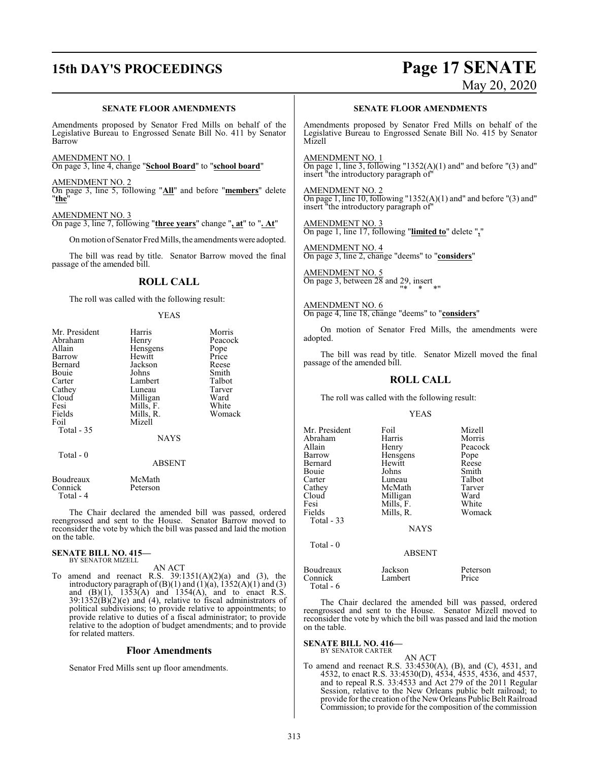### SENATE FLOOR AMENDMENTS

Amendments proposed by Senator Fred Mills on behalf of the Legislative Bureau to Engrossed Senate Bill No. 411 by Senator Barrow

AMENDMENT NO. 1
On page 3, line 4, change "**School Board**" to "**school board**"

AMENDMENT NO. 2
On page 3, line 5, following "**All**" and before "**members**" delete "**the**"

AMENDMENT NO. 3
On page 3, line 7, following "**three years**" change "**, at**" to "**. At**"

On motion of Senator Fred Mills, the amendments were adopted.

The bill was read by title. Senator Barrow moved the final passage of the amended bill.

## ROLL CALL

The roll was called with the following result:

YEAS

| | | |
|---|---|---|
| Mr. President | Harris | Morris |
| Abraham | Henry | Peacock |
| Allain | Hensgens | Pope |
| Barrow | Hewitt | Price |
| Bernard | Jackson | Reese |
| Bouie | Johns | Smith |
| Carter | Lambert | Talbot |
| Cathey | Luneau | Tarver |
| Cloud | Milligan | Ward |
| Fesi | Mills, F. | White |
| Fields | Mills, R. | Womack |
| Foil | Mizell | |

Total - 35

NAYS

Total - 0

ABSENT

| | |
|---|---|
| Boudreaux | McMath |
| Connick | Peterson |

Total - 4

The Chair declared the amended bill was passed, ordered reengrossed and sent to the House. Senator Barrow moved to reconsider the vote by which the bill was passed and laid the motion on the table.

**SENATE BILL NO. 415—**
BY SENATOR MIZELL

AN ACT

To amend and reenact R.S. 39:1351(A)(2)(a) and (3), the introductory paragraph of (B)(1) and (1)(a), 1352(A)(1) and (3) and (B)(1), 1353(A) and 1354(A), and to enact R.S. 39:1352(B)(2)(e) and (4), relative to fiscal administrators of political subdivisions; to provide relative to appointments; to provide relative to duties of a fiscal administrator; to provide relative to the adoption of budget amendments; and to provide for related matters.

## Floor Amendments

Senator Fred Mills sent up floor amendments.

### SENATE FLOOR AMENDMENTS

Amendments proposed by Senator Fred Mills on behalf of the Legislative Bureau to Engrossed Senate Bill No. 415 by Senator Mizell

AMENDMENT NO. 1
On page 1, line 3, following "1352(A)(1) and" and before "(3) and" insert "the introductory paragraph of"

AMENDMENT NO. 2
On page 1, line 10, following "1352(A)(1) and" and before "(3) and" insert "the introductory paragraph of"

AMENDMENT NO. 3
On page 1, line 17, following "**limited to**" delete "**,**"

AMENDMENT NO. 4
On page 3, line 2, change "deems" to "**considers**"

AMENDMENT NO. 5
On page 3, between 28 and 29, insert
"* * *"

AMENDMENT NO. 6
On page 4, line 18, change "deems" to "**considers**"

On motion of Senator Fred Mills, the amendments were adopted.

The bill was read by title. Senator Mizell moved the final passage of the amended bill.

## ROLL CALL

The roll was called with the following result:

YEAS

| | | |
|---|---|---|
| Mr. President | Foil | Mizell |
| Abraham | Harris | Morris |
| Allain | Henry | Peacock |
| Barrow | Hensgens | Pope |
| Bernard | Hewitt | Reese |
| Bouie | Johns | Smith |
| Carter | Luneau | Talbot |
| Cathey | McMath | Tarver |
| Cloud | Milligan | Ward |
| Fesi | Mills, F. | White |
| Fields | Mills, R. | Womack |

Total - 33

NAYS

Total - 0

ABSENT

| | | |
|---|---|---|
| Boudreaux | Jackson | Peterson |
| Connick | Lambert | Price |

Total - 6

The Chair declared the amended bill was passed, ordered reengrossed and sent to the House. Senator Mizell moved to reconsider the vote by which the bill was passed and laid the motion on the table.

**SENATE BILL NO. 416—**
BY SENATOR CARTER

AN ACT

To amend and reenact R.S. 33:4530(A), (B), and (C), 4531, and 4532, to enact R.S. 33:4530(D), 4534, 4535, 4536, and 4537, and to repeal R.S. 33:4533 and Act 279 of the 2011 Regular Session, relative to the New Orleans public belt railroad; to provide for the creation of the New Orleans Public Belt Railroad Commission; to provide for the composition of the commission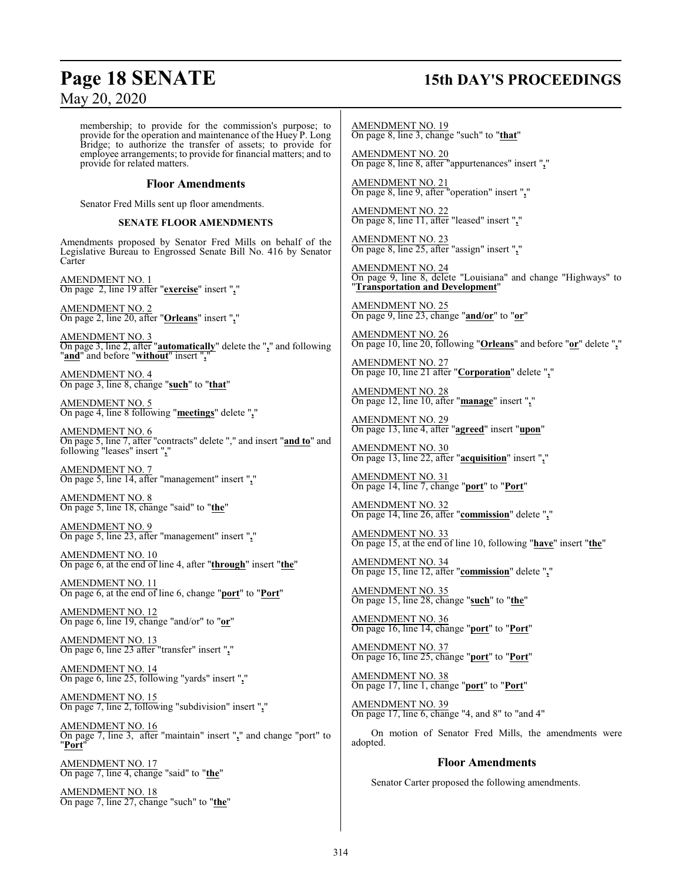membership; to provide for the commission's purpose; to provide for the operation and maintenance of the Huey P. Long Bridge; to authorize the transfer of assets; to provide for employee arrangements; to provide for financial matters; and to provide for related matters.

## Floor Amendments

Senator Fred Mills sent up floor amendments.

### SENATE FLOOR AMENDMENTS

Amendments proposed by Senator Fred Mills on behalf of the Legislative Bureau to Engrossed Senate Bill No. 416 by Senator Carter

AMENDMENT NO. 1
On page 2, line 19 after "**exercise**" insert "**,**"

AMENDMENT NO. 2
On page 2, line 20, after "**Orleans**" insert "**,**"

AMENDMENT NO. 3
On page 3, line 2, after "**automatically**" delete the "**,**" and following "**and**" and before "**without**" insert "**,**"

AMENDMENT NO. 4
On page 3, line 8, change "**such**" to "**that**"

AMENDMENT NO. 5
On page 4, line 8 following "**meetings**" delete "**,**"

AMENDMENT NO. 6
On page 5, line 7, after "contracts" delete "," and insert "**and to**" and following "leases" insert "**,**"

AMENDMENT NO. 7
On page 5, line 14, after "management" insert "**,**"

AMENDMENT NO. 8
On page 5, line 18, change "said" to "**the**"

AMENDMENT NO. 9
On page 5, line 23, after "management" insert "**,**"

AMENDMENT NO. 10
On page 6, at the end of line 4, after "**through**" insert "**the**"

AMENDMENT NO. 11
On page 6, at the end of line 6, change "**port**" to "**Port**"

AMENDMENT NO. 12
On page 6, line 19, change "and/or" to "**or**"

AMENDMENT NO. 13
On page 6, line 23 after "transfer" insert "**,**"

AMENDMENT NO. 14
On page 6, line 25, following "yards" insert "**,**"

AMENDMENT NO. 15
On page 7, line 2, following "subdivision" insert "**,**"

AMENDMENT NO. 16
On page 7, line 3, after "maintain" insert "**,**" and change "port" to "**Port**"

AMENDMENT NO. 17
On page 7, line 4, change "said" to "**the**"

AMENDMENT NO. 18
On page 7, line 27, change "such" to "**the**"

AMENDMENT NO. 19
On page 8, line 3, change "such" to "**that**"

AMENDMENT NO. 20
On page 8, line 8, after "appurtenances" insert "**,**"

AMENDMENT NO. 21
On page 8, line 9, after "operation" insert "**,**"

AMENDMENT NO. 22
On page 8, line 11, after "leased" insert "**,**"

AMENDMENT NO. 23
On page 8, line 25, after "assign" insert "**,**"

AMENDMENT NO. 24
On page 9, line 8, delete "Louisiana" and change "Highways" to "**Transportation and Development**"

AMENDMENT NO. 25
On page 9, line 23, change "**and/or**" to "**or**"

AMENDMENT NO. 26
On page 10, line 20, following "**Orleans**" and before "**or**" delete "**,**"

AMENDMENT NO. 27
On page 10, line 21 after "**Corporation**" delete "**,**"

AMENDMENT NO. 28
On page 12, line 10, after "**manage**" insert "**,**"

AMENDMENT NO. 29
On page 13, line 4, after "**agreed**" insert "**upon**"

AMENDMENT NO. 30
On page 13, line 22, after "**acquisition**" insert "**,**"

AMENDMENT NO. 31
On page 14, line 7, change "**port**" to "**Port**"

AMENDMENT NO. 32
On page 14, line 26, after "**commission**" delete "**,**"

AMENDMENT NO. 33
On page 15, at the end of line 10, following "**have**" insert "**the**"

AMENDMENT NO. 34
On page 15, line 12, after "**commission**" delete "**,**"

AMENDMENT NO. 35
On page 15, line 28, change "**such**" to "**the**"

AMENDMENT NO. 36
On page 16, line 14, change "**port**" to "**Port**"

AMENDMENT NO. 37
On page 16, line 25, change "**port**" to "**Port**"

AMENDMENT NO. 38
On page 17, line 1, change "**port**" to "**Port**"

AMENDMENT NO. 39
On page 17, line 6, change "4, and 8" to "and 4"

On motion of Senator Fred Mills, the amendments were adopted.

## Floor Amendments

Senator Carter proposed the following amendments.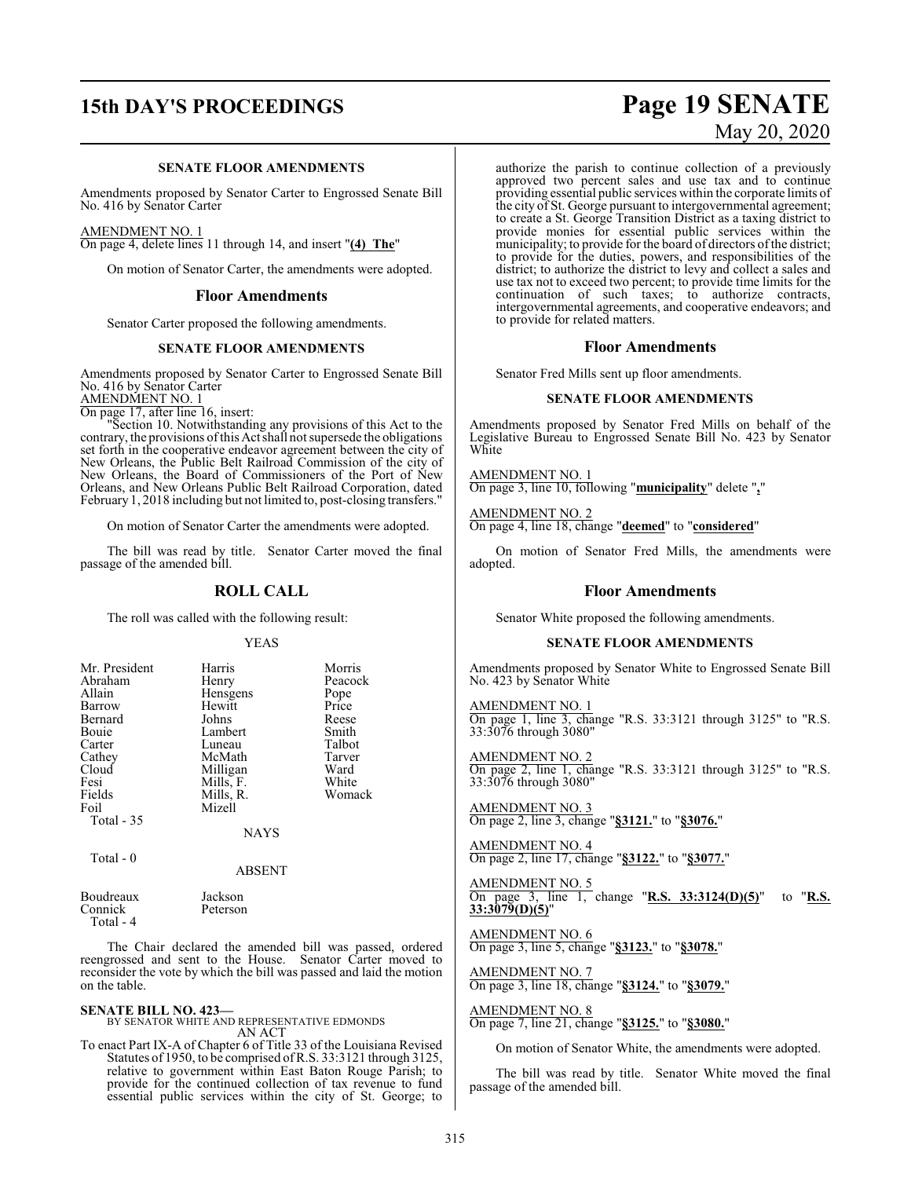### SENATE FLOOR AMENDMENTS

Amendments proposed by Senator Carter to Engrossed Senate Bill No. 416 by Senator Carter

AMENDMENT NO. 1
On page 4, delete lines 11 through 14, and insert "**(4) The**"

On motion of Senator Carter, the amendments were adopted.

## Floor Amendments

Senator Carter proposed the following amendments.

### SENATE FLOOR AMENDMENTS

Amendments proposed by Senator Carter to Engrossed Senate Bill No. 416 by Senator Carter
AMENDMENT NO. 1
On page 17, after line 16, insert:

"Section 10. Notwithstanding any provisions of this Act to the contrary, the provisions of this Act shall not supersede the obligations set forth in the cooperative endeavor agreement between the city of New Orleans, the Public Belt Railroad Commission of the city of New Orleans, the Board of Commissioners of the Port of New Orleans, and New Orleans Public Belt Railroad Corporation, dated February 1, 2018 including but not limited to, post-closing transfers."

On motion of Senator Carter the amendments were adopted.

The bill was read by title. Senator Carter moved the final passage of the amended bill.

## ROLL CALL

The roll was called with the following result:

YEAS

| | | |
|---|---|---|
| Mr. President | Harris | Morris |
| Abraham | Henry | Peacock |
| Allain | Hensgens | Pope |
| Barrow | Hewitt | Price |
| Bernard | Johns | Reese |
| Bouie | Lambert | Smith |
| Carter | Luneau | Talbot |
| Cathey | McMath | Tarver |
| Cloud | Milligan | Ward |
| Fesi | Mills, F. | White |
| Fields | Mills, R. | Womack |
| Foil | Mizell | |

Total - 35

NAYS

Total - 0

ABSENT

| | |
|---|---|
| Boudreaux | Jackson |
| Connick | Peterson |

Total - 4

The Chair declared the amended bill was passed, ordered reengrossed and sent to the House. Senator Carter moved to reconsider the vote by which the bill was passed and laid the motion on the table.

**SENATE BILL NO. 423—**
BY SENATOR WHITE AND REPRESENTATIVE EDMONDS
AN ACT

To enact Part IX-A of Chapter 6 of Title 33 of the Louisiana Revised Statutes of 1950, to be comprised of R.S. 33:3121 through 3125, relative to government within East Baton Rouge Parish; to provide for the continued collection of tax revenue to fund essential public services within the city of St. George; to authorize the parish to continue collection of a previously approved two percent sales and use tax and to continue providing essential public services within the corporate limits of the city of St. George pursuant to intergovernmental agreement; to create a St. George Transition District as a taxing district to provide monies for essential public services within the municipality; to provide for the board of directors of the district; to provide for the duties, powers, and responsibilities of the district; to authorize the district to levy and collect a sales and use tax not to exceed two percent; to provide time limits for the continuation of such taxes; to authorize contracts, intergovernmental agreements, and cooperative endeavors; and to provide for related matters.

## Floor Amendments

Senator Fred Mills sent up floor amendments.

### SENATE FLOOR AMENDMENTS

Amendments proposed by Senator Fred Mills on behalf of the Legislative Bureau to Engrossed Senate Bill No. 423 by Senator White

AMENDMENT NO. 1
On page 3, line 10, following "**municipality**" delete "**,**"

AMENDMENT NO. 2
On page 4, line 18, change "**deemed**" to "**considered**"

On motion of Senator Fred Mills, the amendments were adopted.

## Floor Amendments

Senator White proposed the following amendments.

### SENATE FLOOR AMENDMENTS

Amendments proposed by Senator White to Engrossed Senate Bill No. 423 by Senator White

AMENDMENT NO. 1
On page 1, line 3, change "R.S. 33:3121 through 3125" to "R.S. 33:3076 through 3080"

AMENDMENT NO. 2
On page 2, line 1, change "R.S. 33:3121 through 3125" to "R.S. 33:3076 through 3080"

AMENDMENT NO. 3
On page 2, line 3, change "**§3121.**" to "**§3076.**"

AMENDMENT NO. 4
On page 2, line 17, change "**§3122.**" to "**§3077.**"

AMENDMENT NO. 5
On page 3, line 1, change "**R.S. 33:3124(D)(5)**" to "**R.S. 33:3079(D)(5)**"

AMENDMENT NO. 6
On page 3, line 5, change "**§3123.**" to "**§3078.**"

AMENDMENT NO. 7
On page 3, line 18, change "**§3124.**" to "**§3079.**"

AMENDMENT NO. 8
On page 7, line 21, change "**§3125.**" to "**§3080.**"

On motion of Senator White, the amendments were adopted.

The bill was read by title. Senator White moved the final passage of the amended bill.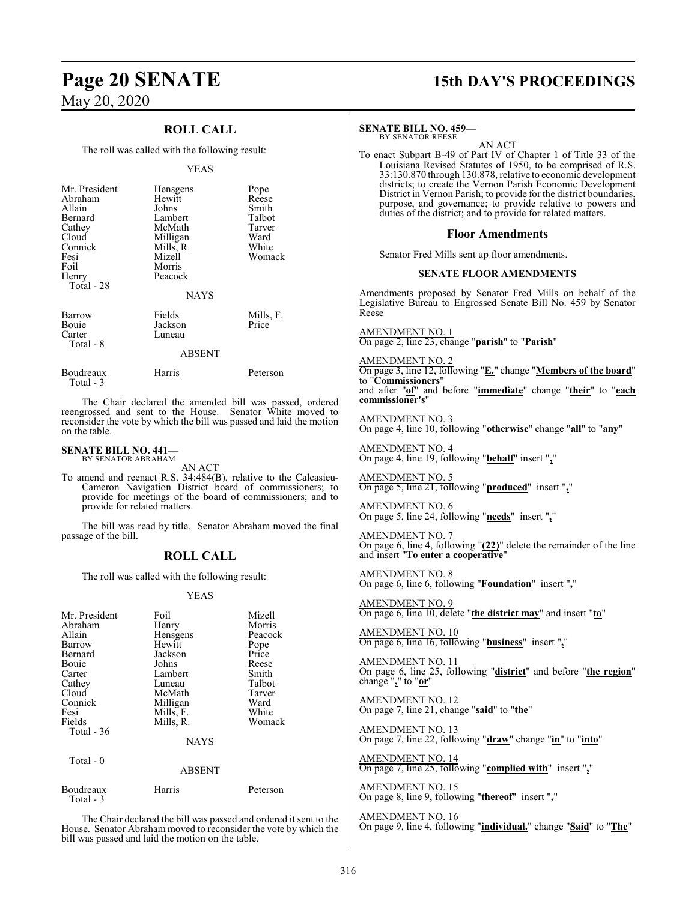## ROLL CALL

The roll was called with the following result:

YEAS

| | | |
|---|---|---|
| Mr. President | Hensgens | Pope |
| Abraham | Hewitt | Reese |
| Allain | Johns | Smith |
| Bernard | Lambert | Talbot |
| Cathey | McMath | Tarver |
| Cloud | Milligan | Ward |
| Connick | Mills, R. | White |
| Fesi | Mizell | Womack |
| Foil | Morris | |
| Henry | Peacock | |
| Total - 28 | | |

NAYS

| | | |
|---|---|---|
| Barrow | Fields | Mills, F. |
| Bouie | Jackson | Price |
| Carter | Luneau | |
| Total - 8 | | |

ABSENT

| | | |
|---|---|---|
| Boudreaux | Harris | Peterson |
| Total - 3 | | |

The Chair declared the amended bill was passed, ordered reengrossed and sent to the House. Senator White moved to reconsider the vote by which the bill was passed and laid the motion on the table.

**SENATE BILL NO. 441—**
BY SENATOR ABRAHAM

AN ACT

To amend and reenact R.S. 34:484(B), relative to the Calcasieu-Cameron Navigation District board of commissioners; to provide for meetings of the board of commissioners; and to provide for related matters.

The bill was read by title. Senator Abraham moved the final passage of the bill.

## ROLL CALL

The roll was called with the following result:

YEAS

| | | |
|---|---|---|
| Mr. President | Foil | Mizell |
| Abraham | Henry | Morris |
| Allain | Hensgens | Peacock |
| Barrow | Hewitt | Pope |
| Bernard | Jackson | Price |
| Bouie | Johns | Reese |
| Carter | Lambert | Smith |
| Cathey | Luneau | Talbot |
| Cloud | McMath | Tarver |
| Connick | Milligan | Ward |
| Fesi | Mills, F. | White |
| Fields | Mills, R. | Womack |
| Total - 36 | | |

NAYS

Total - 0

ABSENT

| | | |
|---|---|---|
| Boudreaux | Harris | Peterson |
| Total - 3 | | |

The Chair declared the bill was passed and ordered it sent to the House. Senator Abraham moved to reconsider the vote by which the bill was passed and laid the motion on the table.

**SENATE BILL NO. 459—**
BY SENATOR REESE

AN ACT

To enact Subpart B-49 of Part IV of Chapter 1 of Title 33 of the Louisiana Revised Statutes of 1950, to be comprised of R.S. 33:130.870 through 130.878, relative to economic development districts; to create the Vernon Parish Economic Development District in Vernon Parish; to provide for the district boundaries, purpose, and governance; to provide relative to powers and duties of the district; and to provide for related matters.

## Floor Amendments

Senator Fred Mills sent up floor amendments.

### SENATE FLOOR AMENDMENTS

Amendments proposed by Senator Fred Mills on behalf of the Legislative Bureau to Engrossed Senate Bill No. 459 by Senator Reese

AMENDMENT NO. 1
On page 2, line 23, change "**parish**" to "**Parish**"

AMENDMENT NO. 2
On page 3, line 12, following "**E.**" change "**Members of the board**" to "**Commissioners**"
and after "**of**" and before "**immediate**" change "**their**" to "**each commissioner's**"

AMENDMENT NO. 3
On page 4, line 10, following "**otherwise**" change "**all**" to "**any**"

AMENDMENT NO. 4
On page 4, line 19, following "**behalf**" insert "**,**"

AMENDMENT NO. 5
On page 5, line 21, following "**produced**" insert "**,**"

AMENDMENT NO. 6
On page 5, line 24, following "**needs**" insert "**,**"

AMENDMENT NO. 7
On page 6, line 4, following "**(22)**" delete the remainder of the line and insert "**To enter a cooperative**"

AMENDMENT NO. 8
On page 6, line 6, following "**Foundation**" insert "**,**"

AMENDMENT NO. 9
On page 6, line 10, delete "**the district may**" and insert "**to**"

AMENDMENT NO. 10
On page 6, line 16, following "**business**" insert "**,**"

AMENDMENT NO. 11
On page 6, line 25, following "**district**" and before "**the region**" change "**,**" to "**or**"

AMENDMENT NO. 12
On page 7, line 21, change "**said**" to "**the**"

AMENDMENT NO. 13
On page 7, line 22, following "**draw**" change "**in**" to "**into**"

AMENDMENT NO. 14
On page 7, line 25, following "**complied with**" insert "**,**"

AMENDMENT NO. 15
On page 8, line 9, following "**thereof**" insert "**,**"

AMENDMENT NO. 16
On page 9, line 4, following "**individual.**" change "**Said**" to "**The**"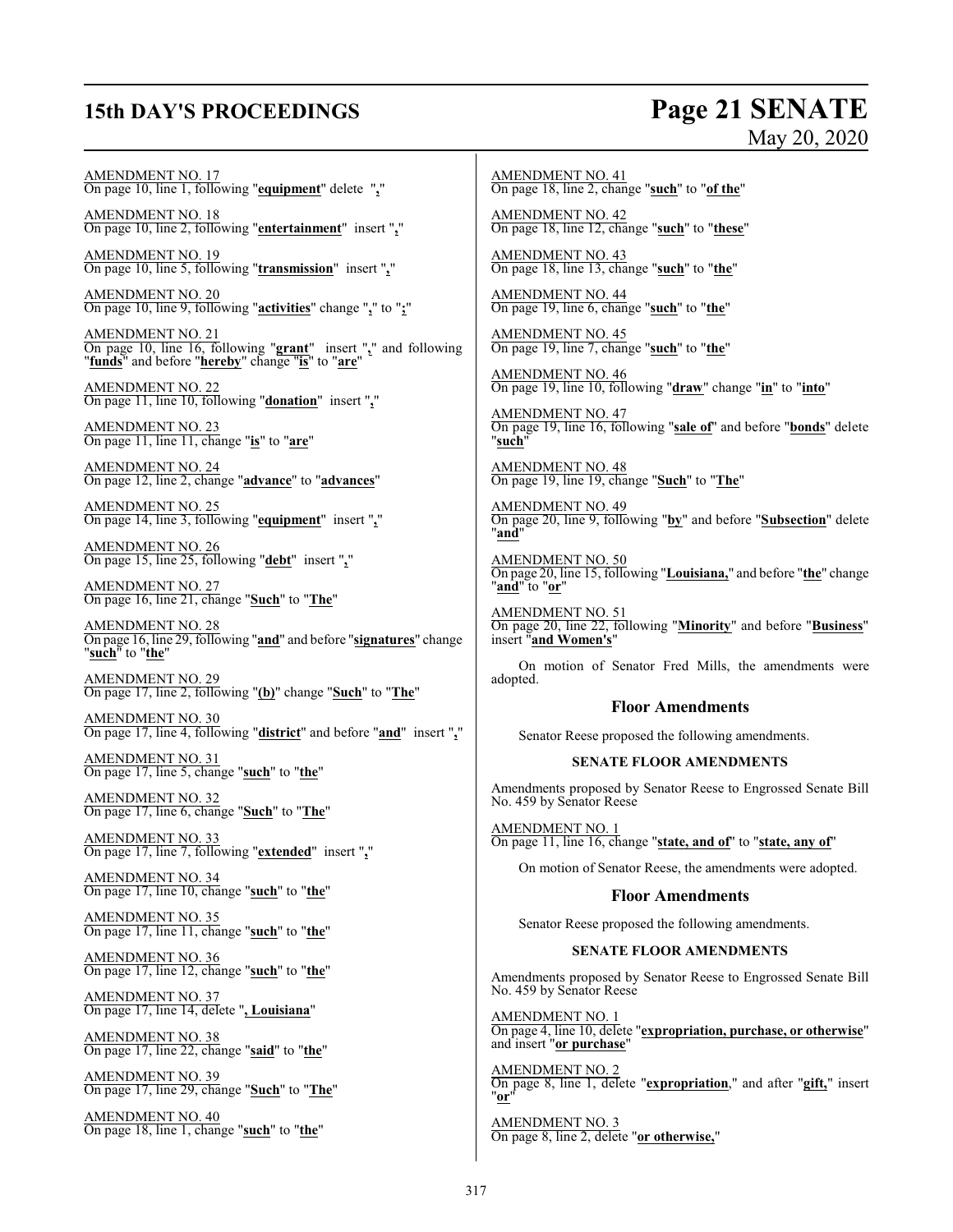AMENDMENT NO. 17
On page 10, line 1, following "**equipment**" delete "**,**"

AMENDMENT NO. 18
On page 10, line 2, following "**entertainment**" insert "**,**"

AMENDMENT NO. 19
On page 10, line 5, following "**transmission**" insert "**,**"

AMENDMENT NO. 20
On page 10, line 9, following "**activities**" change "**,**" to "**;**"

AMENDMENT NO. 21
On page 10, line 16, following "**grant**" insert "**,**" and following "**funds**" and before "**hereby**" change "**is**" to "**are**"

AMENDMENT NO. 22
On page 11, line 10, following "**donation**" insert "**,**"

AMENDMENT NO. 23
On page 11, line 11, change "**is**" to "**are**"

AMENDMENT NO. 24
On page 12, line 2, change "**advance**" to "**advances**"

AMENDMENT NO. 25
On page 14, line 3, following "**equipment**" insert "**,**"

AMENDMENT NO. 26
On page 15, line 25, following "**debt**" insert "**,**"

AMENDMENT NO. 27
On page 16, line 21, change "**Such**" to "**The**"

AMENDMENT NO. 28
On page 16, line 29, following "**and**" and before "**signatures**" change "**such**" to "**the**"

AMENDMENT NO. 29
On page 17, line 2, following "**(b)**" change "**Such**" to "**The**"

AMENDMENT NO. 30
On page 17, line 4, following "**district**" and before "**and**" insert "**,**"

AMENDMENT NO. 31
On page 17, line 5, change "**such**" to "**the**"

AMENDMENT NO. 32
On page 17, line 6, change "**Such**" to "**The**"

AMENDMENT NO. 33
On page 17, line 7, following "**extended**" insert "**,**"

AMENDMENT NO. 34
On page 17, line 10, change "**such**" to "**the**"

AMENDMENT NO. 35
On page 17, line 11, change "**such**" to "**the**"

AMENDMENT NO. 36
On page 17, line 12, change "**such**" to "**the**"

AMENDMENT NO. 37
On page 17, line 14, delete "**, Louisiana**"

AMENDMENT NO. 38
On page 17, line 22, change "**said**" to "**the**"

AMENDMENT NO. 39
On page 17, line 29, change "**Such**" to "**The**"

AMENDMENT NO. 40
On page 18, line 1, change "**such**" to "**the**"

AMENDMENT NO. 41
On page 18, line 2, change "**such**" to "**of the**"

AMENDMENT NO. 42
On page 18, line 12, change "**such**" to "**these**"

AMENDMENT NO. 43
On page 18, line 13, change "**such**" to "**the**"

AMENDMENT NO. 44
On page 19, line 6, change "**such**" to "**the**"

AMENDMENT NO. 45
On page 19, line 7, change "**such**" to "**the**"

AMENDMENT NO. 46
On page 19, line 10, following "**draw**" change "**in**" to "**into**"

AMENDMENT NO. 47
On page 19, line 16, following "**sale of**" and before "**bonds**" delete "**such**"

AMENDMENT NO. 48
On page 19, line 19, change "**Such**" to "**The**"

AMENDMENT NO. 49
On page 20, line 9, following "**by**" and before "**Subsection**" delete "**and**"

AMENDMENT NO. 50
On page 20, line 15, following "**Louisiana,**" and before "**the**" change "**and**" to "**or**"

AMENDMENT NO. 51
On page 20, line 22, following "**Minority**" and before "**Business**" insert "**and Women's**"

On motion of Senator Fred Mills, the amendments were adopted.

## Floor Amendments

Senator Reese proposed the following amendments.

### SENATE FLOOR AMENDMENTS

Amendments proposed by Senator Reese to Engrossed Senate Bill No. 459 by Senator Reese

AMENDMENT NO. 1
On page 11, line 16, change "**state, and of**" to "**state, any of**"

On motion of Senator Reese, the amendments were adopted.

## Floor Amendments

Senator Reese proposed the following amendments.

### SENATE FLOOR AMENDMENTS

Amendments proposed by Senator Reese to Engrossed Senate Bill No. 459 by Senator Reese

AMENDMENT NO. 1
On page 4, line 10, delete "**expropriation, purchase, or otherwise**" and insert "**or purchase**"

AMENDMENT NO. 2
On page 8, line 1, delete "**expropriation**," and after "**gift,**" insert "**or**"

AMENDMENT NO. 3
On page 8, line 2, delete "**or otherwise,**"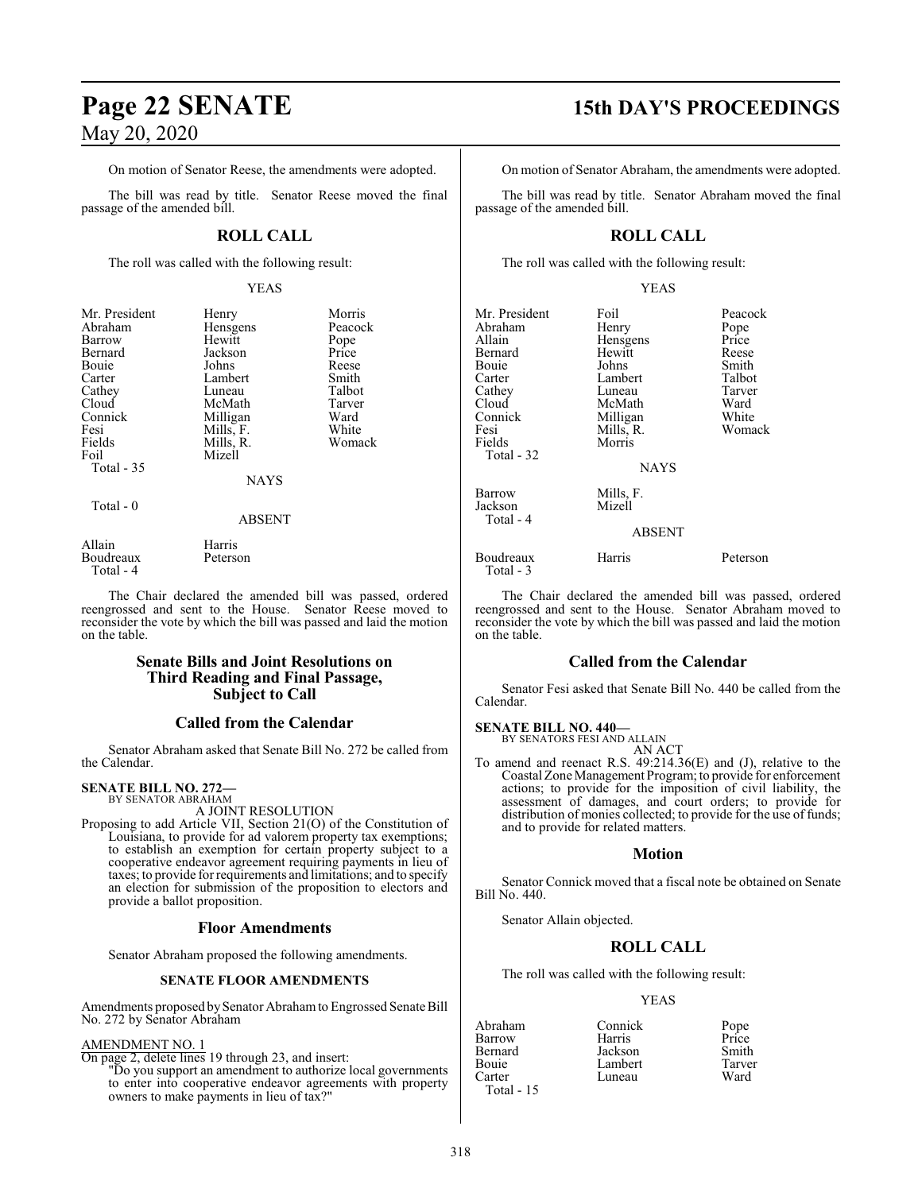On motion of Senator Reese, the amendments were adopted.

The bill was read by title. Senator Reese moved the final passage of the amended bill.

## ROLL CALL

The roll was called with the following result:

YEAS

| | | |
|---|---|---|
| Mr. President | Henry | Morris |
| Abraham | Hensgens | Peacock |
| Barrow | Hewitt | Pope |
| Bernard | Jackson | Price |
| Bouie | Johns | Reese |
| Carter | Lambert | Smith |
| Cathey | Luneau | Talbot |
| Cloud | McMath | Tarver |
| Connick | Milligan | Ward |
| Fesi | Mills, F. | White |
| Fields | Mills, R. | Womack |
| Foil | Mizell | |

Total - 35

NAYS

Total - 0

ABSENT

| | |
|---|---|
| Allain | Harris |
| Boudreaux | Peterson |

Total - 4

The Chair declared the amended bill was passed, ordered reengrossed and sent to the House. Senator Reese moved to reconsider the vote by which the bill was passed and laid the motion on the table.

## Senate Bills and Joint Resolutions on Third Reading and Final Passage, Subject to Call

## Called from the Calendar

Senator Abraham asked that Senate Bill No. 272 be called from the Calendar.

**SENATE BILL NO. 272—**
BY SENATOR ABRAHAM

A JOINT RESOLUTION

Proposing to add Article VII, Section 21(O) of the Constitution of Louisiana, to provide for ad valorem property tax exemptions; to establish an exemption for certain property subject to a cooperative endeavor agreement requiring payments in lieu of taxes; to provide for requirements and limitations; and to specify an election for submission of the proposition to electors and provide a ballot proposition.

## Floor Amendments

Senator Abraham proposed the following amendments.

### SENATE FLOOR AMENDMENTS

Amendments proposed by Senator Abraham to Engrossed Senate Bill No. 272 by Senator Abraham

AMENDMENT NO. 1

On page 2, delete lines 19 through 23, and insert:

"Do you support an amendment to authorize local governments to enter into cooperative endeavor agreements with property owners to make payments in lieu of tax?"

On motion of Senator Abraham, the amendments were adopted.

The bill was read by title. Senator Abraham moved the final passage of the amended bill.

## ROLL CALL

The roll was called with the following result:

YEAS

| | | |
|---|---|---|
| Mr. President | Foil | Peacock |
| Abraham | Henry | Pope |
| Allain | Hensgens | Price |
| Bernard | Hewitt | Reese |
| Bouie | Johns | Smith |
| Carter | Lambert | Talbot |
| Cathey | Luneau | Tarver |
| Cloud | McMath | Ward |
| Connick | Milligan | White |
| Fesi | Mills, R. | Womack |
| Fields | Morris | |

Total - 32

NAYS

| | |
|---|---|
| Barrow | Mills, F. |
| Jackson | Mizell |

Total - 4

ABSENT

| | | |
|---|---|---|
| Boudreaux | Harris | Peterson |

Total - 3

The Chair declared the amended bill was passed, ordered reengrossed and sent to the House. Senator Abraham moved to reconsider the vote by which the bill was passed and laid the motion on the table.

## Called from the Calendar

Senator Fesi asked that Senate Bill No. 440 be called from the Calendar.

**SENATE BILL NO. 440—**
BY SENATORS FESI AND ALLAIN

AN ACT

To amend and reenact R.S. 49:214.36(E) and (J), relative to the Coastal Zone Management Program; to provide for enforcement actions; to provide for the imposition of civil liability, the assessment of damages, and court orders; to provide for distribution of monies collected; to provide for the use of funds; and to provide for related matters.

## Motion

Senator Connick moved that a fiscal note be obtained on Senate Bill No. 440.

Senator Allain objected.

## ROLL CALL

The roll was called with the following result:

YEAS

| | | |
|---|---|---|
| Abraham | Connick | Pope |
| Barrow | Harris | Price |
| Bernard | Jackson | Smith |
| Bouie | Lambert | Tarver |
| Carter | Luneau | Ward |

Total - 15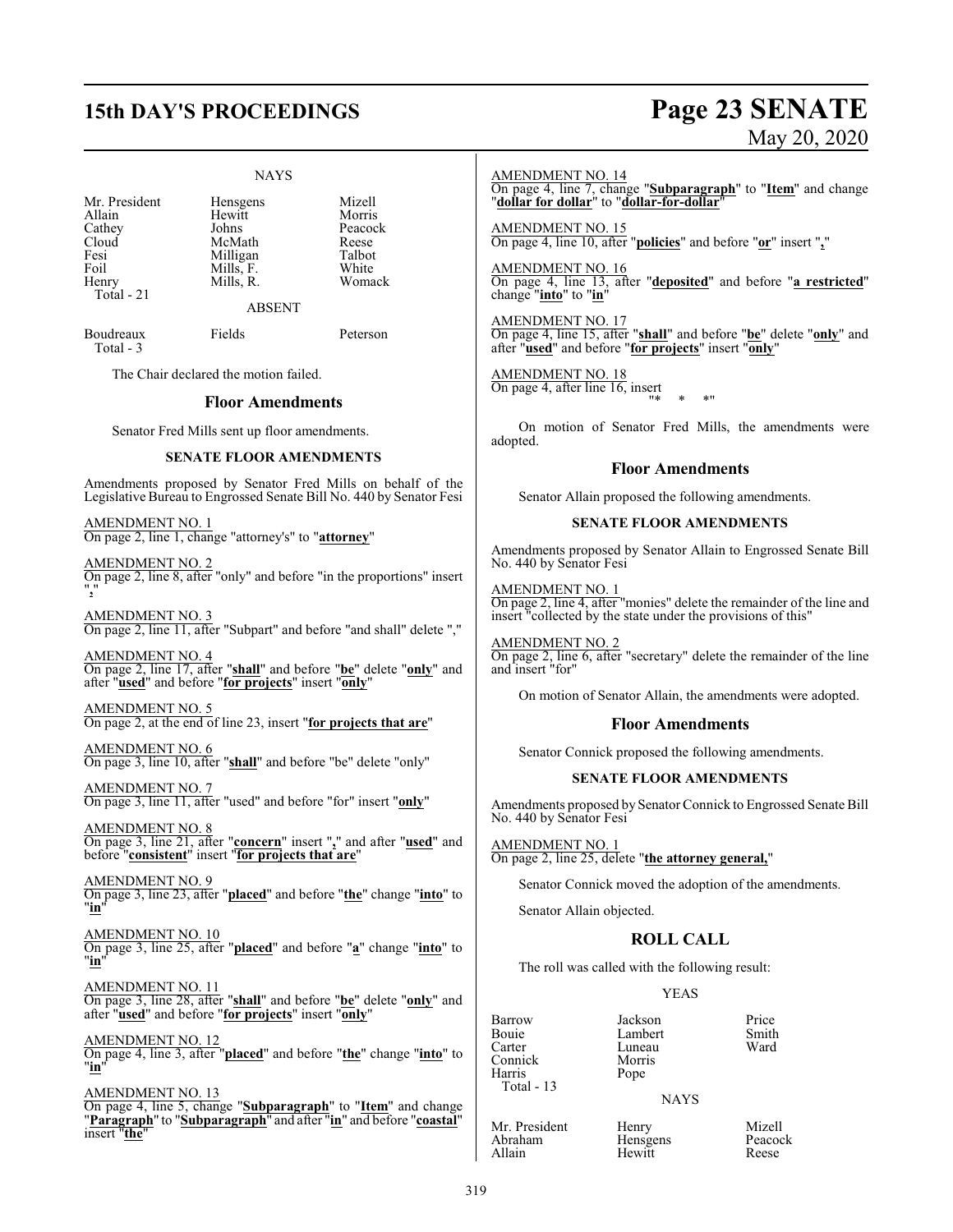NAYS

| | | |
|---|---|---|
| Mr. President | Hensgens | Mizell |
| Allain | Hewitt | Morris |
| Cathey | Johns | Peacock |
| Cloud | McMath | Reese |
| Fesi | Milligan | Talbot |
| Foil | Mills, F. | White |
| Henry | Mills, R. | Womack |
| Total - 21 | | |

ABSENT

| | | |
|---|---|---|
| Boudreaux | Fields | Peterson |
| Total - 3 | | |

The Chair declared the motion failed.

## Floor Amendments

Senator Fred Mills sent up floor amendments.

### SENATE FLOOR AMENDMENTS

Amendments proposed by Senator Fred Mills on behalf of the Legislative Bureau to Engrossed Senate Bill No. 440 by Senator Fesi

AMENDMENT NO. 1
On page 2, line 1, change "attorney's" to "**attorney**"

AMENDMENT NO. 2
On page 2, line 8, after "only" and before "in the proportions" insert "**,**"

AMENDMENT NO. 3
On page 2, line 11, after "Subpart" and before "and shall" delete ","

AMENDMENT NO. 4
On page 2, line 17, after "**shall**" and before "**be**" delete "**only**" and after "**used**" and before "**for projects**" insert "**only**"

AMENDMENT NO. 5
On page 2, at the end of line 23, insert "**for projects that are**"

AMENDMENT NO. 6
On page 3, line 10, after "**shall**" and before "be" delete "only"

AMENDMENT NO. 7
On page 3, line 11, after "used" and before "for" insert "**only**"

AMENDMENT NO. 8
On page 3, line 21, after "**concern**" insert "**,**" and after "**used**" and before "**consistent**" insert "**for projects that are**"

AMENDMENT NO. 9
On page 3, line 23, after "**placed**" and before "**the**" change "**into**" to "**in**"

AMENDMENT NO. 10
On page 3, line 25, after "**placed**" and before "**a**" change "**into**" to "**in**"

AMENDMENT NO. 11
On page 3, line 28, after "**shall**" and before "**be**" delete "**only**" and after "**used**" and before "**for projects**" insert "**only**"

AMENDMENT NO. 12
On page 4, line 3, after "**placed**" and before "**the**" change "**into**" to "**in**"

AMENDMENT NO. 13
On page 4, line 5, change "**Subparagraph**" to "**Item**" and change "**Paragraph**" to "**Subparagraph**" and after "**in**" and before "**coastal**" insert "**the**"

AMENDMENT NO. 14
On page 4, line 7, change "**Subparagraph**" to "**Item**" and change "**dollar for dollar**" to "**dollar-for-dollar**"

AMENDMENT NO. 15
On page 4, line 10, after "**policies**" and before "**or**" insert "**,**"

AMENDMENT NO. 16
On page 4, line 13, after "**deposited**" and before "**a restricted**" change "**into**" to "**in**"

AMENDMENT NO. 17
On page 4, line 15, after "**shall**" and before "**be**" delete "**only**" and after "**used**" and before "**for projects**" insert "**only**"

AMENDMENT NO. 18
On page 4, after line 16, insert
"* * *"

On motion of Senator Fred Mills, the amendments were adopted.

## Floor Amendments

Senator Allain proposed the following amendments.

### SENATE FLOOR AMENDMENTS

Amendments proposed by Senator Allain to Engrossed Senate Bill No. 440 by Senator Fesi

AMENDMENT NO. 1
On page 2, line 4, after "monies" delete the remainder of the line and insert "collected by the state under the provisions of this"

AMENDMENT NO. 2
On page 2, line 6, after "secretary" delete the remainder of the line and insert "for"

On motion of Senator Allain, the amendments were adopted.

## Floor Amendments

Senator Connick proposed the following amendments.

### SENATE FLOOR AMENDMENTS

Amendments proposed by Senator Connick to Engrossed Senate Bill No. 440 by Senator Fesi

AMENDMENT NO. 1
On page 2, line 25, delete "**the attorney general,**"

Senator Connick moved the adoption of the amendments.

Senator Allain objected.

## ROLL CALL

The roll was called with the following result:

YEAS

| | | |
|---|---|---|
| Barrow | Jackson | Price |
| Bouie | Lambert | Smith |
| Carter | Luneau | Ward |
| Connick | Morris | |
| Harris | Pope | |
| Total - 13 | | |

NAYS

| | | |
|---|---|---|
| Mr. President | Henry | Mizell |
| Abraham | Hensgens | Peacock |
| Allain | Hewitt | Reese |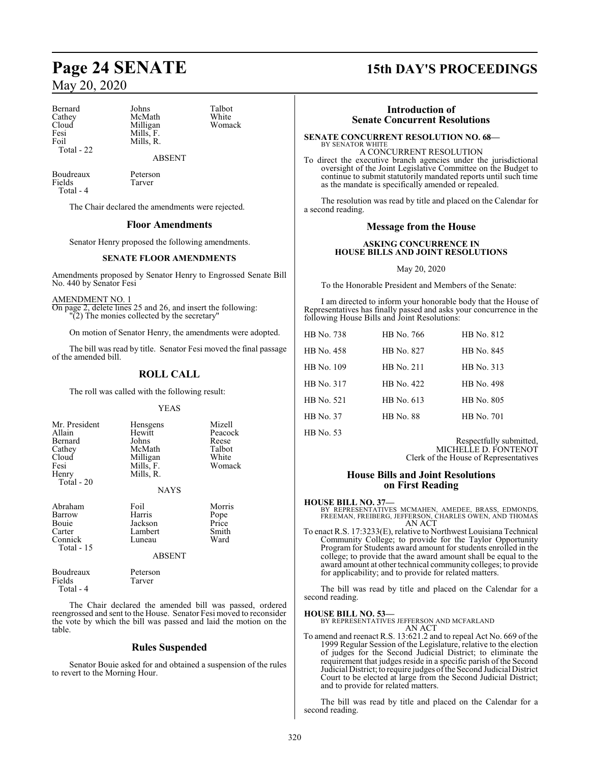| | | |
|---|---|---|
| Bernard | Johns | Talbot |
| Cathey | McMath | White |
| Cloud | Milligan | Womack |
| Fesi | Mills, F. | |
| Foil | Mills, R. | |
| Total - 22 | | |

ABSENT

| | |
|---|---|
| Boudreaux | Peterson |
| Fields | Tarver |
| Total - 4 | |

The Chair declared the amendments were rejected.

## Floor Amendments

Senator Henry proposed the following amendments.

### SENATE FLOOR AMENDMENTS

Amendments proposed by Senator Henry to Engrossed Senate Bill No. 440 by Senator Fesi

AMENDMENT NO. 1
On page 2, delete lines 25 and 26, and insert the following:
"(2) The monies collected by the secretary"

On motion of Senator Henry, the amendments were adopted.

The bill was read by title. Senator Fesi moved the final passage of the amended bill.

## ROLL CALL

The roll was called with the following result:

YEAS

| | | |
|---|---|---|
| Mr. President | Hensgens | Mizell |
| Allain | Hewitt | Peacock |
| Bernard | Johns | Reese |
| Cathey | McMath | Talbot |
| Cloud | Milligan | White |
| Fesi | Mills, F. | Womack |
| Henry | Mills, R. | |
| Total - 20 | | |

NAYS

| | | |
|---|---|---|
| Abraham | Foil | Morris |
| Barrow | Harris | Pope |
| Bouie | Jackson | Price |
| Carter | Lambert | Smith |
| Connick | Luneau | Ward |
| Total - 15 | | |

ABSENT

| | |
|---|---|
| Boudreaux | Peterson |
| Fields | Tarver |
| Total - 4 | |

The Chair declared the amended bill was passed, ordered reengrossed and sent to the House. Senator Fesi moved to reconsider the vote by which the bill was passed and laid the motion on the table.

## Rules Suspended

Senator Bouie asked for and obtained a suspension of the rules to revert to the Morning Hour.

## Introduction of Senate Concurrent Resolutions

**SENATE CONCURRENT RESOLUTION NO. 68—**
BY SENATOR WHITE
A CONCURRENT RESOLUTION
To direct the executive branch agencies under the jurisdictional oversight of the Joint Legislative Committee on the Budget to continue to submit statutorily mandated reports until such time as the mandate is specifically amended or repealed.

The resolution was read by title and placed on the Calendar for a second reading.

## Message from the House

### ASKING CONCURRENCE IN HOUSE BILLS AND JOINT RESOLUTIONS

May 20, 2020

To the Honorable President and Members of the Senate:

I am directed to inform your honorable body that the House of Representatives has finally passed and asks your concurrence in the following House Bills and Joint Resolutions:

| | | |
|---|---|---|
| HB No. 738 | HB No. 766 | HB No. 812 |
| HB No. 458 | HB No. 827 | HB No. 845 |
| HB No. 109 | HB No. 211 | HB No. 313 |
| HB No. 317 | HB No. 422 | HB No. 498 |
| HB No. 521 | HB No. 613 | HB No. 805 |
| HB No. 37 | HB No. 88 | HB No. 701 |
| HB No. 53 | | |

Respectfully submitted,
MICHELLE D. FONTENOT
Clerk of the House of Representatives

## House Bills and Joint Resolutions on First Reading

**HOUSE BILL NO. 37—**
BY REPRESENTATIVES MCMAHEN, AMEDEE, BRASS, EDMONDS, FREEMAN, FREIBERG, JEFFERSON, CHARLES OWEN, AND THOMAS
AN ACT
To enact R.S. 17:3233(E), relative to Northwest Louisiana Technical Community College; to provide for the Taylor Opportunity Program for Students award amount for students enrolled in the college; to provide that the award amount shall be equal to the award amount at other technical community colleges; to provide for applicability; and to provide for related matters.

The bill was read by title and placed on the Calendar for a second reading.

**HOUSE BILL NO. 53—**
BY REPRESENTATIVES JEFFERSON AND MCFARLAND
AN ACT
To amend and reenact R.S. 13:621.2 and to repeal Act No. 669 of the 1999 Regular Session of the Legislature, relative to the election of judges for the Second Judicial District; to eliminate the requirement that judges reside in a specific parish of the Second Judicial District; to require judges of the Second Judicial District Court to be elected at large from the Second Judicial District; and to provide for related matters.

The bill was read by title and placed on the Calendar for a second reading.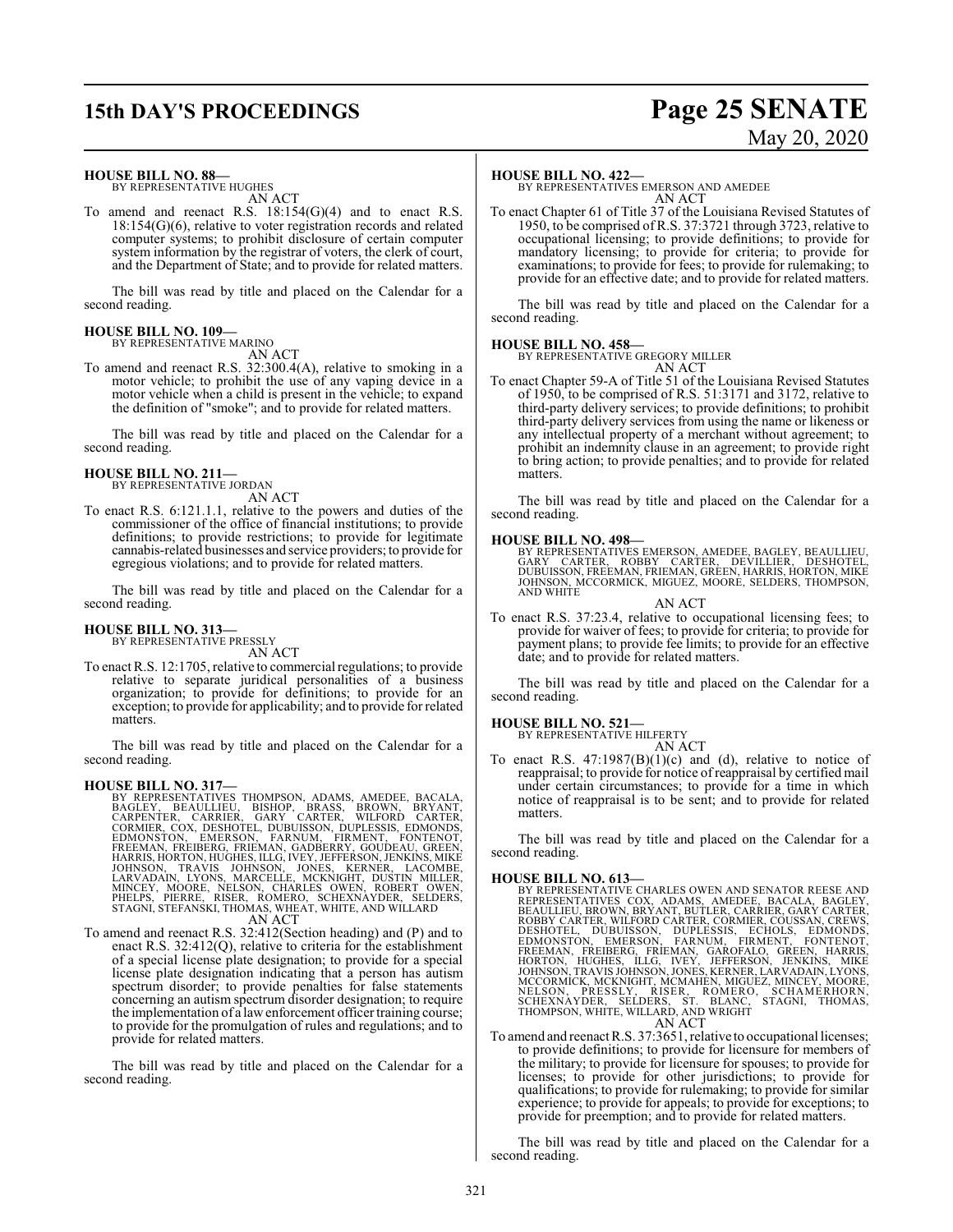**HOUSE BILL NO. 88—**
BY REPRESENTATIVE HUGHES
AN ACT

To amend and reenact R.S. 18:154(G)(4) and to enact R.S. 18:154(G)(6), relative to voter registration records and related computer systems; to prohibit disclosure of certain computer system information by the registrar of voters, the clerk of court, and the Department of State; and to provide for related matters.

The bill was read by title and placed on the Calendar for a second reading.

**HOUSE BILL NO. 109—**
BY REPRESENTATIVE MARINO
AN ACT

To amend and reenact R.S. 32:300.4(A), relative to smoking in a motor vehicle; to prohibit the use of any vaping device in a motor vehicle when a child is present in the vehicle; to expand the definition of "smoke"; and to provide for related matters.

The bill was read by title and placed on the Calendar for a second reading.

**HOUSE BILL NO. 211—**
BY REPRESENTATIVE JORDAN
AN ACT

To enact R.S. 6:121.1.1, relative to the powers and duties of the commissioner of the office of financial institutions; to provide definitions; to provide restrictions; to provide for legitimate cannabis-related businesses and service providers; to provide for egregious violations; and to provide for related matters.

The bill was read by title and placed on the Calendar for a second reading.

**HOUSE BILL NO. 313—**
BY REPRESENTATIVE PRESSLY
AN ACT

To enact R.S. 12:1705, relative to commercial regulations; to provide relative to separate juridical personalities of a business organization; to provide for definitions; to provide for an exception; to provide for applicability; and to provide for related matters.

The bill was read by title and placed on the Calendar for a second reading.

**HOUSE BILL NO. 317—**
BY REPRESENTATIVES THOMPSON, ADAMS, AMEDEE, BACALA, BAGLEY, BEAULLIEU, BISHOP, BRASS, BROWN, BRYANT, CARPENTER, CARRIER, GARY CARTER, WILFORD CARTER, CORMIER, COX, DESHOTEL, DUBUISSON, DUPLESSIS, EDMONDS, EDMONSTON, EMERSON, FARNUM, FIRMENT, FONTENOT, FREEMAN, FREIBERG, FRIEMAN, GADBERRY, GOUDEAU, GREEN, HARRIS, HORTON, HUGHES, ILLG, IVEY, JEFFERSON, JENKINS, MIKE JOHNSON, TRAVIS JOHNSON, JONES, KERNER, LACOMBE, LARVADAIN, LYONS, MARCELLE, MCKNIGHT, DUSTIN MILLER, MINCEY, MOORE, NELSON, CHARLES OWEN, ROBERT OWEN, PHELPS, PIERRE, RISER, ROMERO, SCHEXNAYDER, SELDERS, STAGNI, STEFANSKI, THOMAS, WHEAT, WHITE, AND WILLARD
AN ACT

To amend and reenact R.S. 32:412(Section heading) and (P) and to enact R.S. 32:412(Q), relative to criteria for the establishment of a special license plate designation; to provide for a special license plate designation indicating that a person has autism spectrum disorder; to provide penalties for false statements concerning an autism spectrum disorder designation; to require the implementation of a law enforcement officer training course; to provide for the promulgation of rules and regulations; and to provide for related matters.

The bill was read by title and placed on the Calendar for a second reading.

**HOUSE BILL NO. 422—**
BY REPRESENTATIVES EMERSON AND AMEDEE
AN ACT

To enact Chapter 61 of Title 37 of the Louisiana Revised Statutes of 1950, to be comprised of R.S. 37:3721 through 3723, relative to occupational licensing; to provide definitions; to provide for mandatory licensing; to provide for criteria; to provide for examinations; to provide for fees; to provide for rulemaking; to provide for an effective date; and to provide for related matters.

The bill was read by title and placed on the Calendar for a second reading.

**HOUSE BILL NO. 458—**
BY REPRESENTATIVE GREGORY MILLER
AN ACT

To enact Chapter 59-A of Title 51 of the Louisiana Revised Statutes of 1950, to be comprised of R.S. 51:3171 and 3172, relative to third-party delivery services; to provide definitions; to prohibit third-party delivery services from using the name or likeness or any intellectual property of a merchant without agreement; to prohibit an indemnity clause in an agreement; to provide right to bring action; to provide penalties; and to provide for related matters.

The bill was read by title and placed on the Calendar for a second reading.

**HOUSE BILL NO. 498—**
BY REPRESENTATIVES EMERSON, AMEDEE, BAGLEY, BEAULLIEU, GARY CARTER, ROBBY CARTER, DEVILLIER, DESHOTEL, DUBUISSON, FREEMAN, FRIEMAN, GREEN, HARRIS, HORTON, MIKE JOHNSON, MCCORMICK, MIGUEZ, MOORE, SELDERS, THOMPSON, AND WHITE
AN ACT

To enact R.S. 37:23.4, relative to occupational licensing fees; to provide for waiver of fees; to provide for criteria; to provide for payment plans; to provide fee limits; to provide for an effective date; and to provide for related matters.

The bill was read by title and placed on the Calendar for a second reading.

**HOUSE BILL NO. 521—**
BY REPRESENTATIVE HILFERTY
AN ACT

To enact R.S. 47:1987(B)(1)(c) and (d), relative to notice of reappraisal; to provide for notice of reappraisal by certified mail under certain circumstances; to provide for a time in which notice of reappraisal is to be sent; and to provide for related matters.

The bill was read by title and placed on the Calendar for a second reading.

**HOUSE BILL NO. 613—**
BY REPRESENTATIVE CHARLES OWEN AND SENATOR REESE AND REPRESENTATIVES COX, ADAMS, AMEDEE, BACALA, BAGLEY, BEAULLIEU, BROWN, BRYANT, BUTLER, CARRIER, GARY CARTER, ROBBY CARTER, WILFORD CARTER, CORMIER, COUSSAN, CREWS, DESHOTEL, DUBUISSON, DUPLESSIS, ECHOLS, EDMONDS, EDMONSTON, EMERSON, FARNUM, FIRMENT, FONTENOT, FREEMAN, FREIBERG, FRIEMAN, GAROFALO, GREEN, HARRIS, HORTON, HUGHES, ILLG, IVEY, JEFFERSON, JENKINS, MIKE JOHNSON, TRAVIS JOHNSON, JONES, KERNER, LARVADAIN, LYONS, MCCORMICK, MCKNIGHT, MCMAHEN, MIGUEZ, MINCEY, MOORE, NELSON, PRESSLY, RISER, ROMERO, SCHAMERHORN, SCHEXNAYDER, SELDERS, ST. BLANC, STAGNI, THOMAS, THOMPSON, WHITE, WILLARD, AND WRIGHT
AN ACT

To amend and reenact R.S. 37:3651, relative to occupational licenses; to provide definitions; to provide for licensure for members of the military; to provide for licensure for spouses; to provide for licenses; to provide for other jurisdictions; to provide for qualifications; to provide for rulemaking; to provide for similar experience; to provide for appeals; to provide for exceptions; to provide for preemption; and to provide for related matters.

The bill was read by title and placed on the Calendar for a second reading.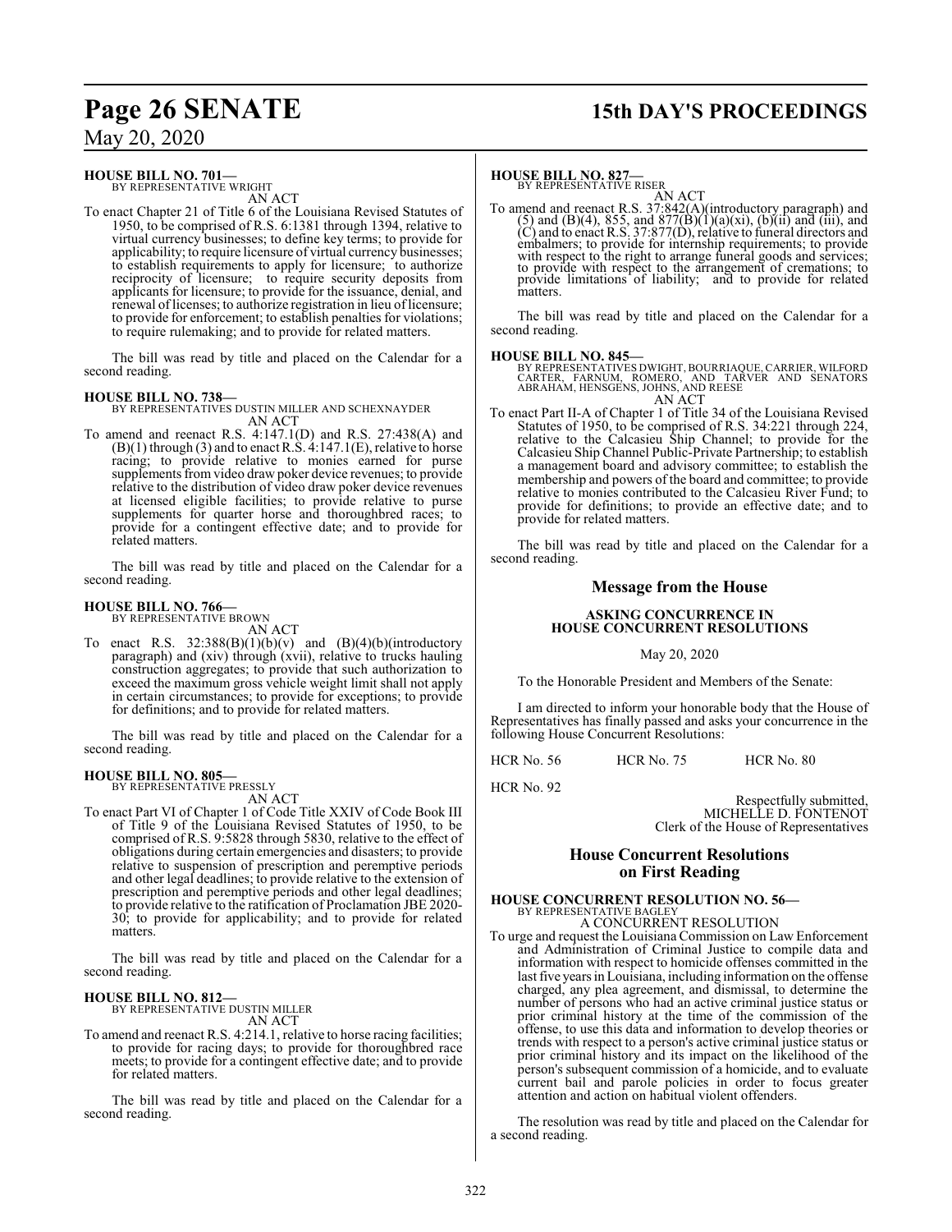**HOUSE BILL NO. 701—**
BY REPRESENTATIVE WRIGHT
AN ACT

To enact Chapter 21 of Title 6 of the Louisiana Revised Statutes of 1950, to be comprised of R.S. 6:1381 through 1394, relative to virtual currency businesses; to define key terms; to provide for applicability; to require licensure of virtual currency businesses; to establish requirements to apply for licensure; to authorize reciprocity of licensure; to require security deposits from applicants for licensure; to provide for the issuance, denial, and renewal of licenses; to authorize registration in lieu of licensure; to provide for enforcement; to establish penalties for violations; to require rulemaking; and to provide for related matters.

The bill was read by title and placed on the Calendar for a second reading.

**HOUSE BILL NO. 738—**
BY REPRESENTATIVES DUSTIN MILLER AND SCHEXNAYDER
AN ACT

To amend and reenact R.S. 4:147.1(D) and R.S. 27:438(A) and (B)(1) through (3) and to enact R.S. 4:147.1(E), relative to horse racing; to provide relative to monies earned for purse supplements from video draw poker device revenues; to provide relative to the distribution of video draw poker device revenues at licensed eligible facilities; to provide relative to purse supplements for quarter horse and thoroughbred races; to provide for a contingent effective date; and to provide for related matters.

The bill was read by title and placed on the Calendar for a second reading.

**HOUSE BILL NO. 766—**
BY REPRESENTATIVE BROWN
AN ACT

To enact R.S. 32:388(B)(1)(b)(v) and (B)(4)(b)(introductory paragraph) and (xiv) through (xvii), relative to trucks hauling construction aggregates; to provide that such authorization to exceed the maximum gross vehicle weight limit shall not apply in certain circumstances; to provide for exceptions; to provide for definitions; and to provide for related matters.

The bill was read by title and placed on the Calendar for a second reading.

**HOUSE BILL NO. 805—**
BY REPRESENTATIVE PRESSLY
AN ACT

To enact Part VI of Chapter 1 of Code Title XXIV of Code Book III of Title 9 of the Louisiana Revised Statutes of 1950, to be comprised of R.S. 9:5828 through 5830, relative to the effect of obligations during certain emergencies and disasters; to provide relative to suspension of prescription and peremptive periods and other legal deadlines; to provide relative to the extension of prescription and peremptive periods and other legal deadlines; to provide relative to the ratification of Proclamation JBE 2020-30; to provide for applicability; and to provide for related matters.

The bill was read by title and placed on the Calendar for a second reading.

**HOUSE BILL NO. 812—**
BY REPRESENTATIVE DUSTIN MILLER
AN ACT

To amend and reenact R.S. 4:214.1, relative to horse racing facilities; to provide for racing days; to provide for thoroughbred race meets; to provide for a contingent effective date; and to provide for related matters.

The bill was read by title and placed on the Calendar for a second reading.

**HOUSE BILL NO. 827—**
BY REPRESENTATIVE RISER
AN ACT

To amend and reenact R.S. 37:842(A)(introductory paragraph) and (5) and (B)(4), 855, and 877(B)(1)(a)(xi), (b)(ii) and (iii), and (C) and to enact R.S. 37:877(D), relative to funeral directors and embalmers; to provide for internship requirements; to provide with respect to the right to arrange funeral goods and services; to provide with respect to the arrangement of cremations; to provide limitations of liability; and to provide for related matters.

The bill was read by title and placed on the Calendar for a second reading.

**HOUSE BILL NO. 845—**
BY REPRESENTATIVES DWIGHT, BOURRIAQUE, CARRIER, WILFORD CARTER, FARNUM, ROMERO, AND TARVER AND SENATORS ABRAHAM, HENSGENS, JOHNS, AND REESE
AN ACT

To enact Part II-A of Chapter 1 of Title 34 of the Louisiana Revised Statutes of 1950, to be comprised of R.S. 34:221 through 224, relative to the Calcasieu Ship Channel; to provide for the Calcasieu Ship Channel Public-Private Partnership; to establish a management board and advisory committee; to establish the membership and powers of the board and committee; to provide relative to monies contributed to the Calcasieu River Fund; to provide for definitions; to provide an effective date; and to provide for related matters.

The bill was read by title and placed on the Calendar for a second reading.

## Message from the House

### ASKING CONCURRENCE IN HOUSE CONCURRENT RESOLUTIONS

May 20, 2020

To the Honorable President and Members of the Senate:

I am directed to inform your honorable body that the House of Representatives has finally passed and asks your concurrence in the following House Concurrent Resolutions:

HCR No. 56 HCR No. 75 HCR No. 80

HCR No. 92

Respectfully submitted,
MICHELLE D. FONTENOT
Clerk of the House of Representatives

## House Concurrent Resolutions on First Reading

**HOUSE CONCURRENT RESOLUTION NO. 56—**
BY REPRESENTATIVE BAGLEY
A CONCURRENT RESOLUTION

To urge and request the Louisiana Commission on Law Enforcement and Administration of Criminal Justice to compile data and information with respect to homicide offenses committed in the last five years in Louisiana, including information on the offense charged, any plea agreement, and dismissal, to determine the number of persons who had an active criminal justice status or prior criminal history at the time of the commission of the offense, to use this data and information to develop theories or trends with respect to a person's active criminal justice status or prior criminal history and its impact on the likelihood of the person's subsequent commission of a homicide, and to evaluate current bail and parole policies in order to focus greater attention and action on habitual violent offenders.

The resolution was read by title and placed on the Calendar for a second reading.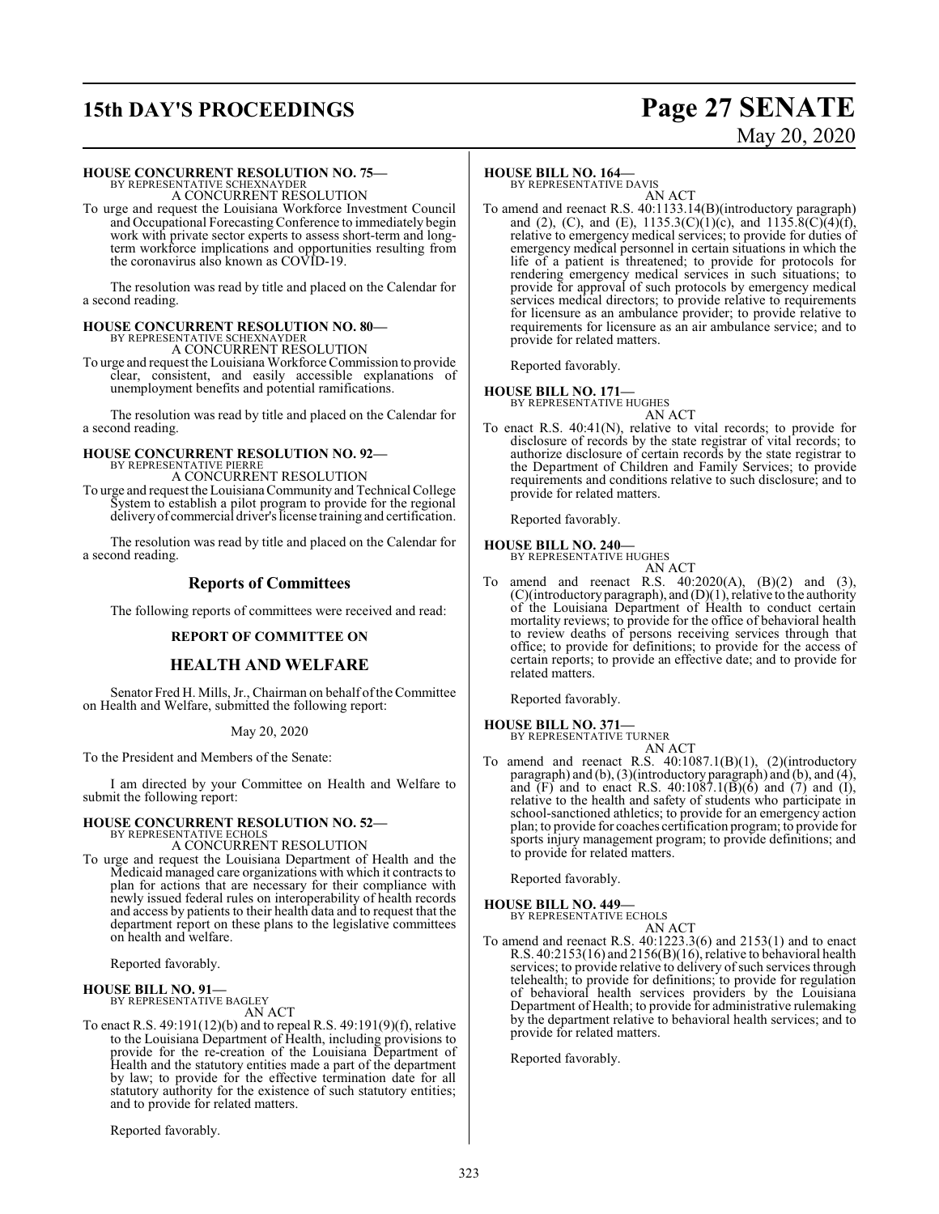**HOUSE CONCURRENT RESOLUTION NO. 75—**
BY REPRESENTATIVE SCHEXNAYDER
A CONCURRENT RESOLUTION

To urge and request the Louisiana Workforce Investment Council and Occupational Forecasting Conference to immediately begin work with private sector experts to assess short-term and long-term workforce implications and opportunities resulting from the coronavirus also known as COVID-19.

The resolution was read by title and placed on the Calendar for a second reading.

**HOUSE CONCURRENT RESOLUTION NO. 80—**
BY REPRESENTATIVE SCHEXNAYDER
A CONCURRENT RESOLUTION

To urge and request the Louisiana Workforce Commission to provide clear, consistent, and easily accessible explanations of unemployment benefits and potential ramifications.

The resolution was read by title and placed on the Calendar for a second reading.

**HOUSE CONCURRENT RESOLUTION NO. 92—**
BY REPRESENTATIVE PIERRE
A CONCURRENT RESOLUTION

To urge and request the Louisiana Community and Technical College System to establish a pilot program to provide for the regional delivery of commercial driver's license training and certification.

The resolution was read by title and placed on the Calendar for a second reading.

## Reports of Committees

The following reports of committees were received and read:

**REPORT OF COMMITTEE ON**

## HEALTH AND WELFARE

Senator Fred H. Mills, Jr., Chairman on behalf of the Committee on Health and Welfare, submitted the following report:

May 20, 2020

To the President and Members of the Senate:

I am directed by your Committee on Health and Welfare to submit the following report:

**HOUSE CONCURRENT RESOLUTION NO. 52—**
BY REPRESENTATIVE ECHOLS
A CONCURRENT RESOLUTION

To urge and request the Louisiana Department of Health and the Medicaid managed care organizations with which it contracts to plan for actions that are necessary for their compliance with newly issued federal rules on interoperability of health records and access by patients to their health data and to request that the department report on these plans to the legislative committees on health and welfare.

Reported favorably.

**HOUSE BILL NO. 91—**
BY REPRESENTATIVE BAGLEY
AN ACT

To enact R.S. 49:191(12)(b) and to repeal R.S. 49:191(9)(f), relative to the Louisiana Department of Health, including provisions to provide for the re-creation of the Louisiana Department of Health and the statutory entities made a part of the department by law; to provide for the effective termination date for all statutory authority for the existence of such statutory entities; and to provide for related matters.

Reported favorably.

**HOUSE BILL NO. 164—**
BY REPRESENTATIVE DAVIS
AN ACT

To amend and reenact R.S. 40:1133.14(B)(introductory paragraph) and (2), (C), and (E), 1135.3(C)(1)(c), and 1135.8(C)(4)(f), relative to emergency medical services; to provide for duties of emergency medical personnel in certain situations in which the life of a patient is threatened; to provide for protocols for rendering emergency medical services in such situations; to provide for approval of such protocols by emergency medical services medical directors; to provide relative to requirements for licensure as an ambulance provider; to provide relative to requirements for licensure as an air ambulance service; and to provide for related matters.

Reported favorably.

**HOUSE BILL NO. 171—**
BY REPRESENTATIVE HUGHES
AN ACT

To enact R.S. 40:41(N), relative to vital records; to provide for disclosure of records by the state registrar of vital records; to authorize disclosure of certain records by the state registrar to the Department of Children and Family Services; to provide requirements and conditions relative to such disclosure; and to provide for related matters.

Reported favorably.

**HOUSE BILL NO. 240—**
BY REPRESENTATIVE HUGHES
AN ACT

To amend and reenact R.S. 40:2020(A), (B)(2) and (3), (C)(introductory paragraph), and (D)(1), relative to the authority of the Louisiana Department of Health to conduct certain mortality reviews; to provide for the office of behavioral health to review deaths of persons receiving services through that office; to provide for definitions; to provide for the access of certain reports; to provide an effective date; and to provide for related matters.

Reported favorably.

**HOUSE BILL NO. 371—**
BY REPRESENTATIVE TURNER
AN ACT

To amend and reenact R.S. 40:1087.1(B)(1), (2)(introductory paragraph) and (b), (3)(introductory paragraph) and (b), and (4), and (F) and to enact R.S. 40:1087.1(B)(6) and (7) and (I), relative to the health and safety of students who participate in school-sanctioned athletics; to provide for an emergency action plan; to provide for coaches certification program; to provide for sports injury management program; to provide definitions; and to provide for related matters.

Reported favorably.

**HOUSE BILL NO. 449—**
BY REPRESENTATIVE ECHOLS
AN ACT

To amend and reenact R.S. 40:1223.3(6) and 2153(1) and to enact R.S. 40:2153(16) and 2156(B)(16), relative to behavioral health services; to provide relative to delivery of such services through telehealth; to provide for definitions; to provide for regulation of behavioral health services providers by the Louisiana Department of Health; to provide for administrative rulemaking by the department relative to behavioral health services; and to provide for related matters.

Reported favorably.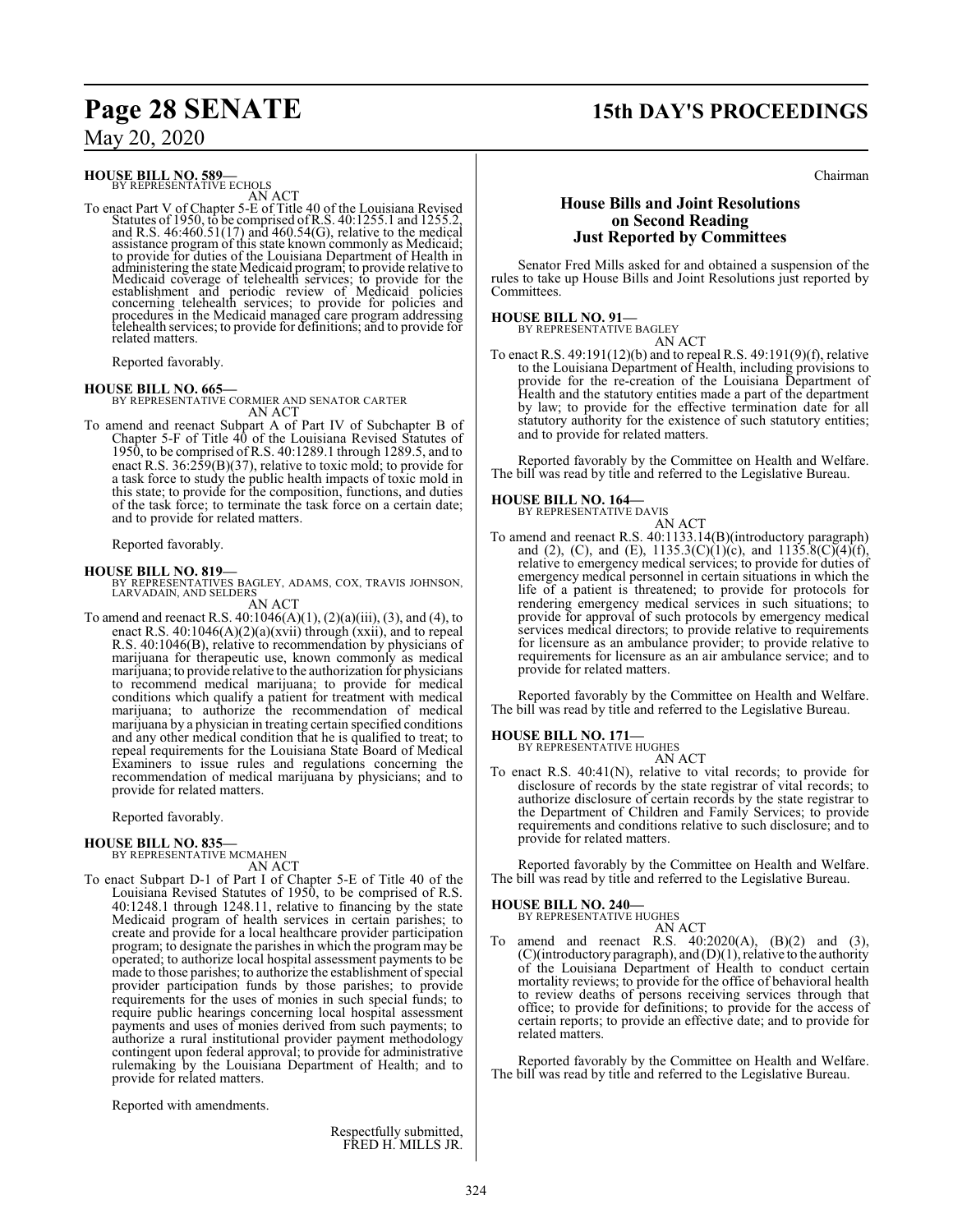**HOUSE BILL NO. 589—**
BY REPRESENTATIVE ECHOLS
AN ACT

To enact Part V of Chapter 5-E of Title 40 of the Louisiana Revised Statutes of 1950, to be comprised of R.S. 40:1255.1 and 1255.2, and R.S. 46:460.51(17) and 460.54(G), relative to the medical assistance program of this state known commonly as Medicaid; to provide for duties of the Louisiana Department of Health in administering the state Medicaid program; to provide relative to Medicaid coverage of telehealth services; to provide for the establishment and periodic review of Medicaid policies concerning telehealth services; to provide for policies and procedures in the Medicaid managed care program addressing telehealth services; to provide for definitions; and to provide for related matters.

Reported favorably.

**HOUSE BILL NO. 665—**
BY REPRESENTATIVE CORMIER AND SENATOR CARTER
AN ACT

To amend and reenact Subpart A of Part IV of Subchapter B of Chapter 5-F of Title 40 of the Louisiana Revised Statutes of 1950, to be comprised of R.S. 40:1289.1 through 1289.5, and to enact R.S. 36:259(B)(37), relative to toxic mold; to provide for a task force to study the public health impacts of toxic mold in this state; to provide for the composition, functions, and duties of the task force; to terminate the task force on a certain date; and to provide for related matters.

Reported favorably.

**HOUSE BILL NO. 819—**
BY REPRESENTATIVES BAGLEY, ADAMS, COX, TRAVIS JOHNSON, LARVADAIN, AND SELDERS
AN ACT

To amend and reenact R.S. 40:1046(A)(1), (2)(a)(iii), (3), and (4), to enact R.S. 40:1046(A)(2)(a)(xvii) through (xxii), and to repeal R.S. 40:1046(B), relative to recommendation by physicians of marijuana for therapeutic use, known commonly as medical marijuana; to provide relative to the authorization for physicians to recommend medical marijuana; to provide for medical conditions which qualify a patient for treatment with medical marijuana; to authorize the recommendation of medical marijuana by a physician in treating certain specified conditions and any other medical condition that he is qualified to treat; to repeal requirements for the Louisiana State Board of Medical Examiners to issue rules and regulations concerning the recommendation of medical marijuana by physicians; and to provide for related matters.

Reported favorably.

**HOUSE BILL NO. 835—**
BY REPRESENTATIVE MCMAHEN
AN ACT

To enact Subpart D-1 of Part I of Chapter 5-E of Title 40 of the Louisiana Revised Statutes of 1950, to be comprised of R.S. 40:1248.1 through 1248.11, relative to financing by the state Medicaid program of health services in certain parishes; to create and provide for a local healthcare provider participation program; to designate the parishes in which the program may be operated; to authorize local hospital assessment payments to be made to those parishes; to authorize the establishment of special provider participation funds by those parishes; to provide requirements for the uses of monies in such special funds; to require public hearings concerning local hospital assessment payments and uses of monies derived from such payments; to authorize a rural institutional provider payment methodology contingent upon federal approval; to provide for administrative rulemaking by the Louisiana Department of Health; and to provide for related matters.

Reported with amendments.

Respectfully submitted,
FRED H. MILLS JR.
Chairman

## House Bills and Joint Resolutions on Second Reading Just Reported by Committees

Senator Fred Mills asked for and obtained a suspension of the rules to take up House Bills and Joint Resolutions just reported by Committees.

**HOUSE BILL NO. 91—**
BY REPRESENTATIVE BAGLEY
AN ACT

To enact R.S. 49:191(12)(b) and to repeal R.S. 49:191(9)(f), relative to the Louisiana Department of Health, including provisions to provide for the re-creation of the Louisiana Department of Health and the statutory entities made a part of the department by law; to provide for the effective termination date for all statutory authority for the existence of such statutory entities; and to provide for related matters.

Reported favorably by the Committee on Health and Welfare. The bill was read by title and referred to the Legislative Bureau.

**HOUSE BILL NO. 164—**
BY REPRESENTATIVE DAVIS
AN ACT

To amend and reenact R.S. 40:1133.14(B)(introductory paragraph) and (2), (C), and (E), 1135.3(C)(1)(c), and 1135.8(C)(4)(f), relative to emergency medical services; to provide for duties of emergency medical personnel in certain situations in which the life of a patient is threatened; to provide for protocols for rendering emergency medical services in such situations; to provide for approval of such protocols by emergency medical services medical directors; to provide relative to requirements for licensure as an ambulance provider; to provide relative to requirements for licensure as an air ambulance service; and to provide for related matters.

Reported favorably by the Committee on Health and Welfare. The bill was read by title and referred to the Legislative Bureau.

**HOUSE BILL NO. 171—**
BY REPRESENTATIVE HUGHES
AN ACT

To enact R.S. 40:41(N), relative to vital records; to provide for disclosure of records by the state registrar of vital records; to authorize disclosure of certain records by the state registrar to the Department of Children and Family Services; to provide requirements and conditions relative to such disclosure; and to provide for related matters.

Reported favorably by the Committee on Health and Welfare. The bill was read by title and referred to the Legislative Bureau.

**HOUSE BILL NO. 240—**
BY REPRESENTATIVE HUGHES
AN ACT

To amend and reenact R.S. 40:2020(A), (B)(2) and (3), (C)(introductory paragraph), and (D)(1), relative to the authority of the Louisiana Department of Health to conduct certain mortality reviews; to provide for the office of behavioral health to review deaths of persons receiving services through that office; to provide for definitions; to provide for the access of certain reports; to provide an effective date; and to provide for related matters.

Reported favorably by the Committee on Health and Welfare. The bill was read by title and referred to the Legislative Bureau.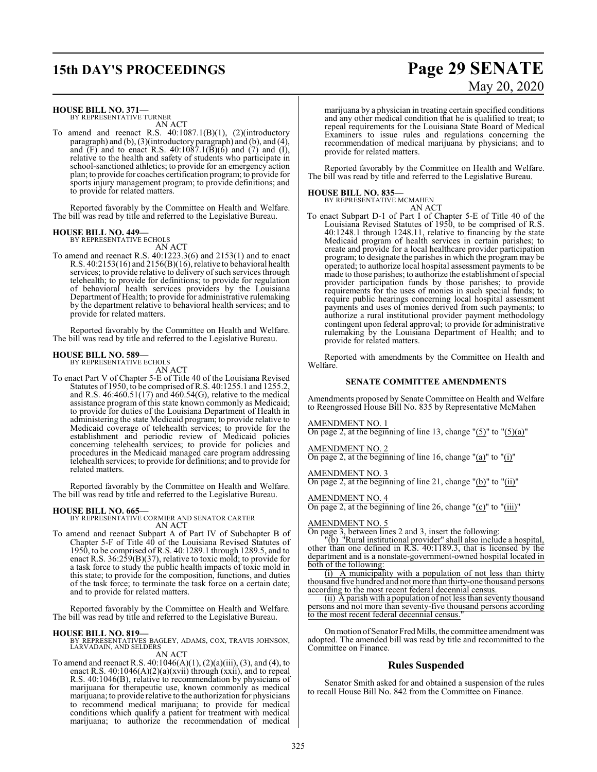**HOUSE BILL NO. 371—**
BY REPRESENTATIVE TURNER

AN ACT

To amend and reenact R.S. 40:1087.1(B)(1), (2)(introductory paragraph) and (b), (3)(introductory paragraph) and (b), and (4), and (F) and to enact R.S. 40:1087.1(B)(6) and (7) and (I), relative to the health and safety of students who participate in school-sanctioned athletics; to provide for an emergency action plan; to provide for coaches certification program; to provide for sports injury management program; to provide definitions; and to provide for related matters.

Reported favorably by the Committee on Health and Welfare. The bill was read by title and referred to the Legislative Bureau.

**HOUSE BILL NO. 449—**
BY REPRESENTATIVE ECHOLS

AN ACT

To amend and reenact R.S. 40:1223.3(6) and 2153(1) and to enact R.S. 40:2153(16) and 2156(B)(16), relative to behavioral health services; to provide relative to delivery of such services through telehealth; to provide for definitions; to provide for regulation of behavioral health services providers by the Louisiana Department of Health; to provide for administrative rulemaking by the department relative to behavioral health services; and to provide for related matters.

Reported favorably by the Committee on Health and Welfare. The bill was read by title and referred to the Legislative Bureau.

**HOUSE BILL NO. 589—**
BY REPRESENTATIVE ECHOLS

AN ACT

To enact Part V of Chapter 5-E of Title 40 of the Louisiana Revised Statutes of 1950, to be comprised of R.S. 40:1255.1 and 1255.2, and R.S. 46:460.51(17) and 460.54(G), relative to the medical assistance program of this state known commonly as Medicaid; to provide for duties of the Louisiana Department of Health in administering the state Medicaid program; to provide relative to Medicaid coverage of telehealth services; to provide for the establishment and periodic review of Medicaid policies concerning telehealth services; to provide for policies and procedures in the Medicaid managed care program addressing telehealth services; to provide for definitions; and to provide for related matters.

Reported favorably by the Committee on Health and Welfare. The bill was read by title and referred to the Legislative Bureau.

**HOUSE BILL NO. 665—**
BY REPRESENTATIVE CORMIER AND SENATOR CARTER

AN ACT

To amend and reenact Subpart A of Part IV of Subchapter B of Chapter 5-F of Title 40 of the Louisiana Revised Statutes of 1950, to be comprised of R.S. 40:1289.1 through 1289.5, and to enact R.S. 36:259(B)(37), relative to toxic mold; to provide for a task force to study the public health impacts of toxic mold in this state; to provide for the composition, functions, and duties of the task force; to terminate the task force on a certain date; and to provide for related matters.

Reported favorably by the Committee on Health and Welfare. The bill was read by title and referred to the Legislative Bureau.

**HOUSE BILL NO. 819—**
BY REPRESENTATIVES BAGLEY, ADAMS, COX, TRAVIS JOHNSON, LARVADAIN, AND SELDERS

AN ACT

To amend and reenact R.S. 40:1046(A)(1), (2)(a)(iii), (3), and (4), to enact R.S. 40:1046(A)(2)(a)(xvii) through (xxii), and to repeal R.S. 40:1046(B), relative to recommendation by physicians of marijuana for therapeutic use, known commonly as medical marijuana; to provide relative to the authorization for physicians to recommend medical marijuana; to provide for medical conditions which qualify a patient for treatment with medical marijuana; to authorize the recommendation of medical marijuana by a physician in treating certain specified conditions and any other medical condition that he is qualified to treat; to repeal requirements for the Louisiana State Board of Medical Examiners to issue rules and regulations concerning the recommendation of medical marijuana by physicians; and to provide for related matters.

Reported favorably by the Committee on Health and Welfare. The bill was read by title and referred to the Legislative Bureau.

**HOUSE BILL NO. 835—**
BY REPRESENTATIVE MCMAHEN

AN ACT

To enact Subpart D-1 of Part I of Chapter 5-E of Title 40 of the Louisiana Revised Statutes of 1950, to be comprised of R.S. 40:1248.1 through 1248.11, relative to financing by the state Medicaid program of health services in certain parishes; to create and provide for a local healthcare provider participation program; to designate the parishes in which the program may be operated; to authorize local hospital assessment payments to be made to those parishes; to authorize the establishment of special provider participation funds by those parishes; to provide requirements for the uses of monies in such special funds; to require public hearings concerning local hospital assessment payments and uses of monies derived from such payments; to authorize a rural institutional provider payment methodology contingent upon federal approval; to provide for administrative rulemaking by the Louisiana Department of Health; and to provide for related matters.

Reported with amendments by the Committee on Health and Welfare.

**SENATE COMMITTEE AMENDMENTS**

Amendments proposed by Senate Committee on Health and Welfare to Reengrossed House Bill No. 835 by Representative McMahen

AMENDMENT NO. 1
On page 2, at the beginning of line 13, change "(5)" to "(5)(a)"

AMENDMENT NO. 2
On page 2, at the beginning of line 16, change "(a)" to "(i)"

AMENDMENT NO. 3
On page 2, at the beginning of line 21, change "(b)" to "(ii)"

AMENDMENT NO. 4
On page 2, at the beginning of line 26, change "(c)" to "(iii)"

AMENDMENT NO. 5
On page 3, between lines 2 and 3, insert the following:

"(b) "Rural institutional provider" shall also include a hospital, other than one defined in R.S. 40:1189.3, that is licensed by the department and is a nonstate-government-owned hospital located in both of the following:

(i) A municipality with a population of not less than thirty thousand five hundred and not more than thirty-one thousand persons according to the most recent federal decennial census.

(ii) A parish with a population of not less than seventy thousand persons and not more than seventy-five thousand persons according to the most recent federal decennial census."

On motion of Senator Fred Mills, the committee amendment was adopted. The amended bill was read by title and recommitted to the Committee on Finance.

## Rules Suspended

Senator Smith asked for and obtained a suspension of the rules to recall House Bill No. 842 from the Committee on Finance.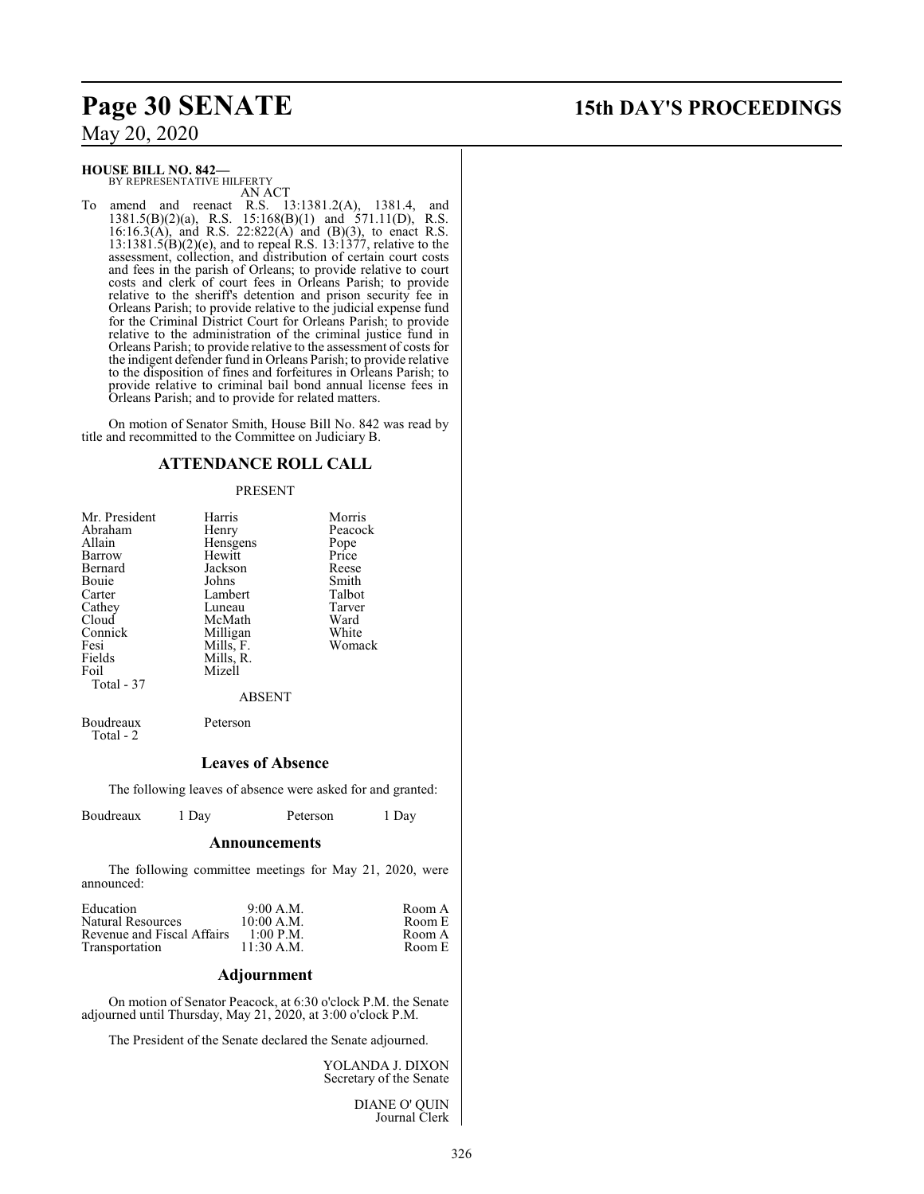**HOUSE BILL NO. 842—**
BY REPRESENTATIVE HILFERTY

AN ACT

To amend and reenact R.S. 13:1381.2(A), 1381.4, and 1381.5(B)(2)(a), R.S. 15:168(B)(1) and 571.11(D), R.S. 16:16.3(A), and R.S. 22:822(A) and (B)(3), to enact R.S. 13:1381.5(B)(2)(e), and to repeal R.S. 13:1377, relative to the assessment, collection, and distribution of certain court costs and fees in the parish of Orleans; to provide relative to court costs and clerk of court fees in Orleans Parish; to provide relative to the sheriff's detention and prison security fee in Orleans Parish; to provide relative to the judicial expense fund for the Criminal District Court for Orleans Parish; to provide relative to the administration of the criminal justice fund in Orleans Parish; to provide relative to the assessment of costs for the indigent defender fund in Orleans Parish; to provide relative to the disposition of fines and forfeitures in Orleans Parish; to provide relative to criminal bail bond annual license fees in Orleans Parish; and to provide for related matters.

On motion of Senator Smith, House Bill No. 842 was read by title and recommitted to the Committee on Judiciary B.

## ATTENDANCE ROLL CALL

PRESENT

| | | |
|---|---|---|
| Mr. President | Harris | Morris |
| Abraham | Henry | Peacock |
| Allain | Hensgens | Pope |
| Barrow | Hewitt | Price |
| Bernard | Jackson | Reese |
| Bouie | Johns | Smith |
| Carter | Lambert | Talbot |
| Cathey | Luneau | Tarver |
| Cloud | McMath | Ward |
| Connick | Milligan | White |
| Fesi | Mills, F. | Womack |
| Fields | Mills, R. | |
| Foil | Mizell | |

Total - 37

ABSENT

| | |
|---|---|
| Boudreaux | Peterson |

Total - 2

## Leaves of Absence

The following leaves of absence were asked for and granted:

| | | | |
|---|---|---|---|
| Boudreaux | 1 Day | Peterson | 1 Day |

## Announcements

The following committee meetings for May 21, 2020, were announced:

| | | |
|---|---|---|
| Education | 9:00 A.M. | Room A |
| Natural Resources | 10:00 A.M. | Room E |
| Revenue and Fiscal Affairs | 1:00 P.M. | Room A |
| Transportation | 11:30 A.M. | Room E |

## Adjournment

On motion of Senator Peacock, at 6:30 o'clock P.M. the Senate adjourned until Thursday, May 21, 2020, at 3:00 o'clock P.M.

The President of the Senate declared the Senate adjourned.

YOLANDA J. DIXON
Secretary of the Senate

DIANE O' QUIN
Journal Clerk